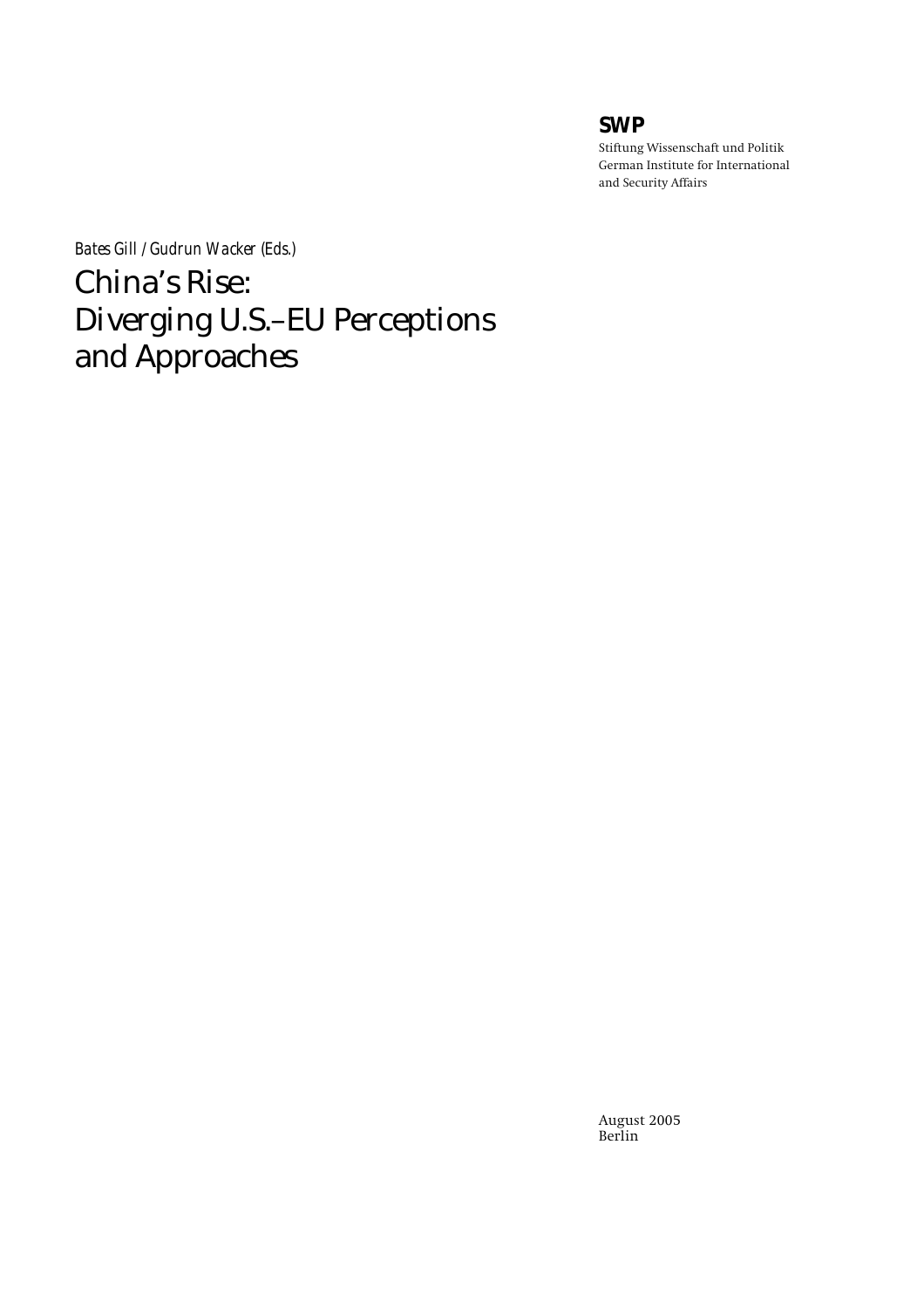**SWP**

Stiftung Wissenschaft und Politik
German Institute for International and Security Affairs

*Bates Gill / Gudrun Wacker (Eds.)*

# China's Rise: Diverging U.S.–EU Perceptions and Approaches

August 2005
Berlin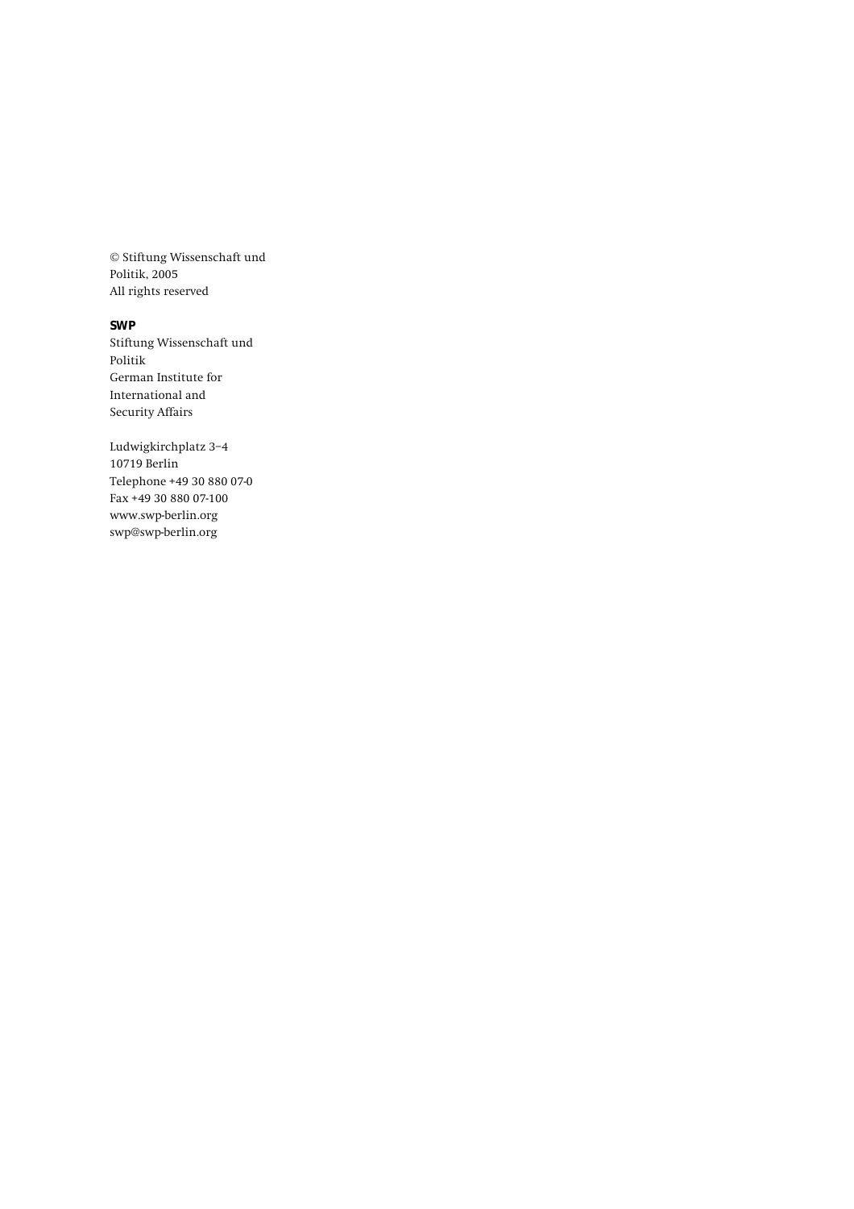© Stiftung Wissenschaft und Politik, 2005
All rights reserved

**SWP**
Stiftung Wissenschaft und Politik
German Institute for International and Security Affairs

Ludwigkirchplatz 3−4
10719 Berlin
Telephone +49 30 880 07-0
Fax +49 30 880 07-100
www.swp-berlin.org
swp@swp-berlin.org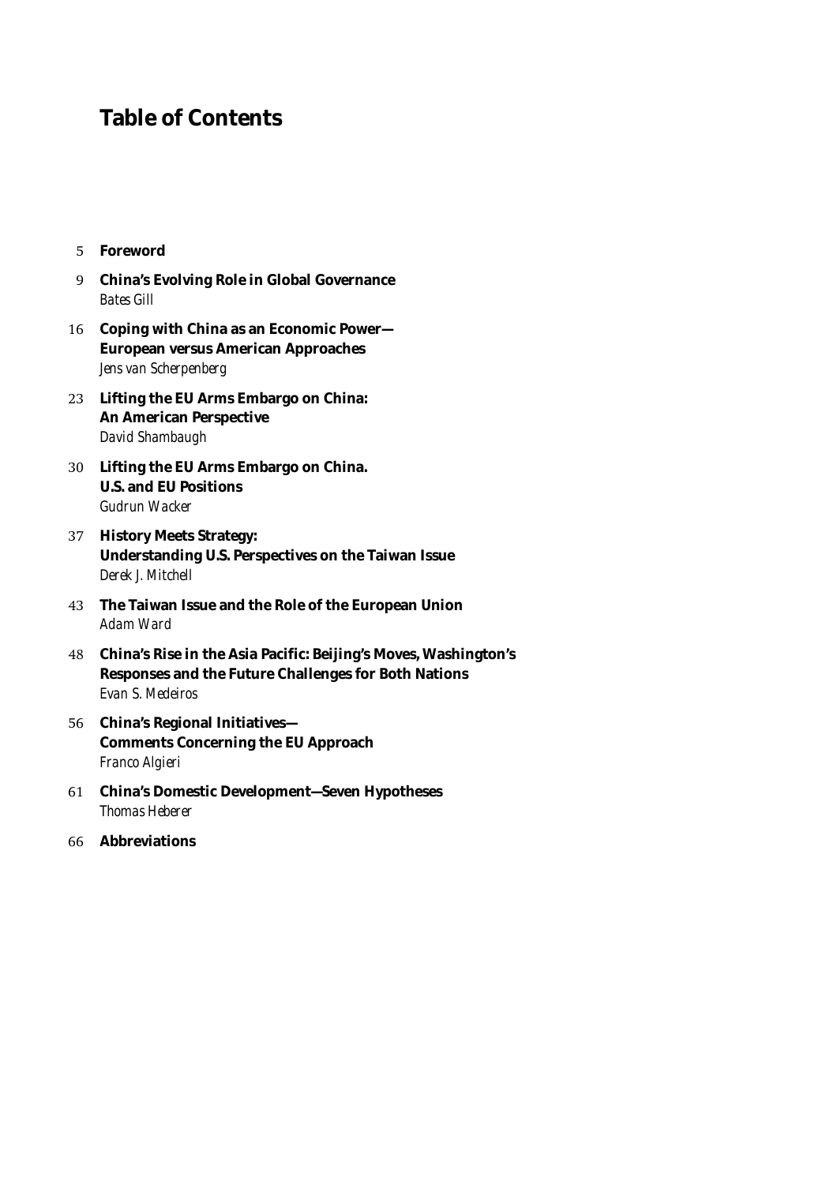# Table of Contents

5 **Foreword**

9 **China's Evolving Role in Global Governance**
*Bates Gill*

16 **Coping with China as an Economic Power— European versus American Approaches**
*Jens van Scherpenberg*

23 **Lifting the EU Arms Embargo on China: An American Perspective**
*David Shambaugh*

30 **Lifting the EU Arms Embargo on China. U.S. and EU Positions**
*Gudrun Wacker*

37 **History Meets Strategy: Understanding U.S. Perspectives on the Taiwan Issue**
*Derek J. Mitchell*

43 **The Taiwan Issue and the Role of the European Union**
*Adam Ward*

48 **China's Rise in the Asia Pacific: Beijing's Moves, Washington's Responses and the Future Challenges for Both Nations**
*Evan S. Medeiros*

56 **China's Regional Initiatives— Comments Concerning the EU Approach**
*Franco Algieri*

61 **China's Domestic Development—Seven Hypotheses**
*Thomas Heberer*

66 **Abbreviations**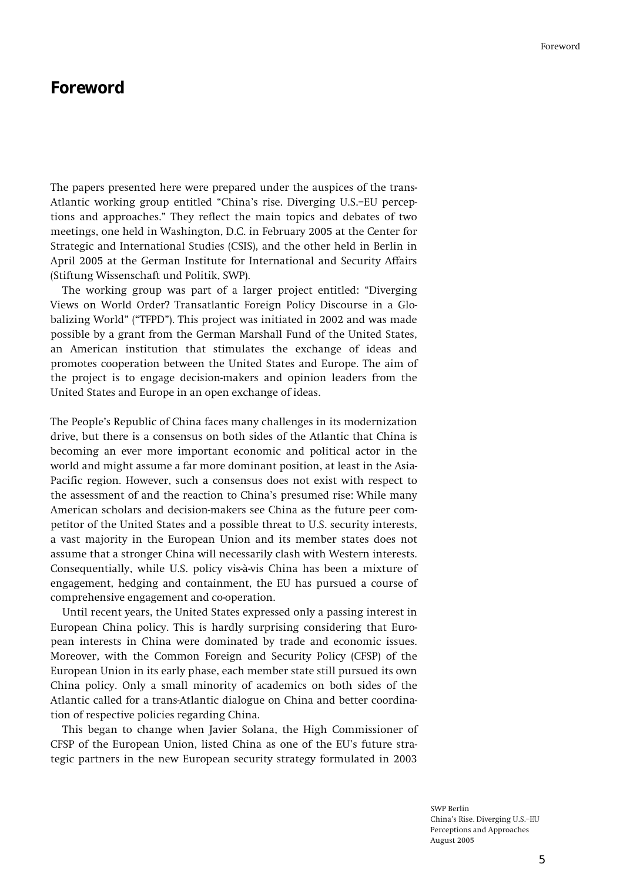# Foreword

The papers presented here were prepared under the auspices of the trans-Atlantic working group entitled "China's rise. Diverging U.S.–EU perceptions and approaches." They reflect the main topics and debates of two meetings, one held in Washington, D.C. in February 2005 at the Center for Strategic and International Studies (CSIS), and the other held in Berlin in April 2005 at the German Institute for International and Security Affairs (Stiftung Wissenschaft und Politik, SWP).

The working group was part of a larger project entitled: "Diverging Views on World Order? Transatlantic Foreign Policy Discourse in a Globalizing World" ("TFPD"). This project was initiated in 2002 and was made possible by a grant from the German Marshall Fund of the United States, an American institution that stimulates the exchange of ideas and promotes cooperation between the United States and Europe. The aim of the project is to engage decision-makers and opinion leaders from the United States and Europe in an open exchange of ideas.

The People's Republic of China faces many challenges in its modernization drive, but there is a consensus on both sides of the Atlantic that China is becoming an ever more important economic and political actor in the world and might assume a far more dominant position, at least in the Asia-Pacific region. However, such a consensus does not exist with respect to the assessment of and the reaction to China's presumed rise: While many American scholars and decision-makers see China as the future peer competitor of the United States and a possible threat to U.S. security interests, a vast majority in the European Union and its member states does not assume that a stronger China will necessarily clash with Western interests. Consequentially, while U.S. policy vis-à-vis China has been a mixture of engagement, hedging and containment, the EU has pursued a course of comprehensive engagement and co-operation.

Until recent years, the United States expressed only a passing interest in European China policy. This is hardly surprising considering that European interests in China were dominated by trade and economic issues. Moreover, with the Common Foreign and Security Policy (CFSP) of the European Union in its early phase, each member state still pursued its own China policy. Only a small minority of academics on both sides of the Atlantic called for a trans-Atlantic dialogue on China and better coordination of respective policies regarding China.

This began to change when Javier Solana, the High Commissioner of CFSP of the European Union, listed China as one of the EU's future strategic partners in the new European security strategy formulated in 2003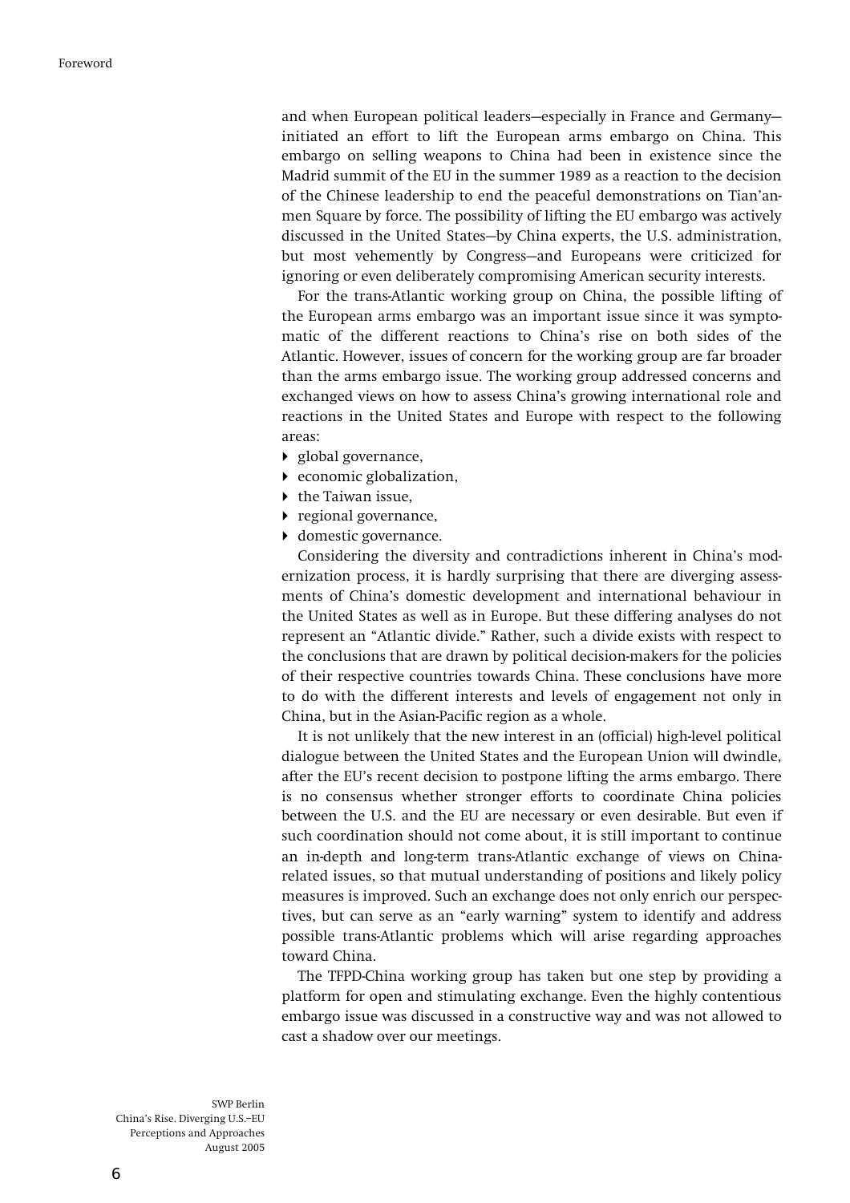and when European political leaders—especially in France and Germany—initiated an effort to lift the European arms embargo on China. This embargo on selling weapons to China had been in existence since the Madrid summit of the EU in the summer 1989 as a reaction to the decision of the Chinese leadership to end the peaceful demonstrations on Tian'anmen Square by force. The possibility of lifting the EU embargo was actively discussed in the United States—by China experts, the U.S. administration, but most vehemently by Congress—and Europeans were criticized for ignoring or even deliberately compromising American security interests.

For the trans-Atlantic working group on China, the possible lifting of the European arms embargo was an important issue since it was symptomatic of the different reactions to China's rise on both sides of the Atlantic. However, issues of concern for the working group are far broader than the arms embargo issue. The working group addressed concerns and exchanged views on how to assess China's growing international role and reactions in the United States and Europe with respect to the following areas:

- global governance,
- economic globalization,
- the Taiwan issue,
- regional governance,
- domestic governance.

Considering the diversity and contradictions inherent in China's modernization process, it is hardly surprising that there are diverging assessments of China's domestic development and international behaviour in the United States as well as in Europe. But these differing analyses do not represent an "Atlantic divide." Rather, such a divide exists with respect to the conclusions that are drawn by political decision-makers for the policies of their respective countries towards China. These conclusions have more to do with the different interests and levels of engagement not only in China, but in the Asian-Pacific region as a whole.

It is not unlikely that the new interest in an (official) high-level political dialogue between the United States and the European Union will dwindle, after the EU's recent decision to postpone lifting the arms embargo. There is no consensus whether stronger efforts to coordinate China policies between the U.S. and the EU are necessary or even desirable. But even if such coordination should not come about, it is still important to continue an in-depth and long-term trans-Atlantic exchange of views on China-related issues, so that mutual understanding of positions and likely policy measures is improved. Such an exchange does not only enrich our perspectives, but can serve as an "early warning" system to identify and address possible trans-Atlantic problems which will arise regarding approaches toward China.

The TFPD-China working group has taken but one step by providing a platform for open and stimulating exchange. Even the highly contentious embargo issue was discussed in a constructive way and was not allowed to cast a shadow over our meetings.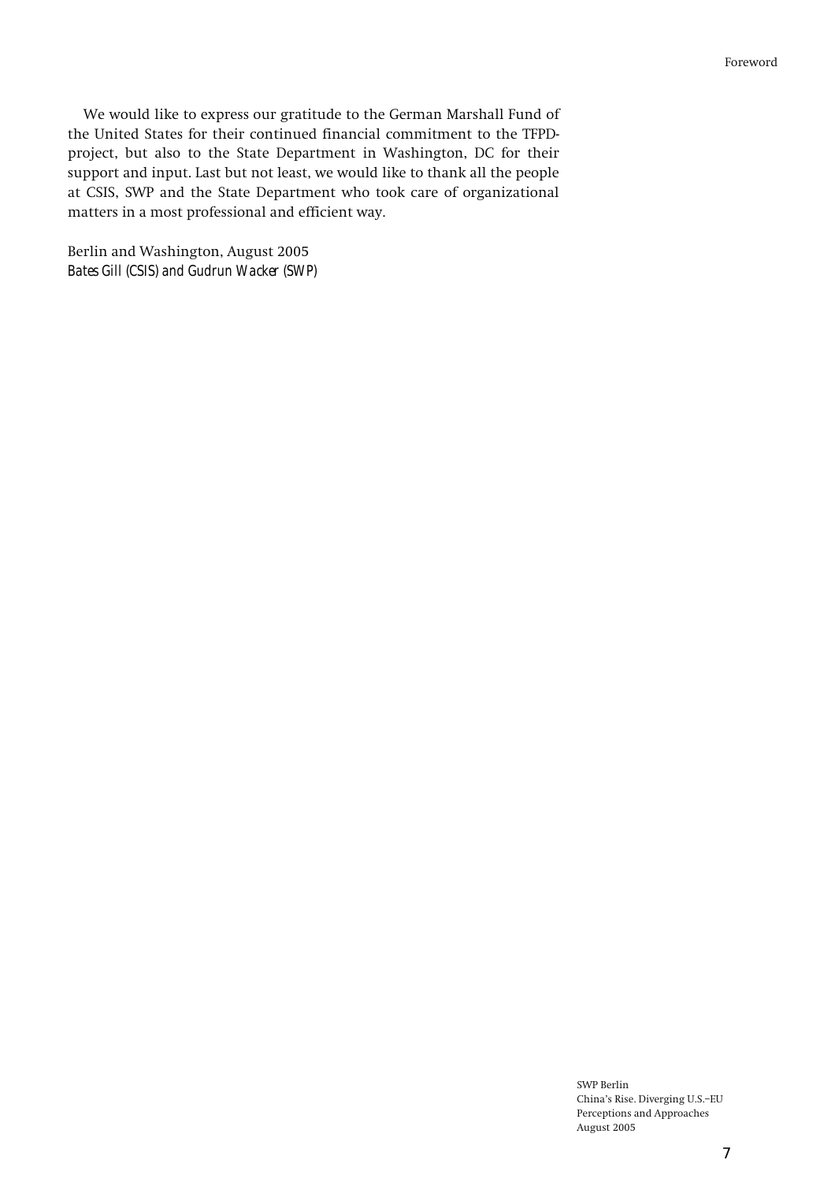We would like to express our gratitude to the German Marshall Fund of the United States for their continued financial commitment to the TFPD-project, but also to the State Department in Washington, DC for their support and input. Last but not least, we would like to thank all the people at CSIS, SWP and the State Department who took care of organizational matters in a most professional and efficient way.

Berlin and Washington, August 2005
*Bates Gill (CSIS) and Gudrun Wacker (SWP)*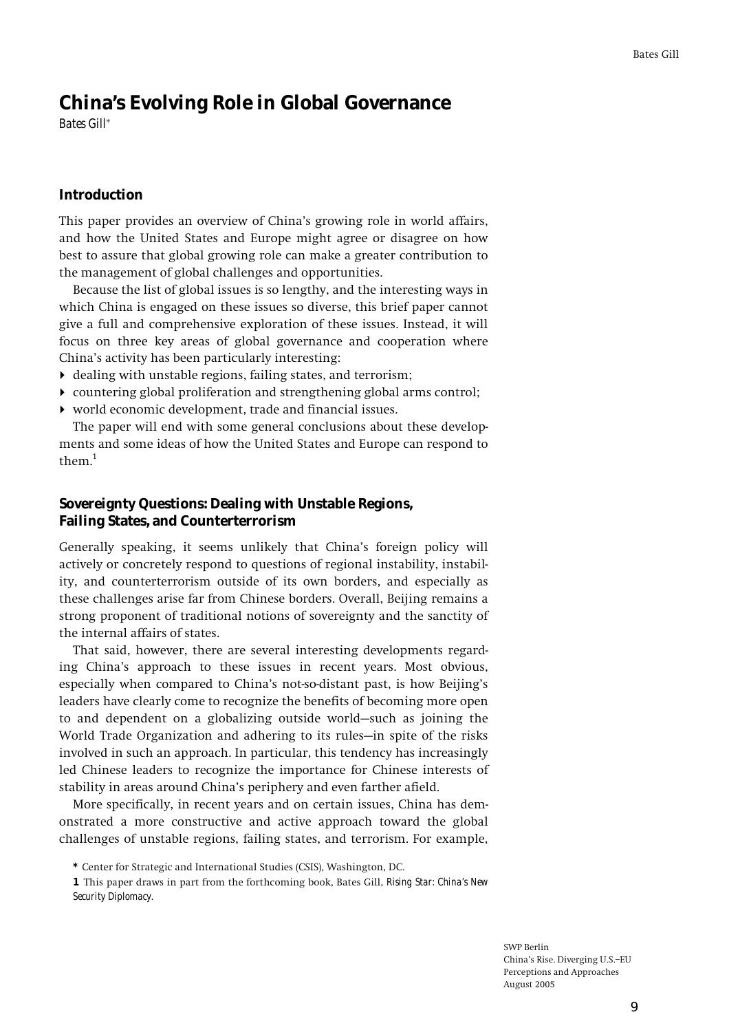# China's Evolving Role in Global Governance

*Bates Gill\**

## Introduction

This paper provides an overview of China's growing role in world affairs, and how the United States and Europe might agree or disagree on how best to assure that global growing role can make a greater contribution to the management of global challenges and opportunities.

Because the list of global issues is so lengthy, and the interesting ways in which China is engaged on these issues so diverse, this brief paper cannot give a full and comprehensive exploration of these issues. Instead, it will focus on three key areas of global governance and cooperation where China's activity has been particularly interesting:

- dealing with unstable regions, failing states, and terrorism;
- countering global proliferation and strengthening global arms control;
- world economic development, trade and financial issues.

The paper will end with some general conclusions about these developments and some ideas of how the United States and Europe can respond to them.[1]

## Sovereignty Questions: Dealing with Unstable Regions, Failing States, and Counterterrorism

Generally speaking, it seems unlikely that China's foreign policy will actively or concretely respond to questions of regional instability, instability, and counterterrorism outside of its own borders, and especially as these challenges arise far from Chinese borders. Overall, Beijing remains a strong proponent of traditional notions of sovereignty and the sanctity of the internal affairs of states.

That said, however, there are several interesting developments regarding China's approach to these issues in recent years. Most obvious, especially when compared to China's not-so-distant past, is how Beijing's leaders have clearly come to recognize the benefits of becoming more open to and dependent on a globalizing outside world—such as joining the World Trade Organization and adhering to its rules—in spite of the risks involved in such an approach. In particular, this tendency has increasingly led Chinese leaders to recognize the importance for Chinese interests of stability in areas around China's periphery and even farther afield.

More specifically, in recent years and on certain issues, China has demonstrated a more constructive and active approach toward the global challenges of unstable regions, failing states, and terrorism. For example,

\* Center for Strategic and International Studies (CSIS), Washington, DC.

1 This paper draws in part from the forthcoming book, Bates Gill, *Rising Star: China's New Security Diplomacy.*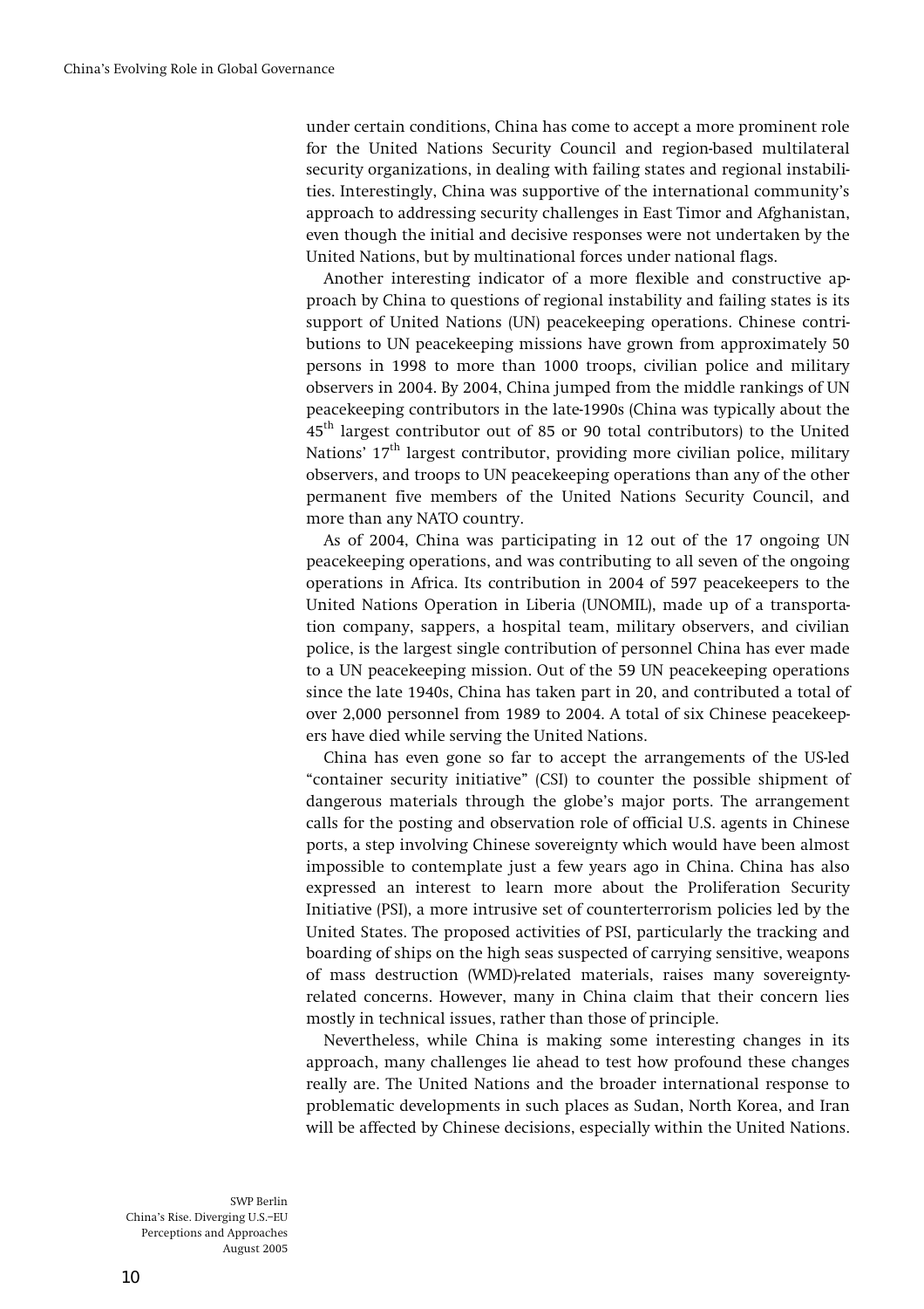under certain conditions, China has come to accept a more prominent role for the United Nations Security Council and region-based multilateral security organizations, in dealing with failing states and regional instabilities. Interestingly, China was supportive of the international community's approach to addressing security challenges in East Timor and Afghanistan, even though the initial and decisive responses were not undertaken by the United Nations, but by multinational forces under national flags.

Another interesting indicator of a more flexible and constructive approach by China to questions of regional instability and failing states is its support of United Nations (UN) peacekeeping operations. Chinese contributions to UN peacekeeping missions have grown from approximately 50 persons in 1998 to more than 1000 troops, civilian police and military observers in 2004. By 2004, China jumped from the middle rankings of UN peacekeeping contributors in the late-1990s (China was typically about the 45th largest contributor out of 85 or 90 total contributors) to the United Nations' 17th largest contributor, providing more civilian police, military observers, and troops to UN peacekeeping operations than any of the other permanent five members of the United Nations Security Council, and more than any NATO country.

As of 2004, China was participating in 12 out of the 17 ongoing UN peacekeeping operations, and was contributing to all seven of the ongoing operations in Africa. Its contribution in 2004 of 597 peacekeepers to the United Nations Operation in Liberia (UNOMIL), made up of a transportation company, sappers, a hospital team, military observers, and civilian police, is the largest single contribution of personnel China has ever made to a UN peacekeeping mission. Out of the 59 UN peacekeeping operations since the late 1940s, China has taken part in 20, and contributed a total of over 2,000 personnel from 1989 to 2004. A total of six Chinese peacekeepers have died while serving the United Nations.

China has even gone so far to accept the arrangements of the US-led "container security initiative" (CSI) to counter the possible shipment of dangerous materials through the globe's major ports. The arrangement calls for the posting and observation role of official U.S. agents in Chinese ports, a step involving Chinese sovereignty which would have been almost impossible to contemplate just a few years ago in China. China has also expressed an interest to learn more about the Proliferation Security Initiative (PSI), a more intrusive set of counterterrorism policies led by the United States. The proposed activities of PSI, particularly the tracking and boarding of ships on the high seas suspected of carrying sensitive, weapons of mass destruction (WMD)-related materials, raises many sovereignty-related concerns. However, many in China claim that their concern lies mostly in technical issues, rather than those of principle.

Nevertheless, while China is making some interesting changes in its approach, many challenges lie ahead to test how profound these changes really are. The United Nations and the broader international response to problematic developments in such places as Sudan, North Korea, and Iran will be affected by Chinese decisions, especially within the United Nations.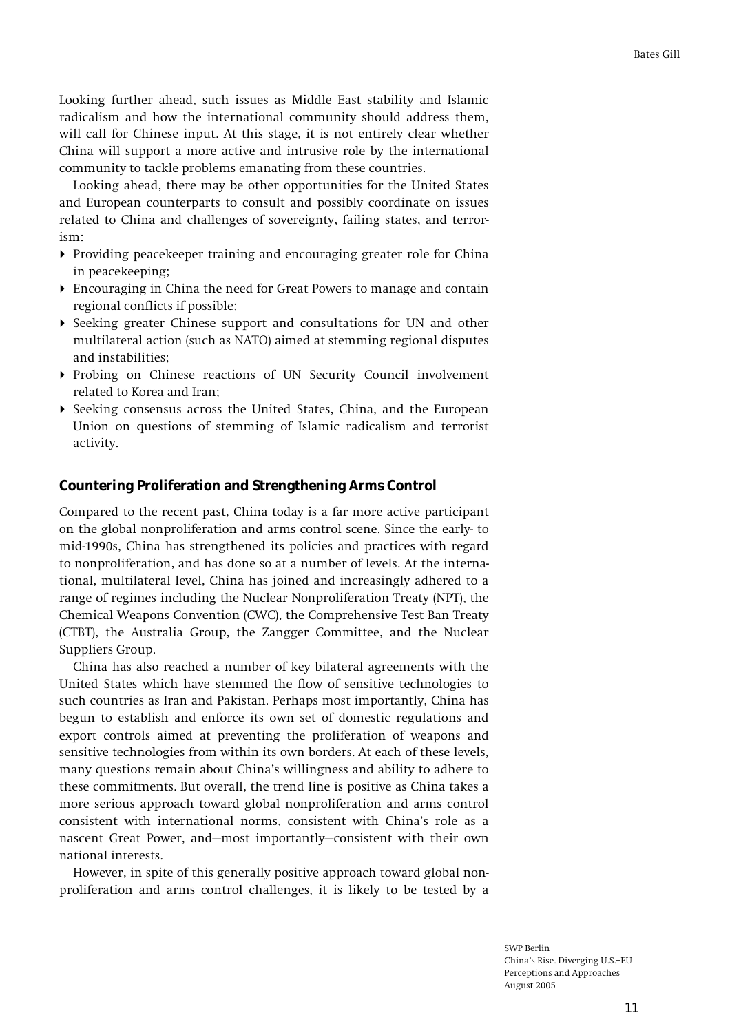Looking further ahead, such issues as Middle East stability and Islamic radicalism and how the international community should address them, will call for Chinese input. At this stage, it is not entirely clear whether China will support a more active and intrusive role by the international community to tackle problems emanating from these countries.

Looking ahead, there may be other opportunities for the United States and European counterparts to consult and possibly coordinate on issues related to China and challenges of sovereignty, failing states, and terrorism:

- Providing peacekeeper training and encouraging greater role for China in peacekeeping;
- Encouraging in China the need for Great Powers to manage and contain regional conflicts if possible;
- Seeking greater Chinese support and consultations for UN and other multilateral action (such as NATO) aimed at stemming regional disputes and instabilities;
- Probing on Chinese reactions of UN Security Council involvement related to Korea and Iran;
- Seeking consensus across the United States, China, and the European Union on questions of stemming of Islamic radicalism and terrorist activity.

### Countering Proliferation and Strengthening Arms Control

Compared to the recent past, China today is a far more active participant on the global nonproliferation and arms control scene. Since the early- to mid-1990s, China has strengthened its policies and practices with regard to nonproliferation, and has done so at a number of levels. At the international, multilateral level, China has joined and increasingly adhered to a range of regimes including the Nuclear Nonproliferation Treaty (NPT), the Chemical Weapons Convention (CWC), the Comprehensive Test Ban Treaty (CTBT), the Australia Group, the Zangger Committee, and the Nuclear Suppliers Group.

China has also reached a number of key bilateral agreements with the United States which have stemmed the flow of sensitive technologies to such countries as Iran and Pakistan. Perhaps most importantly, China has begun to establish and enforce its own set of domestic regulations and export controls aimed at preventing the proliferation of weapons and sensitive technologies from within its own borders. At each of these levels, many questions remain about China's willingness and ability to adhere to these commitments. But overall, the trend line is positive as China takes a more serious approach toward global nonproliferation and arms control consistent with international norms, consistent with China's role as a nascent Great Power, and—most importantly—consistent with their own national interests.

However, in spite of this generally positive approach toward global nonproliferation and arms control challenges, it is likely to be tested by a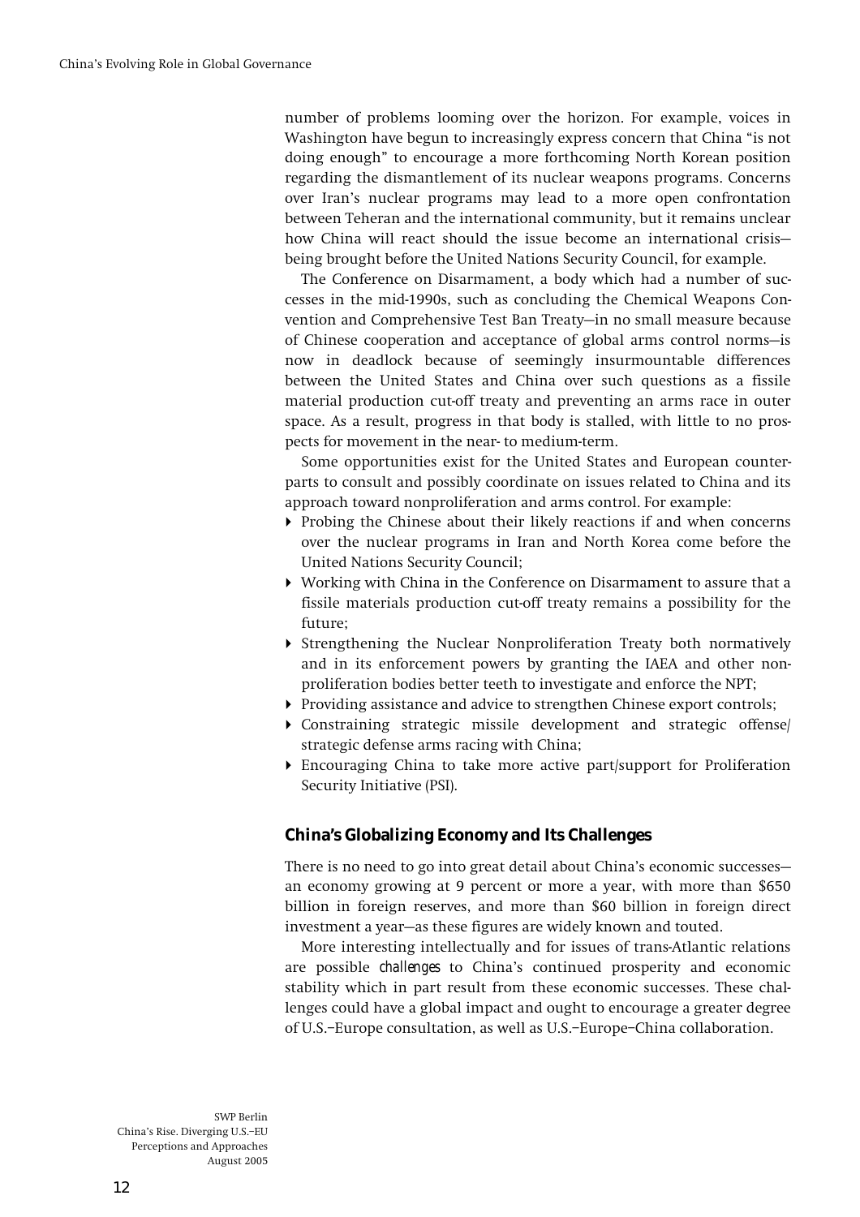number of problems looming over the horizon. For example, voices in Washington have begun to increasingly express concern that China "is not doing enough" to encourage a more forthcoming North Korean position regarding the dismantlement of its nuclear weapons programs. Concerns over Iran's nuclear programs may lead to a more open confrontation between Teheran and the international community, but it remains unclear how China will react should the issue become an international crisis—being brought before the United Nations Security Council, for example.

The Conference on Disarmament, a body which had a number of successes in the mid-1990s, such as concluding the Chemical Weapons Convention and Comprehensive Test Ban Treaty—in no small measure because of Chinese cooperation and acceptance of global arms control norms—is now in deadlock because of seemingly insurmountable differences between the United States and China over such questions as a fissile material production cut-off treaty and preventing an arms race in outer space. As a result, progress in that body is stalled, with little to no prospects for movement in the near- to medium-term.

Some opportunities exist for the United States and European counterparts to consult and possibly coordinate on issues related to China and its approach toward nonproliferation and arms control. For example:

- Probing the Chinese about their likely reactions if and when concerns over the nuclear programs in Iran and North Korea come before the United Nations Security Council;
- Working with China in the Conference on Disarmament to assure that a fissile materials production cut-off treaty remains a possibility for the future;
- Strengthening the Nuclear Nonproliferation Treaty both normatively and in its enforcement powers by granting the IAEA and other nonproliferation bodies better teeth to investigate and enforce the NPT;
- Providing assistance and advice to strengthen Chinese export controls;
- Constraining strategic missile development and strategic offense/strategic defense arms racing with China;
- Encouraging China to take more active part/support for Proliferation Security Initiative (PSI).

### China's Globalizing Economy and Its Challenges

There is no need to go into great detail about China's economic successes—an economy growing at 9 percent or more a year, with more than $650 billion in foreign reserves, and more than $60 billion in foreign direct investment a year—as these figures are widely known and touted.

More interesting intellectually and for issues of trans-Atlantic relations are possible *challenges* to China's continued prosperity and economic stability which in part result from these economic successes. These challenges could have a global impact and ought to encourage a greater degree of U.S.–Europe consultation, as well as U.S.–Europe–China collaboration.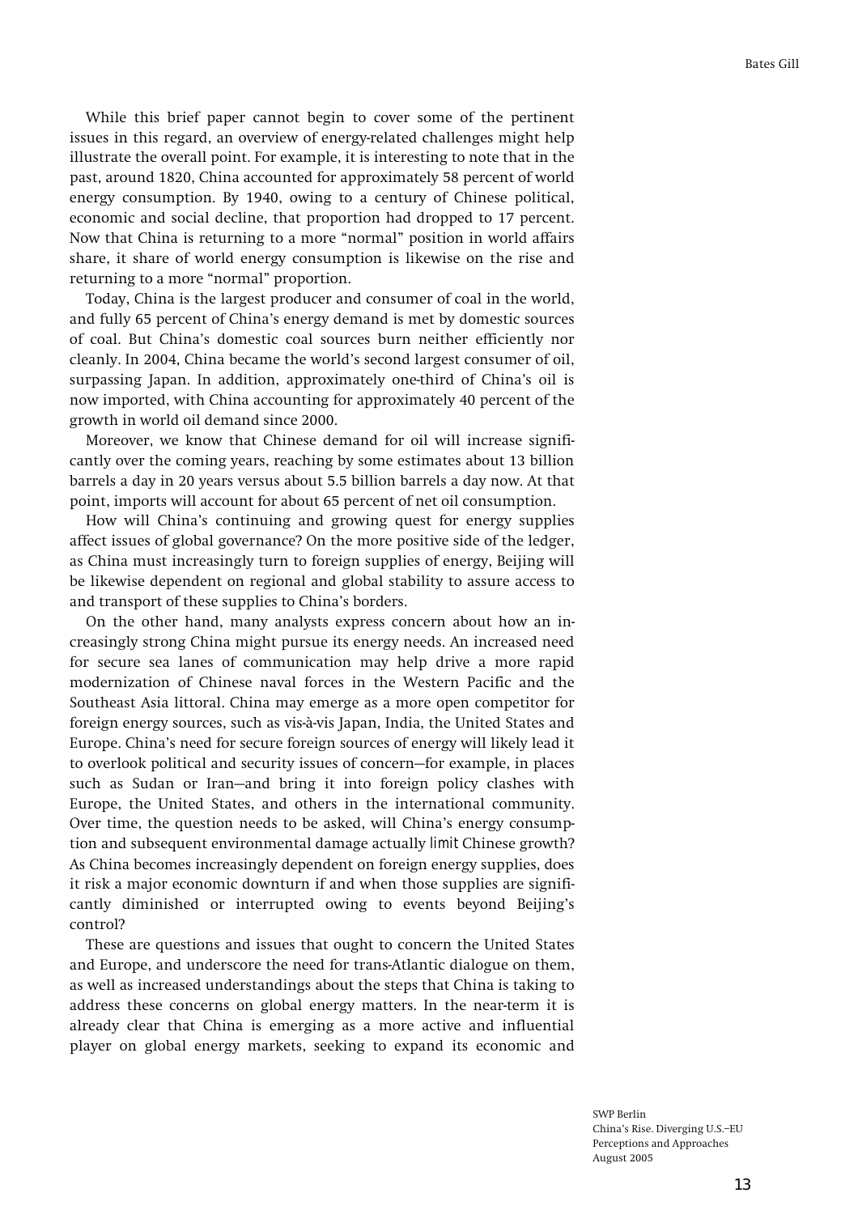While this brief paper cannot begin to cover some of the pertinent issues in this regard, an overview of energy-related challenges might help illustrate the overall point. For example, it is interesting to note that in the past, around 1820, China accounted for approximately 58 percent of world energy consumption. By 1940, owing to a century of Chinese political, economic and social decline, that proportion had dropped to 17 percent. Now that China is returning to a more "normal" position in world affairs share, it share of world energy consumption is likewise on the rise and returning to a more "normal" proportion.

Today, China is the largest producer and consumer of coal in the world, and fully 65 percent of China's energy demand is met by domestic sources of coal. But China's domestic coal sources burn neither efficiently nor cleanly. In 2004, China became the world's second largest consumer of oil, surpassing Japan. In addition, approximately one-third of China's oil is now imported, with China accounting for approximately 40 percent of the growth in world oil demand since 2000.

Moreover, we know that Chinese demand for oil will increase significantly over the coming years, reaching by some estimates about 13 billion barrels a day in 20 years versus about 5.5 billion barrels a day now. At that point, imports will account for about 65 percent of net oil consumption.

How will China's continuing and growing quest for energy supplies affect issues of global governance? On the more positive side of the ledger, as China must increasingly turn to foreign supplies of energy, Beijing will be likewise dependent on regional and global stability to assure access to and transport of these supplies to China's borders.

On the other hand, many analysts express concern about how an increasingly strong China might pursue its energy needs. An increased need for secure sea lanes of communication may help drive a more rapid modernization of Chinese naval forces in the Western Pacific and the Southeast Asia littoral. China may emerge as a more open competitor for foreign energy sources, such as vis-à-vis Japan, India, the United States and Europe. China's need for secure foreign sources of energy will likely lead it to overlook political and security issues of concern—for example, in places such as Sudan or Iran—and bring it into foreign policy clashes with Europe, the United States, and others in the international community. Over time, the question needs to be asked, will China's energy consumption and subsequent environmental damage actually *limit* Chinese growth? As China becomes increasingly dependent on foreign energy supplies, does it risk a major economic downturn if and when those supplies are significantly diminished or interrupted owing to events beyond Beijing's control?

These are questions and issues that ought to concern the United States and Europe, and underscore the need for trans-Atlantic dialogue on them, as well as increased understandings about the steps that China is taking to address these concerns on global energy matters. In the near-term it is already clear that China is emerging as a more active and influential player on global energy markets, seeking to expand its economic and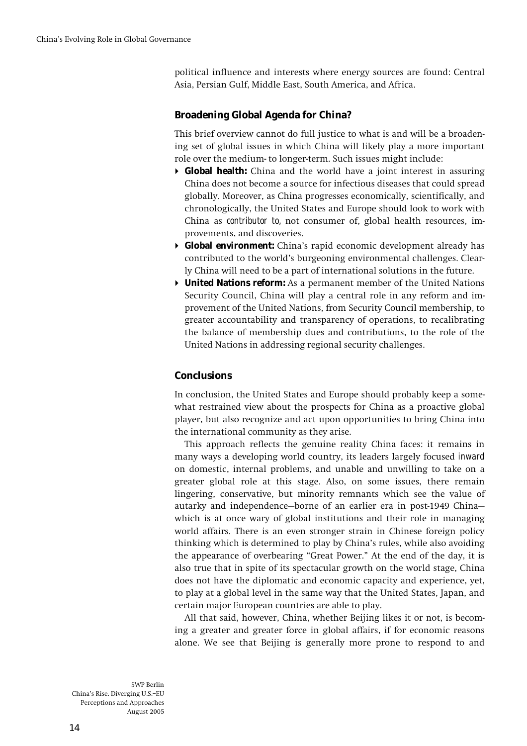political influence and interests where energy sources are found: Central Asia, Persian Gulf, Middle East, South America, and Africa.

### Broadening Global Agenda for China?

This brief overview cannot do full justice to what is and will be a broadening set of global issues in which China will likely play a more important role over the medium- to longer-term. Such issues might include:

- **Global health:** China and the world have a joint interest in assuring China does not become a source for infectious diseases that could spread globally. Moreover, as China progresses economically, scientifically, and chronologically, the United States and Europe should look to work with China as *contributor to*, not consumer of, global health resources, improvements, and discoveries.
- **Global environment:** China's rapid economic development already has contributed to the world's burgeoning environmental challenges. Clearly China will need to be a part of international solutions in the future.
- **United Nations reform:** As a permanent member of the United Nations Security Council, China will play a central role in any reform and improvement of the United Nations, from Security Council membership, to greater accountability and transparency of operations, to recalibrating the balance of membership dues and contributions, to the role of the United Nations in addressing regional security challenges.

### Conclusions

In conclusion, the United States and Europe should probably keep a somewhat restrained view about the prospects for China as a proactive global player, but also recognize and act upon opportunities to bring China into the international community as they arise.

This approach reflects the genuine reality China faces: it remains in many ways a developing world country, its leaders largely focused *inward* on domestic, internal problems, and unable and unwilling to take on a greater global role at this stage. Also, on some issues, there remain lingering, conservative, but minority remnants which see the value of autarky and independence—borne of an earlier era in post-1949 China—which is at once wary of global institutions and their role in managing world affairs. There is an even stronger strain in Chinese foreign policy thinking which is determined to play by China's rules, while also avoiding the appearance of overbearing "Great Power." At the end of the day, it is also true that in spite of its spectacular growth on the world stage, China does not have the diplomatic and economic capacity and experience, yet, to play at a global level in the same way that the United States, Japan, and certain major European countries are able to play.

All that said, however, China, whether Beijing likes it or not, is becoming a greater and greater force in global affairs, if for economic reasons alone. We see that Beijing is generally more prone to respond to and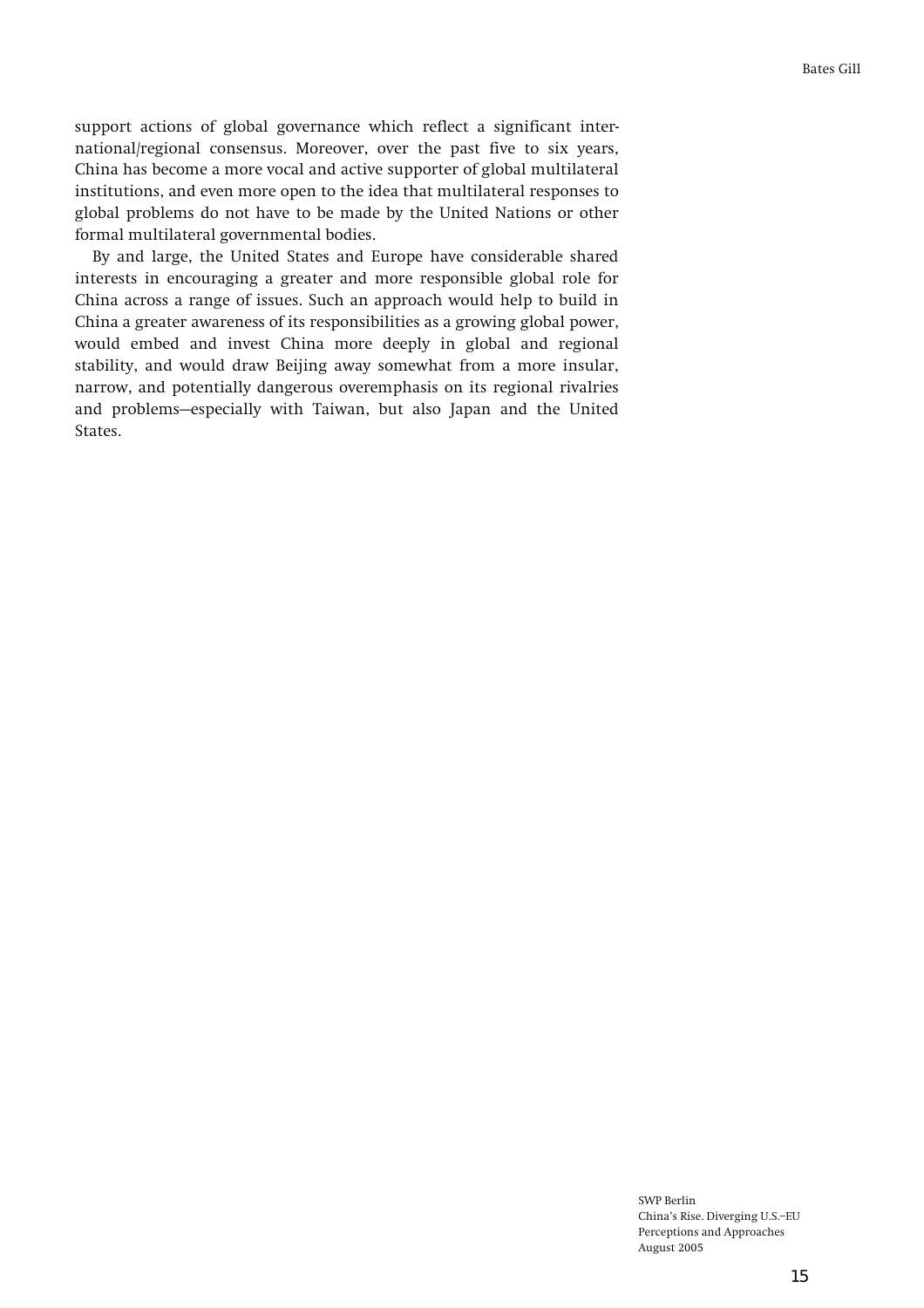support actions of global governance which reflect a significant international/regional consensus. Moreover, over the past five to six years, China has become a more vocal and active supporter of global multilateral institutions, and even more open to the idea that multilateral responses to global problems do not have to be made by the United Nations or other formal multilateral governmental bodies.

By and large, the United States and Europe have considerable shared interests in encouraging a greater and more responsible global role for China across a range of issues. Such an approach would help to build in China a greater awareness of its responsibilities as a growing global power, would embed and invest China more deeply in global and regional stability, and would draw Beijing away somewhat from a more insular, narrow, and potentially dangerous overemphasis on its regional rivalries and problems—especially with Taiwan, but also Japan and the United States.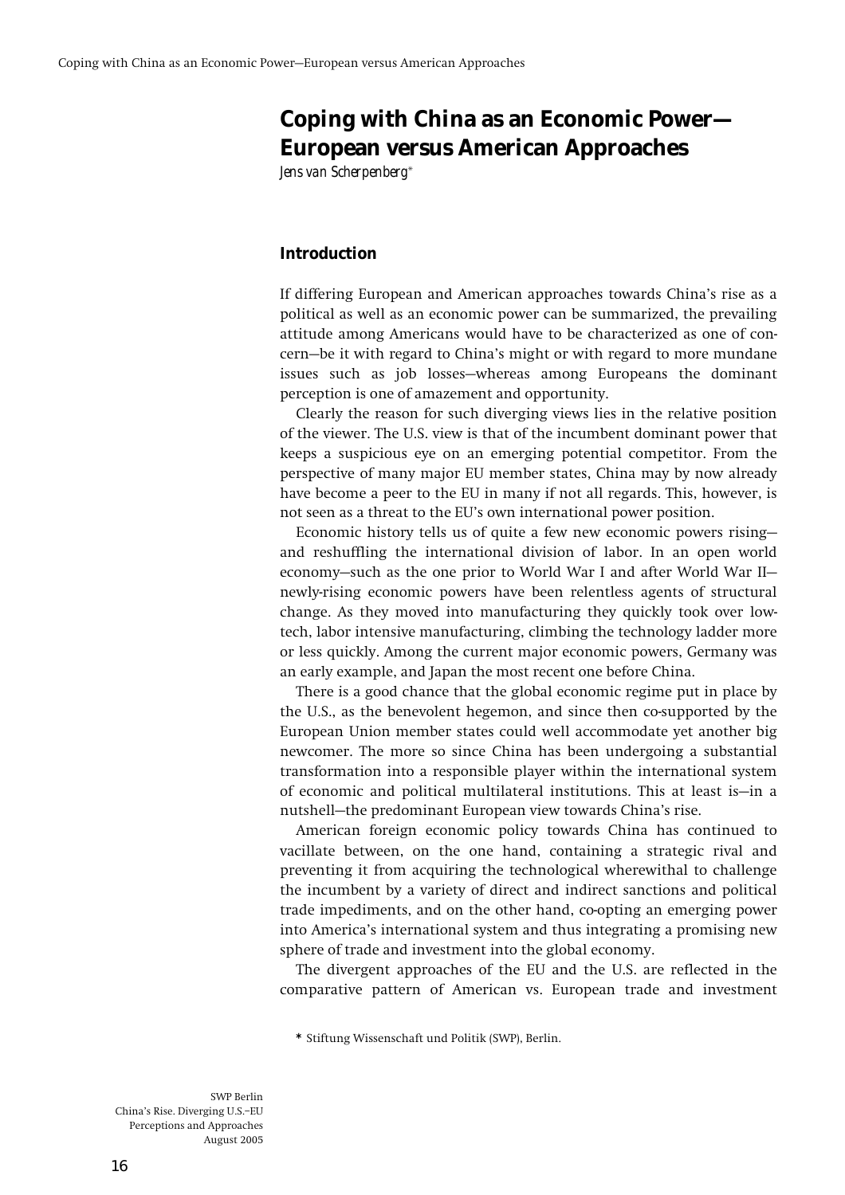# Coping with China as an Economic Power—European versus American Approaches

*Jens van Scherpenberg**

## Introduction

If differing European and American approaches towards China's rise as a political as well as an economic power can be summarized, the prevailing attitude among Americans would have to be characterized as one of concern—be it with regard to China's might or with regard to more mundane issues such as job losses—whereas among Europeans the dominant perception is one of amazement and opportunity.

Clearly the reason for such diverging views lies in the relative position of the viewer. The U.S. view is that of the incumbent dominant power that keeps a suspicious eye on an emerging potential competitor. From the perspective of many major EU member states, China may by now already have become a peer to the EU in many if not all regards. This, however, is not seen as a threat to the EU's own international power position.

Economic history tells us of quite a few new economic powers rising—and reshuffling the international division of labor. In an open world economy—such as the one prior to World War I and after World War II—newly-rising economic powers have been relentless agents of structural change. As they moved into manufacturing they quickly took over low-tech, labor intensive manufacturing, climbing the technology ladder more or less quickly. Among the current major economic powers, Germany was an early example, and Japan the most recent one before China.

There is a good chance that the global economic regime put in place by the U.S., as the benevolent hegemon, and since then co-supported by the European Union member states could well accommodate yet another big newcomer. The more so since China has been undergoing a substantial transformation into a responsible player within the international system of economic and political multilateral institutions. This at least is—in a nutshell—the predominant European view towards China's rise.

American foreign economic policy towards China has continued to vacillate between, on the one hand, containing a strategic rival and preventing it from acquiring the technological wherewithal to challenge the incumbent by a variety of direct and indirect sanctions and political trade impediments, and on the other hand, co-opting an emerging power into America's international system and thus integrating a promising new sphere of trade and investment into the global economy.

The divergent approaches of the EU and the U.S. are reflected in the comparative pattern of American vs. European trade and investment

\* Stiftung Wissenschaft und Politik (SWP), Berlin.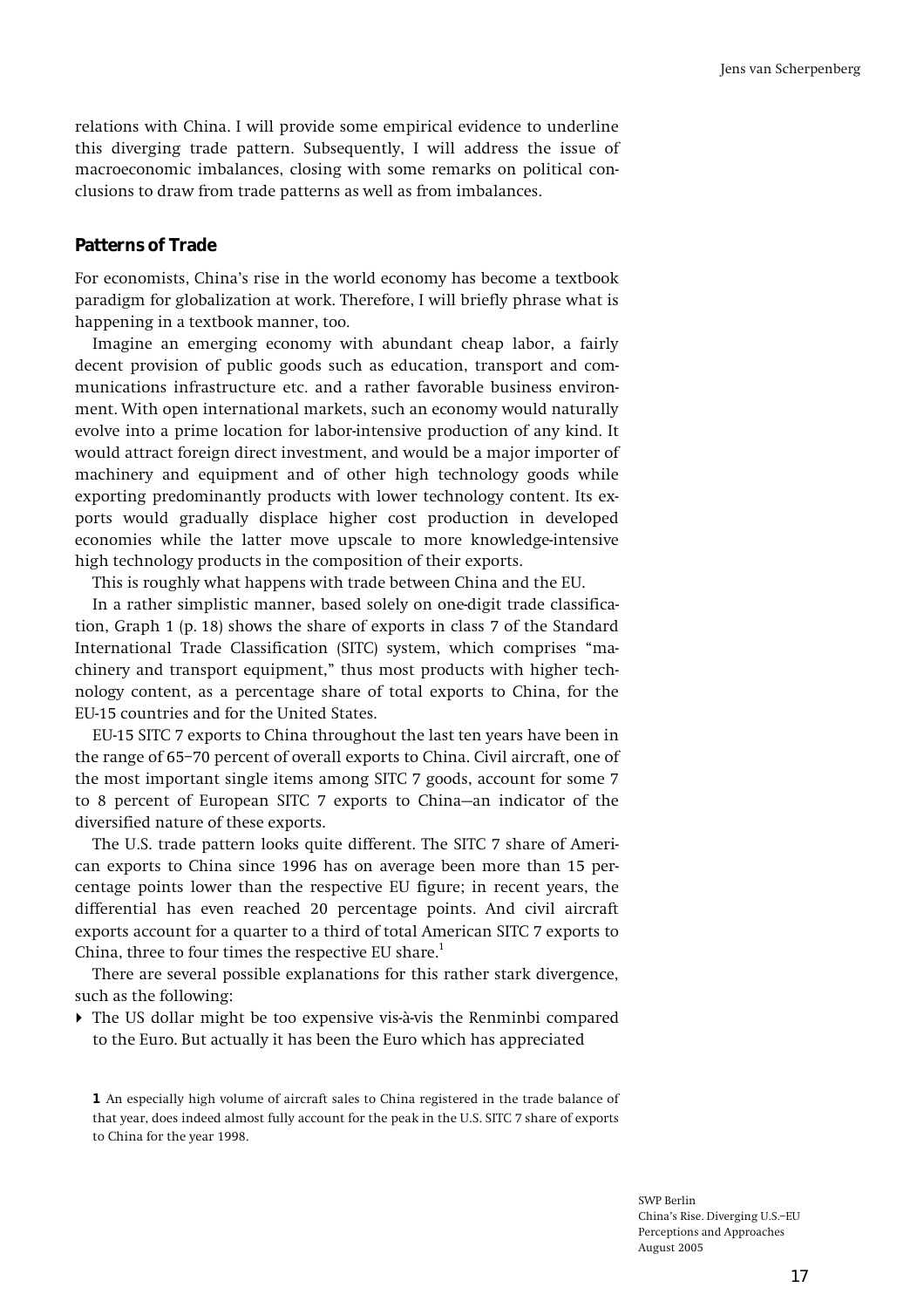relations with China. I will provide some empirical evidence to underline this diverging trade pattern. Subsequently, I will address the issue of macroeconomic imbalances, closing with some remarks on political conclusions to draw from trade patterns as well as from imbalances.

## Patterns of Trade

For economists, China's rise in the world economy has become a textbook paradigm for globalization at work. Therefore, I will briefly phrase what is happening in a textbook manner, too.

Imagine an emerging economy with abundant cheap labor, a fairly decent provision of public goods such as education, transport and communications infrastructure etc. and a rather favorable business environment. With open international markets, such an economy would naturally evolve into a prime location for labor-intensive production of any kind. It would attract foreign direct investment, and would be a major importer of machinery and equipment and of other high technology goods while exporting predominantly products with lower technology content. Its exports would gradually displace higher cost production in developed economies while the latter move upscale to more knowledge-intensive high technology products in the composition of their exports.

This is roughly what happens with trade between China and the EU.

In a rather simplistic manner, based solely on one-digit trade classification, Graph 1 (p. 18) shows the share of exports in class 7 of the Standard International Trade Classification (SITC) system, which comprises "machinery and transport equipment," thus most products with higher technology content, as a percentage share of total exports to China, for the EU-15 countries and for the United States.

EU-15 SITC 7 exports to China throughout the last ten years have been in the range of 65–70 percent of overall exports to China. Civil aircraft, one of the most important single items among SITC 7 goods, account for some 7 to 8 percent of European SITC 7 exports to China—an indicator of the diversified nature of these exports.

The U.S. trade pattern looks quite different. The SITC 7 share of American exports to China since 1996 has on average been more than 15 percentage points lower than the respective EU figure; in recent years, the differential has even reached 20 percentage points. And civil aircraft exports account for a quarter to a third of total American SITC 7 exports to China, three to four times the respective EU share.[1]

There are several possible explanations for this rather stark divergence, such as the following:

- The US dollar might be too expensive vis-à-vis the Renminbi compared to the Euro. But actually it has been the Euro which has appreciated

[1] An especially high volume of aircraft sales to China registered in the trade balance of that year, does indeed almost fully account for the peak in the U.S. SITC 7 share of exports to China for the year 1998.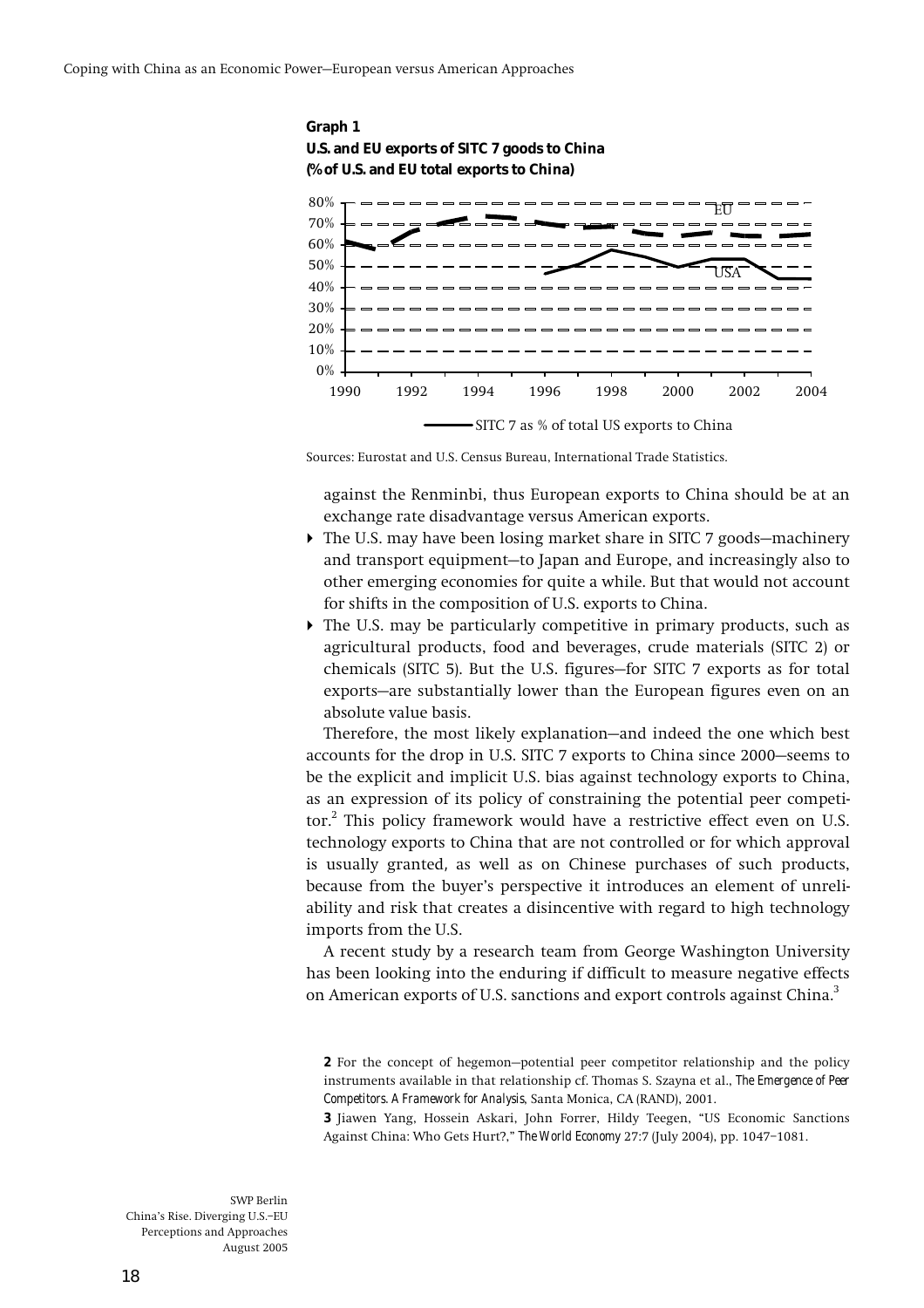**Graph 1**
**U.S. and EU exports of SITC 7 goods to China (% of U.S. and EU total exports to China)**

Sources: Eurostat and U.S. Census Bureau, International Trade Statistics.

against the Renminbi, thus European exports to China should be at an exchange rate disadvantage versus American exports.

- The U.S. may have been losing market share in SITC 7 goods—machinery and transport equipment—to Japan and Europe, and increasingly also to other emerging economies for quite a while. But that would not account for shifts in the composition of U.S. exports to China.
- The U.S. may be particularly competitive in primary products, such as agricultural products, food and beverages, crude materials (SITC 2) or chemicals (SITC 5). But the U.S. figures—for SITC 7 exports as for total exports—are substantially lower than the European figures even on an absolute value basis.

Therefore, the most likely explanation—and indeed the one which best accounts for the drop in U.S. SITC 7 exports to China since 2000—seems to be the explicit and implicit U.S. bias against technology exports to China, as an expression of its policy of constraining the potential peer competitor.[2] This policy framework would have a restrictive effect even on U.S. technology exports to China that are not controlled or for which approval is usually granted, as well as on Chinese purchases of such products, because from the buyer's perspective it introduces an element of unreliability and risk that creates a disincentive with regard to high technology imports from the U.S.

A recent study by a research team from George Washington University has been looking into the enduring if difficult to measure negative effects on American exports of U.S. sanctions and export controls against China.[3]

**2** For the concept of hegemon—potential peer competitor relationship and the policy instruments available in that relationship cf. Thomas S. Szayna et al., *The Emergence of Peer Competitors. A Framework for Analysis*, Santa Monica, CA (RAND), 2001.

**3** Jiawen Yang, Hossein Askari, John Forrer, Hildy Teegen, "US Economic Sanctions Against China: Who Gets Hurt?," *The World Economy* 27:7 (July 2004), pp. 1047–1081.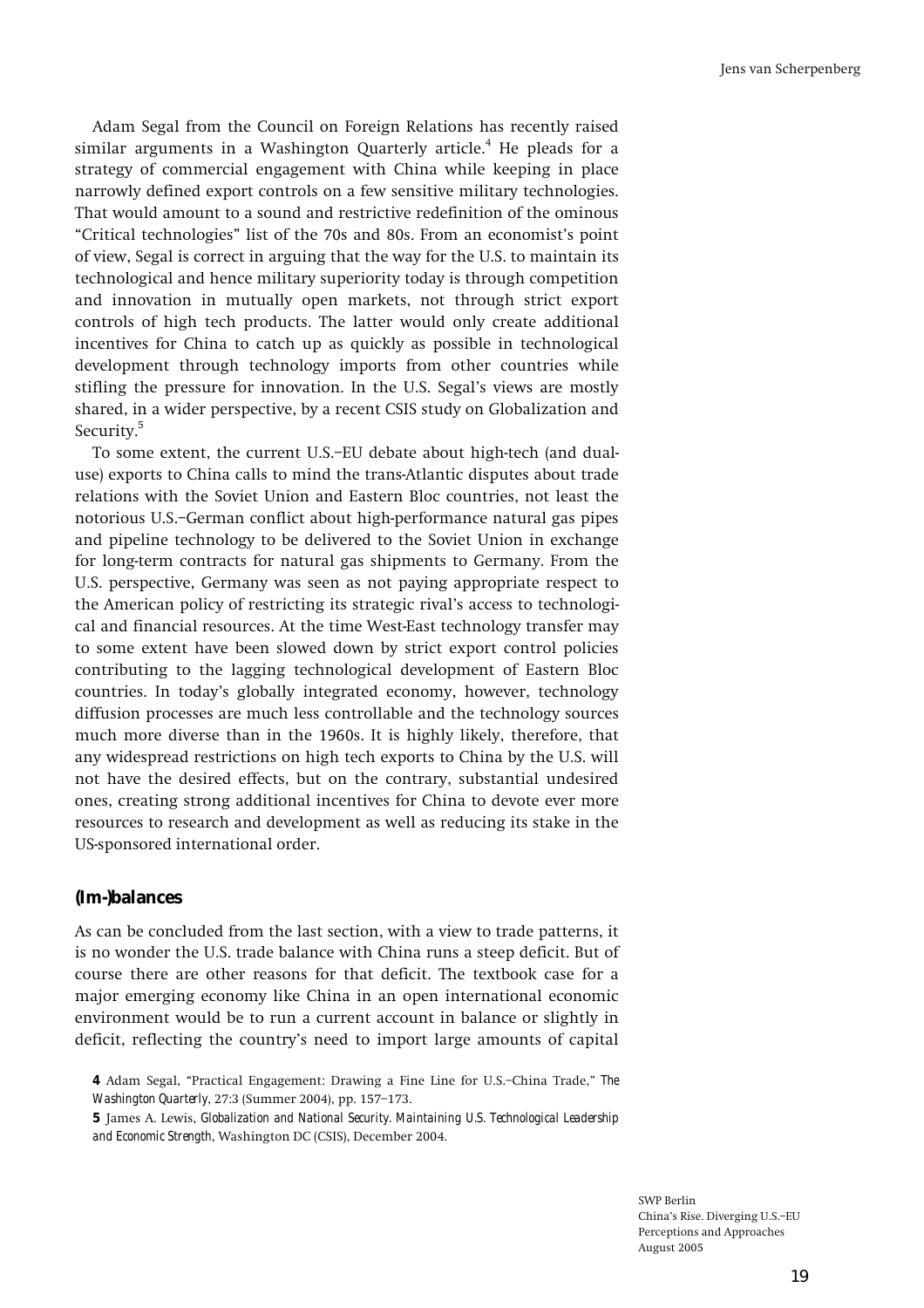Adam Segal from the Council on Foreign Relations has recently raised similar arguments in a Washington Quarterly article.[4] He pleads for a strategy of commercial engagement with China while keeping in place narrowly defined export controls on a few sensitive military technologies. That would amount to a sound and restrictive redefinition of the ominous "Critical technologies" list of the 70s and 80s. From an economist's point of view, Segal is correct in arguing that the way for the U.S. to maintain its technological and hence military superiority today is through competition and innovation in mutually open markets, not through strict export controls of high tech products. The latter would only create additional incentives for China to catch up as quickly as possible in technological development through technology imports from other countries while stifling the pressure for innovation. In the U.S. Segal's views are mostly shared, in a wider perspective, by a recent CSIS study on Globalization and Security.[5]

To some extent, the current U.S.–EU debate about high-tech (and dual-use) exports to China calls to mind the trans-Atlantic disputes about trade relations with the Soviet Union and Eastern Bloc countries, not least the notorious U.S.–German conflict about high-performance natural gas pipes and pipeline technology to be delivered to the Soviet Union in exchange for long-term contracts for natural gas shipments to Germany. From the U.S. perspective, Germany was seen as not paying appropriate respect to the American policy of restricting its strategic rival's access to technological and financial resources. At the time West-East technology transfer may to some extent have been slowed down by strict export control policies contributing to the lagging technological development of Eastern Bloc countries. In today's globally integrated economy, however, technology diffusion processes are much less controllable and the technology sources much more diverse than in the 1960s. It is highly likely, therefore, that any widespread restrictions on high tech exports to China by the U.S. will not have the desired effects, but on the contrary, substantial undesired ones, creating strong additional incentives for China to devote ever more resources to research and development as well as reducing its stake in the US-sponsored international order.

### (Im-)balances

As can be concluded from the last section, with a view to trade patterns, it is no wonder the U.S. trade balance with China runs a steep deficit. But of course there are other reasons for that deficit. The textbook case for a major emerging economy like China in an open international economic environment would be to run a current account in balance or slightly in deficit, reflecting the country's need to import large amounts of capital

**4** Adam Segal, "Practical Engagement: Drawing a Fine Line for U.S.–China Trade," *The Washington Quarterly*, 27:3 (Summer 2004), pp. 157–173.

**5** James A. Lewis, *Globalization and National Security. Maintaining U.S. Technological Leadership and Economic Strength*, Washington DC (CSIS), December 2004.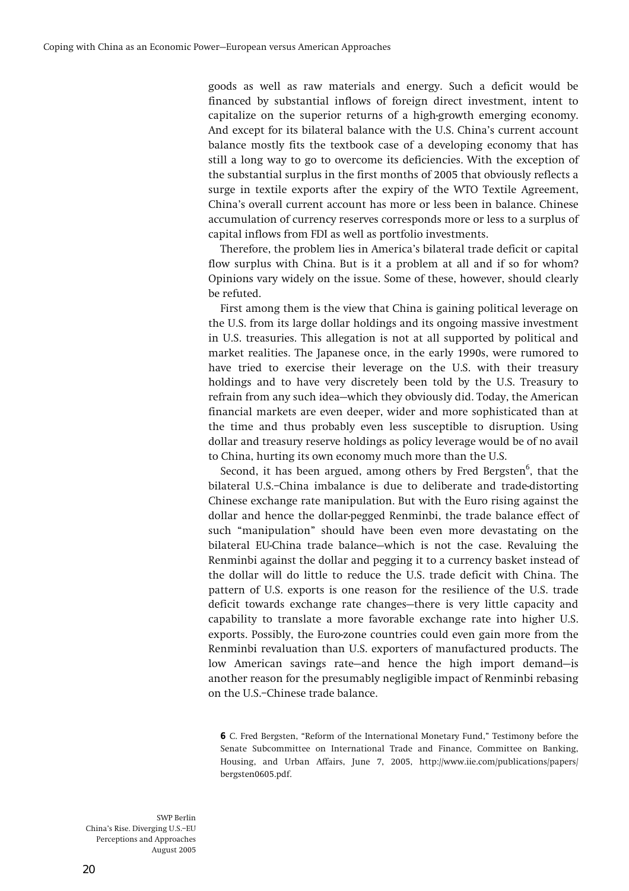goods as well as raw materials and energy. Such a deficit would be financed by substantial inflows of foreign direct investment, intent to capitalize on the superior returns of a high-growth emerging economy. And except for its bilateral balance with the U.S. China's current account balance mostly fits the textbook case of a developing economy that has still a long way to go to overcome its deficiencies. With the exception of the substantial surplus in the first months of 2005 that obviously reflects a surge in textile exports after the expiry of the WTO Textile Agreement, China's overall current account has more or less been in balance. Chinese accumulation of currency reserves corresponds more or less to a surplus of capital inflows from FDI as well as portfolio investments.

Therefore, the problem lies in America's bilateral trade deficit or capital flow surplus with China. But is it a problem at all and if so for whom? Opinions vary widely on the issue. Some of these, however, should clearly be refuted.

First among them is the view that China is gaining political leverage on the U.S. from its large dollar holdings and its ongoing massive investment in U.S. treasuries. This allegation is not at all supported by political and market realities. The Japanese once, in the early 1990s, were rumored to have tried to exercise their leverage on the U.S. with their treasury holdings and to have very discretely been told by the U.S. Treasury to refrain from any such idea—which they obviously did. Today, the American financial markets are even deeper, wider and more sophisticated than at the time and thus probably even less susceptible to disruption. Using dollar and treasury reserve holdings as policy leverage would be of no avail to China, hurting its own economy much more than the U.S.

Second, it has been argued, among others by Fred Bergsten[6], that the bilateral U.S.–China imbalance is due to deliberate and trade-distorting Chinese exchange rate manipulation. But with the Euro rising against the dollar and hence the dollar-pegged Renminbi, the trade balance effect of such "manipulation" should have been even more devastating on the bilateral EU-China trade balance—which is not the case. Revaluing the Renminbi against the dollar and pegging it to a currency basket instead of the dollar will do little to reduce the U.S. trade deficit with China. The pattern of U.S. exports is one reason for the resilience of the U.S. trade deficit towards exchange rate changes—there is very little capacity and capability to translate a more favorable exchange rate into higher U.S. exports. Possibly, the Euro-zone countries could even gain more from the Renminbi revaluation than U.S. exporters of manufactured products. The low American savings rate—and hence the high import demand—is another reason for the presumably negligible impact of Renminbi rebasing on the U.S.–Chinese trade balance.

**6** C. Fred Bergsten, "Reform of the International Monetary Fund," Testimony before the Senate Subcommittee on International Trade and Finance, Committee on Banking, Housing, and Urban Affairs, June 7, 2005, http://www.iie.com/publications/papers/bergsten0605.pdf.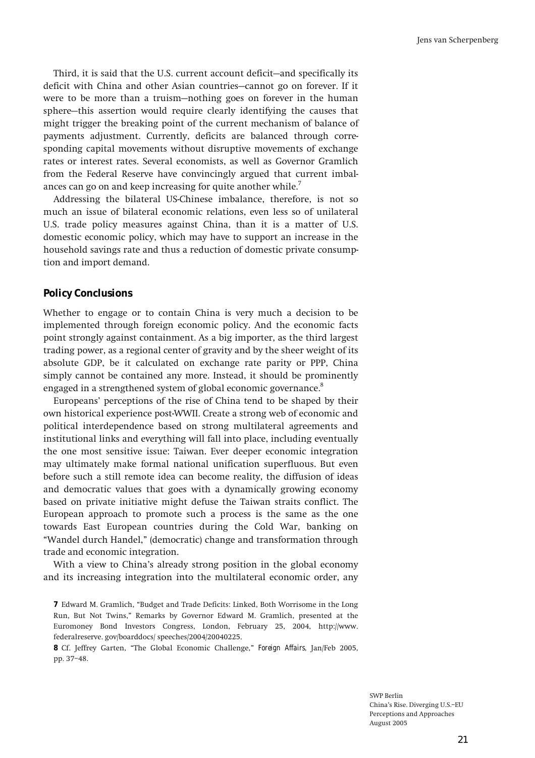Third, it is said that the U.S. current account deficit—and specifically its deficit with China and other Asian countries—cannot go on forever. If it were to be more than a truism—nothing goes on forever in the human sphere—this assertion would require clearly identifying the causes that might trigger the breaking point of the current mechanism of balance of payments adjustment. Currently, deficits are balanced through corresponding capital movements without disruptive movements of exchange rates or interest rates. Several economists, as well as Governor Gramlich from the Federal Reserve have convincingly argued that current imbalances can go on and keep increasing for quite another while.[7]

Addressing the bilateral US-Chinese imbalance, therefore, is not so much an issue of bilateral economic relations, even less so of unilateral U.S. trade policy measures against China, than it is a matter of U.S. domestic economic policy, which may have to support an increase in the household savings rate and thus a reduction of domestic private consumption and import demand.

## Policy Conclusions

Whether to engage or to contain China is very much a decision to be implemented through foreign economic policy. And the economic facts point strongly against containment. As a big importer, as the third largest trading power, as a regional center of gravity and by the sheer weight of its absolute GDP, be it calculated on exchange rate parity or PPP, China simply cannot be contained any more. Instead, it should be prominently engaged in a strengthened system of global economic governance.[8]

Europeans' perceptions of the rise of China tend to be shaped by their own historical experience post-WWII. Create a strong web of economic and political interdependence based on strong multilateral agreements and institutional links and everything will fall into place, including eventually the one most sensitive issue: Taiwan. Ever deeper economic integration may ultimately make formal national unification superfluous. But even before such a still remote idea can become reality, the diffusion of ideas and democratic values that goes with a dynamically growing economy based on private initiative might defuse the Taiwan straits conflict. The European approach to promote such a process is the same as the one towards East European countries during the Cold War, banking on "Wandel durch Handel," (democratic) change and transformation through trade and economic integration.

With a view to China's already strong position in the global economy and its increasing integration into the multilateral economic order, any

**7** Edward M. Gramlich, "Budget and Trade Deficits: Linked, Both Worrisome in the Long Run, But Not Twins," Remarks by Governor Edward M. Gramlich, presented at the Euromoney Bond Investors Congress, London, February 25, 2004, http://www.federalreserve.gov/boarddocs/speeches/2004/20040225.

**8** Cf. Jeffrey Garten, "The Global Economic Challenge," *Foreign Affairs*, Jan/Feb 2005, pp. 37–48.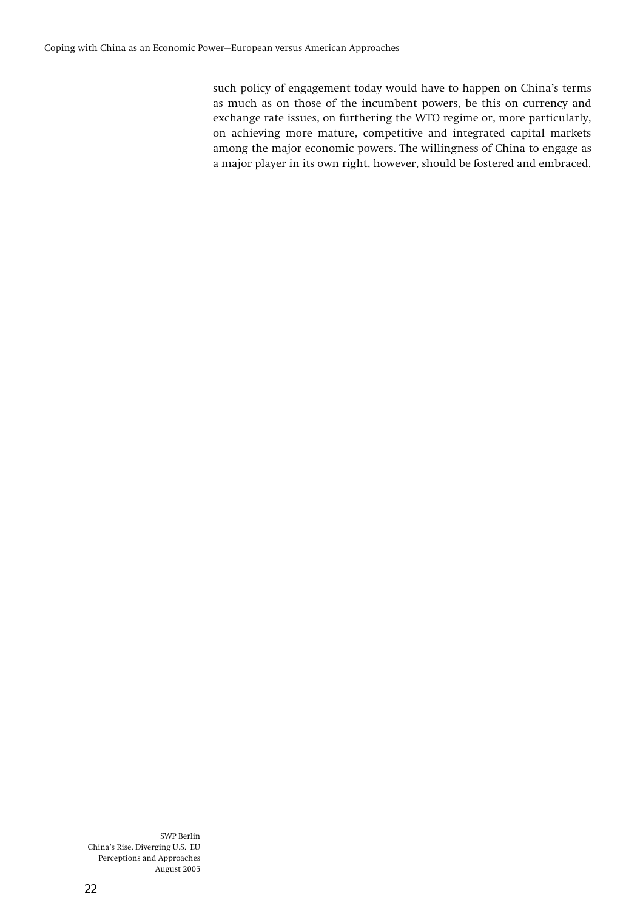such policy of engagement today would have to happen on China's terms as much as on those of the incumbent powers, be this on currency and exchange rate issues, on furthering the WTO regime or, more particularly, on achieving more mature, competitive and integrated capital markets among the major economic powers. The willingness of China to engage as a major player in its own right, however, should be fostered and embraced.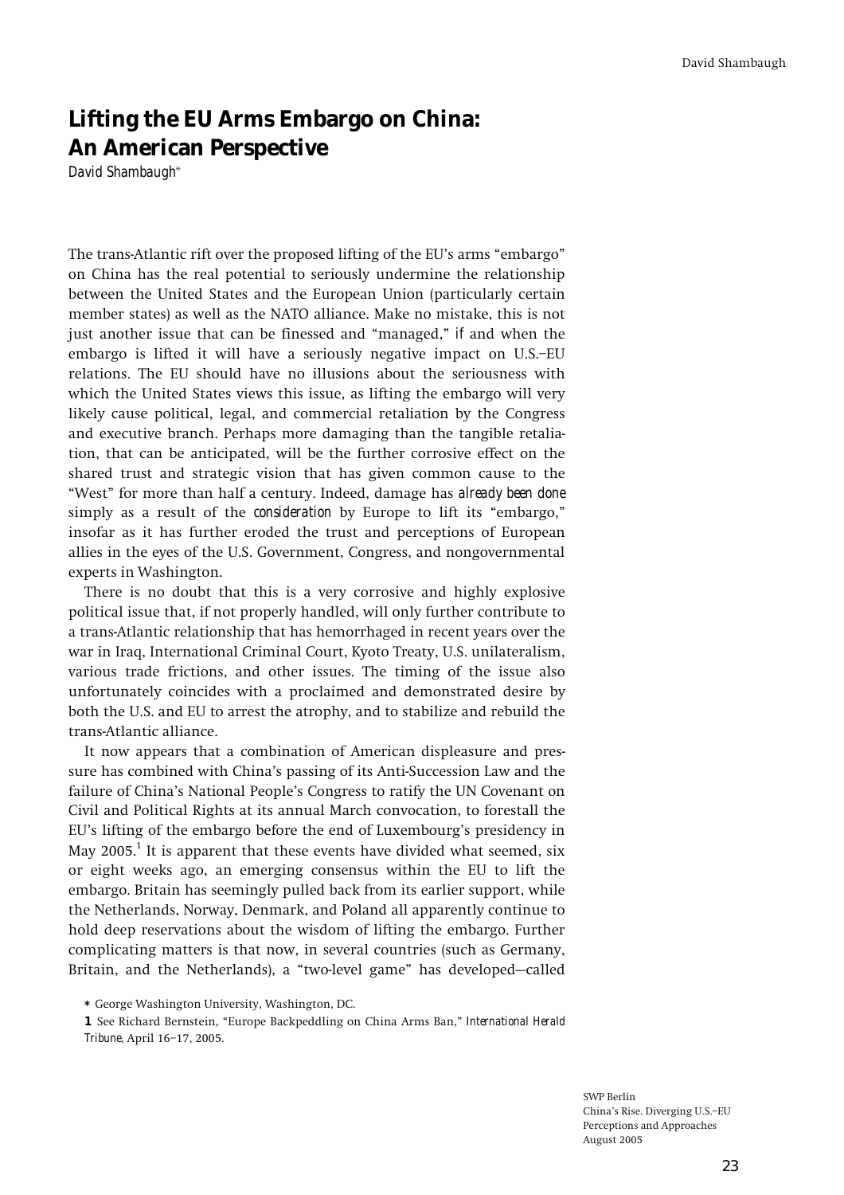# Lifting the EU Arms Embargo on China: An American Perspective

*David Shambaugh*\*

The trans-Atlantic rift over the proposed lifting of the EU's arms "embargo" on China has the real potential to seriously undermine the relationship between the United States and the European Union (particularly certain member states) as well as the NATO alliance. Make no mistake, this is not just another issue that can be finessed and "managed," *if* and when the embargo is lifted it will have a seriously negative impact on U.S.–EU relations. The EU should have no illusions about the seriousness with which the United States views this issue, as lifting the embargo will very likely cause political, legal, and commercial retaliation by the Congress and executive branch. Perhaps more damaging than the tangible retaliation, that can be anticipated, will be the further corrosive effect on the shared trust and strategic vision that has given common cause to the "West" for more than half a century. Indeed, damage has *already been done* simply as a result of the *consideration* by Europe to lift its "embargo," insofar as it has further eroded the trust and perceptions of European allies in the eyes of the U.S. Government, Congress, and nongovernmental experts in Washington.

There is no doubt that this is a very corrosive and highly explosive political issue that, if not properly handled, will only further contribute to a trans-Atlantic relationship that has hemorrhaged in recent years over the war in Iraq, International Criminal Court, Kyoto Treaty, U.S. unilateralism, various trade frictions, and other issues. The timing of the issue also unfortunately coincides with a proclaimed and demonstrated desire by both the U.S. and EU to arrest the atrophy, and to stabilize and rebuild the trans-Atlantic alliance.

It now appears that a combination of American displeasure and pressure has combined with China's passing of its Anti-Succession Law and the failure of China's National People's Congress to ratify the UN Covenant on Civil and Political Rights at its annual March convocation, to forestall the EU's lifting of the embargo before the end of Luxembourg's presidency in May 2005.[1] It is apparent that these events have divided what seemed, six or eight weeks ago, an emerging consensus within the EU to lift the embargo. Britain has seemingly pulled back from its earlier support, while the Netherlands, Norway, Denmark, and Poland all apparently continue to hold deep reservations about the wisdom of lifting the embargo. Further complicating matters is that now, in several countries (such as Germany, Britain, and the Netherlands), a "two-level game" has developed—called

\* George Washington University, Washington, DC.

1 See Richard Bernstein, "Europe Backpeddling on China Arms Ban," *International Herald Tribune*, April 16–17, 2005.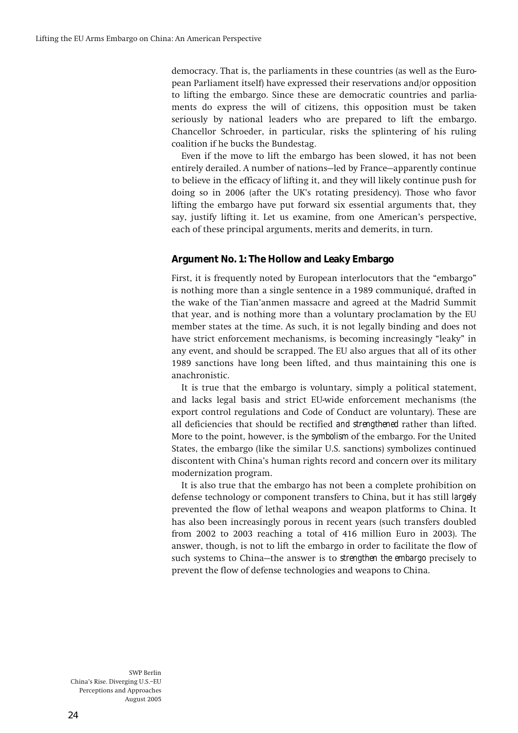democracy. That is, the parliaments in these countries (as well as the European Parliament itself) have expressed their reservations and/or opposition to lifting the embargo. Since these are democratic countries and parliaments do express the will of citizens, this opposition must be taken seriously by national leaders who are prepared to lift the embargo. Chancellor Schroeder, in particular, risks the splintering of his ruling coalition if he bucks the Bundestag.

Even if the move to lift the embargo has been slowed, it has not been entirely derailed. A number of nations—led by France—apparently continue to believe in the efficacy of lifting it, and they will likely continue push for doing so in 2006 (after the UK's rotating presidency). Those who favor lifting the embargo have put forward six essential arguments that, they say, justify lifting it. Let us examine, from one American's perspective, each of these principal arguments, merits and demerits, in turn.

### Argument No. 1: The Hollow and Leaky Embargo

First, it is frequently noted by European interlocutors that the "embargo" is nothing more than a single sentence in a 1989 communiqué, drafted in the wake of the Tian'anmen massacre and agreed at the Madrid Summit that year, and is nothing more than a voluntary proclamation by the EU member states at the time. As such, it is not legally binding and does not have strict enforcement mechanisms, is becoming increasingly "leaky" in any event, and should be scrapped. The EU also argues that all of its other 1989 sanctions have long been lifted, and thus maintaining this one is anachronistic.

It is true that the embargo is voluntary, simply a political statement, and lacks legal basis and strict EU-wide enforcement mechanisms (the export control regulations and Code of Conduct are voluntary). These are all deficiencies that should be rectified *and strengthened* rather than lifted. More to the point, however, is the *symbolism* of the embargo. For the United States, the embargo (like the similar U.S. sanctions) symbolizes continued discontent with China's human rights record and concern over its military modernization program.

It is also true that the embargo has not been a complete prohibition on defense technology or component transfers to China, but it has still *largely* prevented the flow of lethal weapons and weapon platforms to China. It has also been increasingly porous in recent years (such transfers doubled from 2002 to 2003 reaching a total of 416 million Euro in 2003). The answer, though, is not to lift the embargo in order to facilitate the flow of such systems to China—the answer is to *strengthen the embargo* precisely to prevent the flow of defense technologies and weapons to China.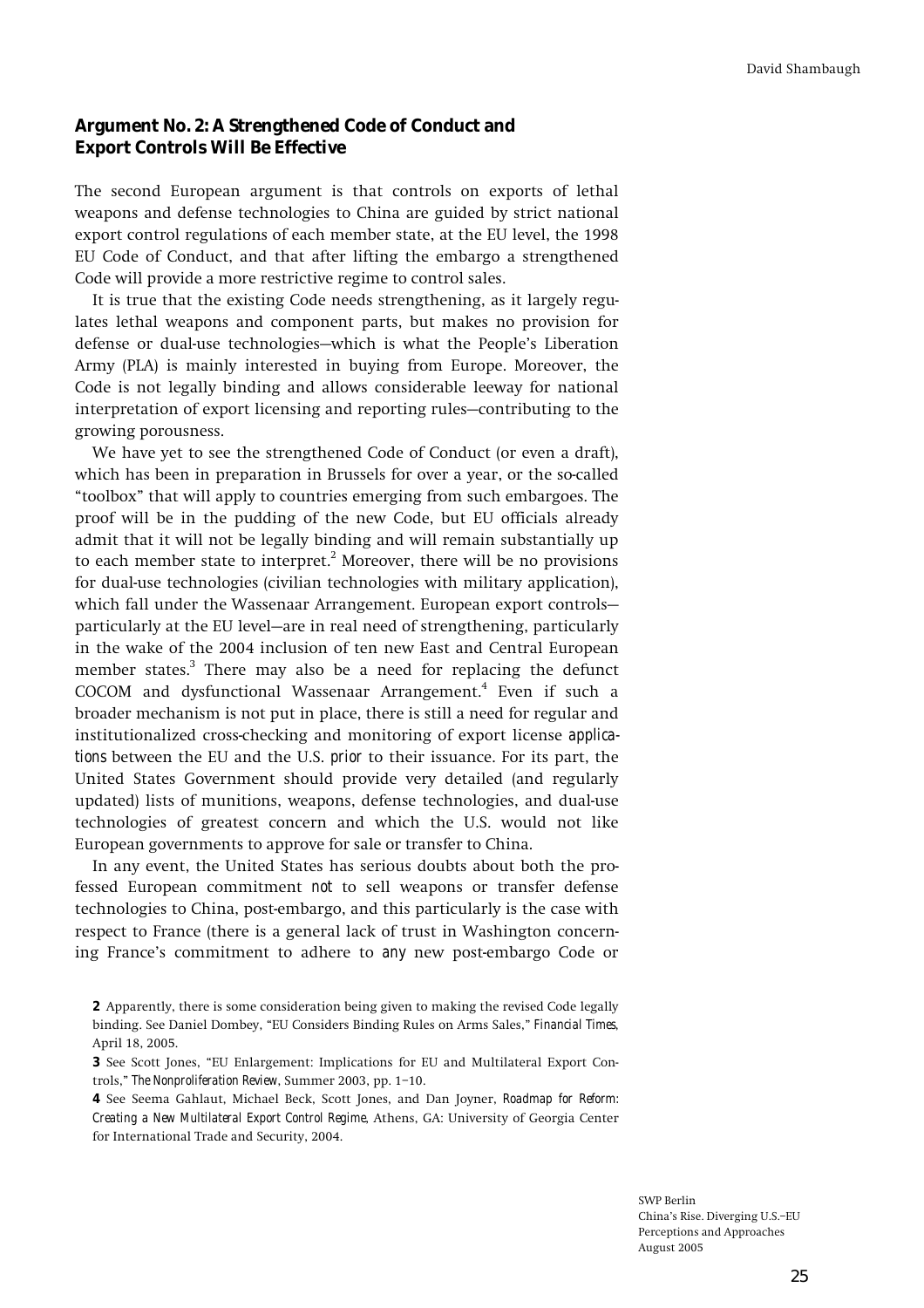### Argument No. 2: A Strengthened Code of Conduct and Export Controls Will Be Effective

The second European argument is that controls on exports of lethal weapons and defense technologies to China are guided by strict national export control regulations of each member state, at the EU level, the 1998 EU Code of Conduct, and that after lifting the embargo a strengthened Code will provide a more restrictive regime to control sales.

It is true that the existing Code needs strengthening, as it largely regulates lethal weapons and component parts, but makes no provision for defense or dual-use technologies—which is what the People's Liberation Army (PLA) is mainly interested in buying from Europe. Moreover, the Code is not legally binding and allows considerable leeway for national interpretation of export licensing and reporting rules—contributing to the growing porousness.

We have yet to see the strengthened Code of Conduct (or even a draft), which has been in preparation in Brussels for over a year, or the so-called "toolbox" that will apply to countries emerging from such embargoes. The proof will be in the pudding of the new Code, but EU officials already admit that it will not be legally binding and will remain substantially up to each member state to interpret.[2] Moreover, there will be no provisions for dual-use technologies (civilian technologies with military application), which fall under the Wassenaar Arrangement. European export controls—particularly at the EU level—are in real need of strengthening, particularly in the wake of the 2004 inclusion of ten new East and Central European member states.[3] There may also be a need for replacing the defunct COCOM and dysfunctional Wassenaar Arrangement.[4] Even if such a broader mechanism is not put in place, there is still a need for regular and institutionalized cross-checking and monitoring of export license *applications* between the EU and the U.S. *prior* to their issuance. For its part, the United States Government should provide very detailed (and regularly updated) lists of munitions, weapons, defense technologies, and dual-use technologies of greatest concern and which the U.S. would not like European governments to approve for sale or transfer to China.

In any event, the United States has serious doubts about both the professed European commitment *not* to sell weapons or transfer defense technologies to China, post-embargo, and this particularly is the case with respect to France (there is a general lack of trust in Washington concerning France's commitment to adhere to *any* new post-embargo Code or

**2** Apparently, there is some consideration being given to making the revised Code legally binding. See Daniel Dombey, "EU Considers Binding Rules on Arms Sales," *Financial Times*, April 18, 2005.

**3** See Scott Jones, "EU Enlargement: Implications for EU and Multilateral Export Controls," *The Nonproliferation Review*, Summer 2003, pp. 1–10.

**4** See Seema Gahlaut, Michael Beck, Scott Jones, and Dan Joyner, *Roadmap for Reform: Creating a New Multilateral Export Control Regime*, Athens, GA: University of Georgia Center for International Trade and Security, 2004.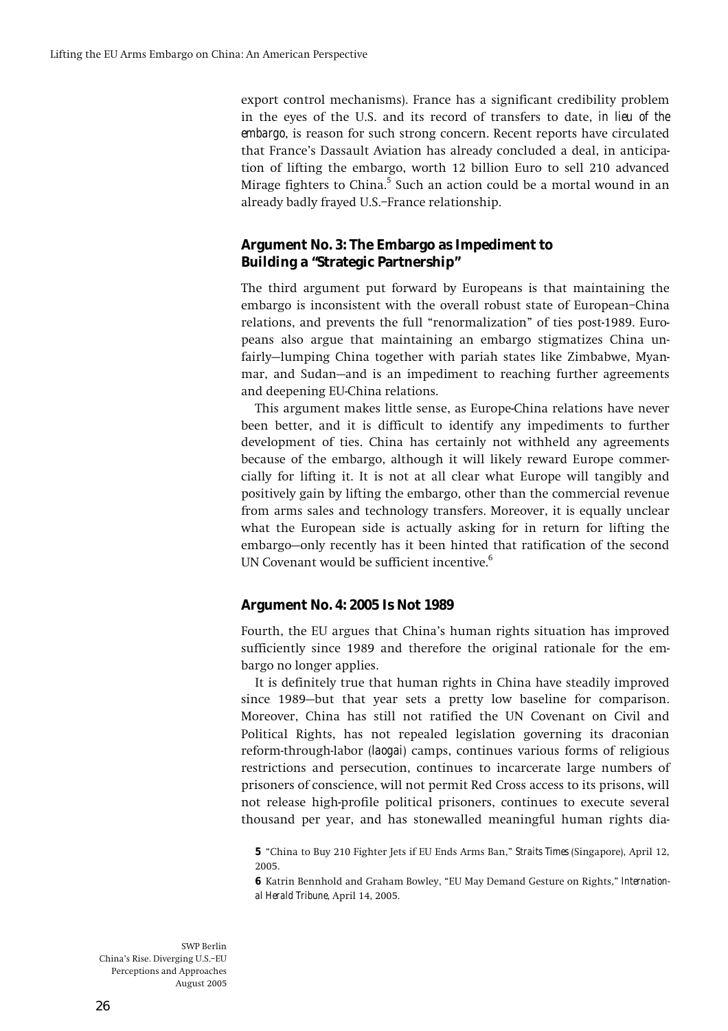export control mechanisms). France has a significant credibility problem in the eyes of the U.S. and its record of transfers to date, *in lieu of the embargo*, is reason for such strong concern. Recent reports have circulated that France's Dassault Aviation has already concluded a deal, in anticipation of lifting the embargo, worth 12 billion Euro to sell 210 advanced Mirage fighters to China.[5] Such an action could be a mortal wound in an already badly frayed U.S.–France relationship.

### Argument No. 3: The Embargo as Impediment to Building a "Strategic Partnership"

The third argument put forward by Europeans is that maintaining the embargo is inconsistent with the overall robust state of European–China relations, and prevents the full "renormalization" of ties post-1989. Europeans also argue that maintaining an embargo stigmatizes China unfairly—lumping China together with pariah states like Zimbabwe, Myanmar, and Sudan—and is an impediment to reaching further agreements and deepening EU-China relations.

This argument makes little sense, as Europe-China relations have never been better, and it is difficult to identify any impediments to further development of ties. China has certainly not withheld any agreements because of the embargo, although it will likely reward Europe commercially for lifting it. It is not at all clear what Europe will tangibly and positively gain by lifting the embargo, other than the commercial revenue from arms sales and technology transfers. Moreover, it is equally unclear what the European side is actually asking for in return for lifting the embargo—only recently has it been hinted that ratification of the second UN Covenant would be sufficient incentive.[6]

### Argument No. 4: 2005 Is Not 1989

Fourth, the EU argues that China's human rights situation has improved sufficiently since 1989 and therefore the original rationale for the embargo no longer applies.

It is definitely true that human rights in China have steadily improved since 1989—but that year sets a pretty low baseline for comparison. Moreover, China has still not ratified the UN Covenant on Civil and Political Rights, has not repealed legislation governing its draconian reform-through-labor (*laogai*) camps, continues various forms of religious restrictions and persecution, continues to incarcerate large numbers of prisoners of conscience, will not permit Red Cross access to its prisons, will not release high-profile political prisoners, continues to execute several thousand per year, and has stonewalled meaningful human rights dia-

**5** "China to Buy 210 Fighter Jets if EU Ends Arms Ban," *Straits Times* (Singapore), April 12, 2005.

**6** Katrin Bennhold and Graham Bowley, "EU May Demand Gesture on Rights," *International Herald Tribune*, April 14, 2005.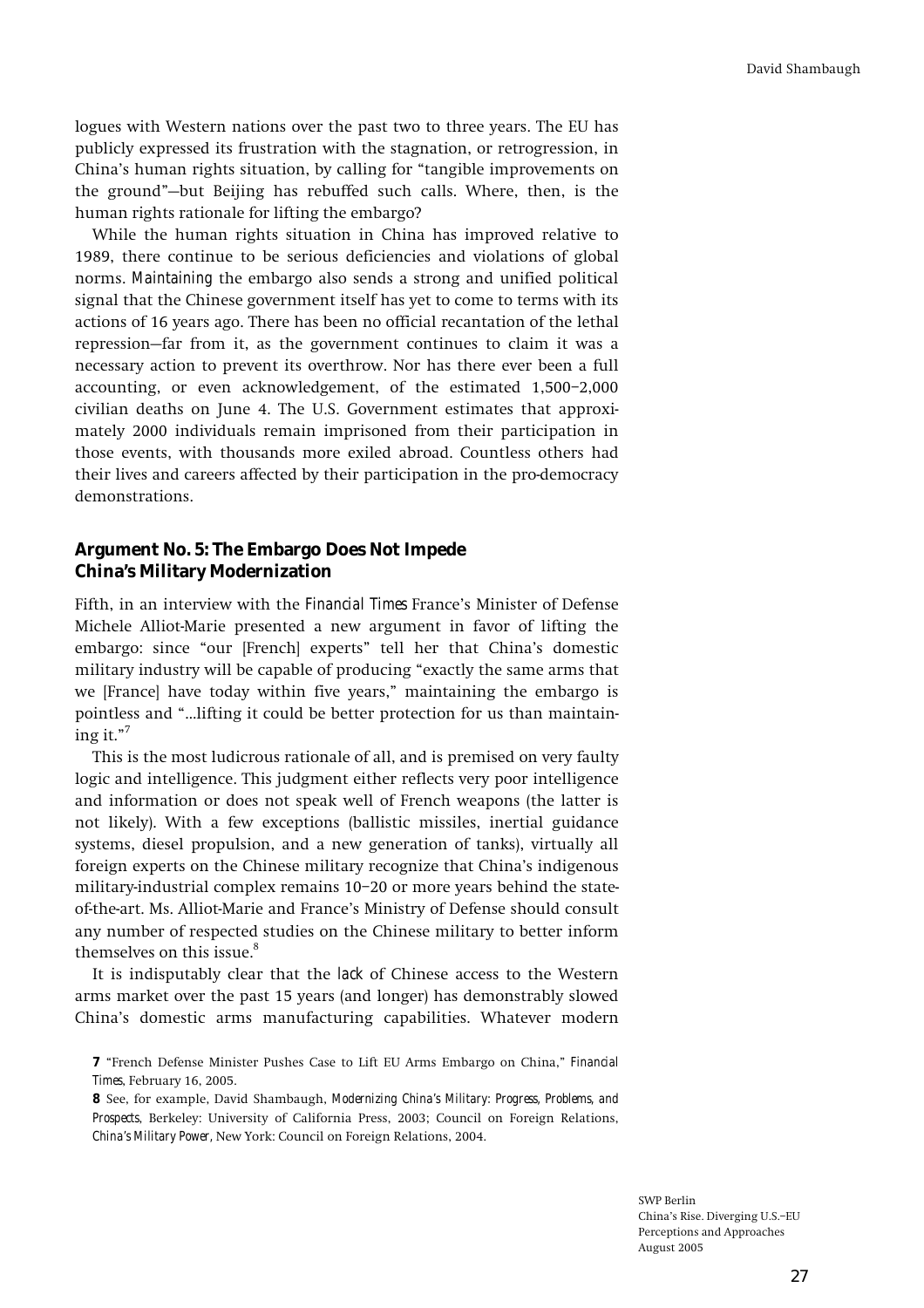logues with Western nations over the past two to three years. The EU has publicly expressed its frustration with the stagnation, or retrogression, in China's human rights situation, by calling for "tangible improvements on the ground"—but Beijing has rebuffed such calls. Where, then, is the human rights rationale for lifting the embargo?

While the human rights situation in China has improved relative to 1989, there continue to be serious deficiencies and violations of global norms. *Maintaining* the embargo also sends a strong and unified political signal that the Chinese government itself has yet to come to terms with its actions of 16 years ago. There has been no official recantation of the lethal repression—far from it, as the government continues to claim it was a necessary action to prevent its overthrow. Nor has there ever been a full accounting, or even acknowledgement, of the estimated 1,500–2,000 civilian deaths on June 4. The U.S. Government estimates that approximately 2000 individuals remain imprisoned from their participation in those events, with thousands more exiled abroad. Countless others had their lives and careers affected by their participation in the pro-democracy demonstrations.

### Argument No. 5: The Embargo Does Not Impede China's Military Modernization

Fifth, in an interview with the *Financial Times* France's Minister of Defense Michele Alliot-Marie presented a new argument in favor of lifting the embargo: since "our [French] experts" tell her that China's domestic military industry will be capable of producing "exactly the same arms that we [France] have today within five years," maintaining the embargo is pointless and "…lifting it could be better protection for us than maintaining it."[7]

This is the most ludicrous rationale of all, and is premised on very faulty logic and intelligence. This judgment either reflects very poor intelligence and information or does not speak well of French weapons (the latter is not likely). With a few exceptions (ballistic missiles, inertial guidance systems, diesel propulsion, and a new generation of tanks), virtually all foreign experts on the Chinese military recognize that China's indigenous military-industrial complex remains 10–20 or more years behind the state-of-the-art. Ms. Alliot-Marie and France's Ministry of Defense should consult any number of respected studies on the Chinese military to better inform themselves on this issue.[8]

It is indisputably clear that the *lack* of Chinese access to the Western arms market over the past 15 years (and longer) has demonstrably slowed China's domestic arms manufacturing capabilities. Whatever modern

**7** "French Defense Minister Pushes Case to Lift EU Arms Embargo on China," *Financial Times*, February 16, 2005.

**8** See, for example, David Shambaugh, *Modernizing China's Military: Progress, Problems, and Prospects*, Berkeley: University of California Press, 2003; Council on Foreign Relations, *China's Military Power*, New York: Council on Foreign Relations, 2004.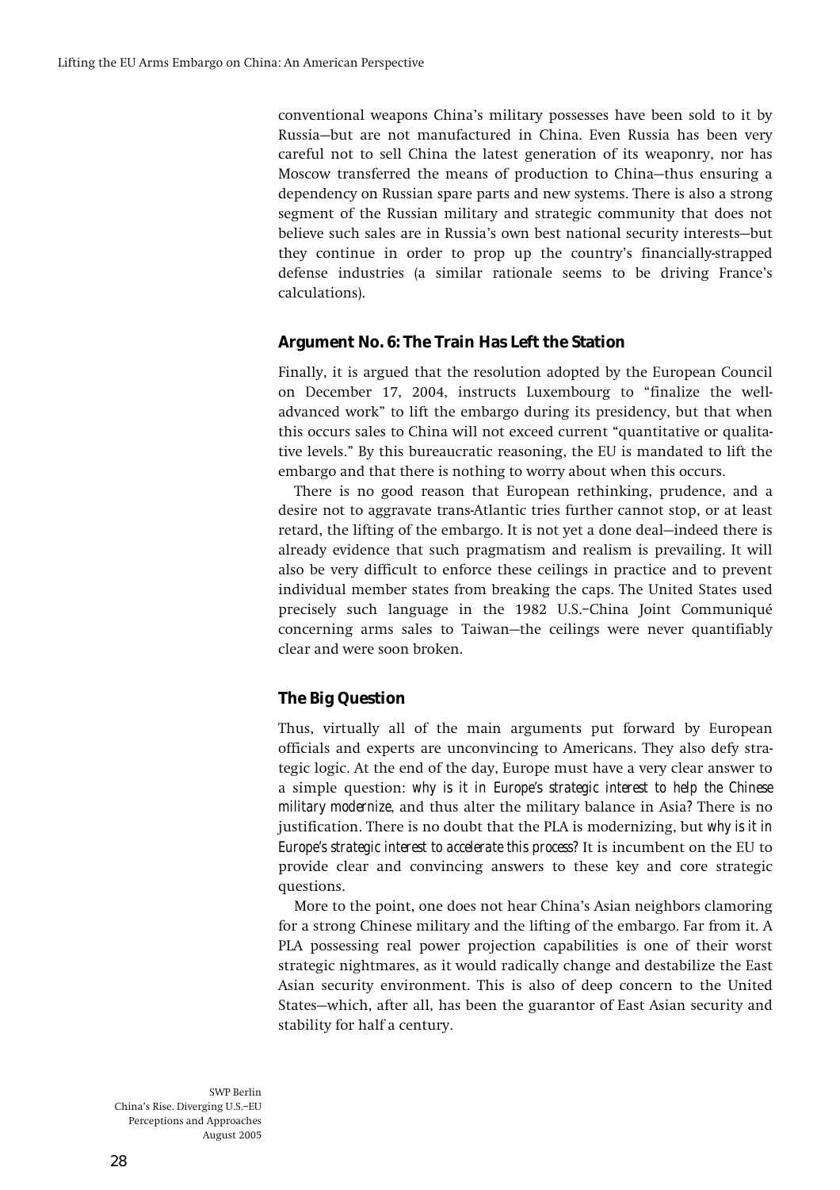conventional weapons China's military possesses have been sold to it by Russia—but are not manufactured in China. Even Russia has been very careful not to sell China the latest generation of its weaponry, nor has Moscow transferred the means of production to China—thus ensuring a dependency on Russian spare parts and new systems. There is also a strong segment of the Russian military and strategic community that does not believe such sales are in Russia's own best national security interests—but they continue in order to prop up the country's financially-strapped defense industries (a similar rationale seems to be driving France's calculations).

### Argument No. 6: The Train Has Left the Station

Finally, it is argued that the resolution adopted by the European Council on December 17, 2004, instructs Luxembourg to "finalize the well-advanced work" to lift the embargo during its presidency, but that when this occurs sales to China will not exceed current "quantitative or qualitative levels." By this bureaucratic reasoning, the EU is mandated to lift the embargo and that there is nothing to worry about when this occurs.

There is no good reason that European rethinking, prudence, and a desire not to aggravate trans-Atlantic tries further cannot stop, or at least retard, the lifting of the embargo. It is not yet a done deal—indeed there is already evidence that such pragmatism and realism is prevailing. It will also be very difficult to enforce these ceilings in practice and to prevent individual member states from breaking the caps. The United States used precisely such language in the 1982 U.S.–China Joint Communiqué concerning arms sales to Taiwan—the ceilings were never quantifiably clear and were soon broken.

### The Big Question

Thus, virtually all of the main arguments put forward by European officials and experts are unconvincing to Americans. They also defy strategic logic. At the end of the day, Europe must have a very clear answer to a simple question: *why is it in Europe's strategic interest to help the Chinese military modernize*, and thus alter the military balance in Asia? There is no justification. There is no doubt that the PLA is modernizing, but *why is it in Europe's strategic interest to accelerate this process?* It is incumbent on the EU to provide clear and convincing answers to these key and core strategic questions.

More to the point, one does not hear China's Asian neighbors clamoring for a strong Chinese military and the lifting of the embargo. Far from it. A PLA possessing real power projection capabilities is one of their worst strategic nightmares, as it would radically change and destabilize the East Asian security environment. This is also of deep concern to the United States—which, after all, has been the guarantor of East Asian security and stability for half a century.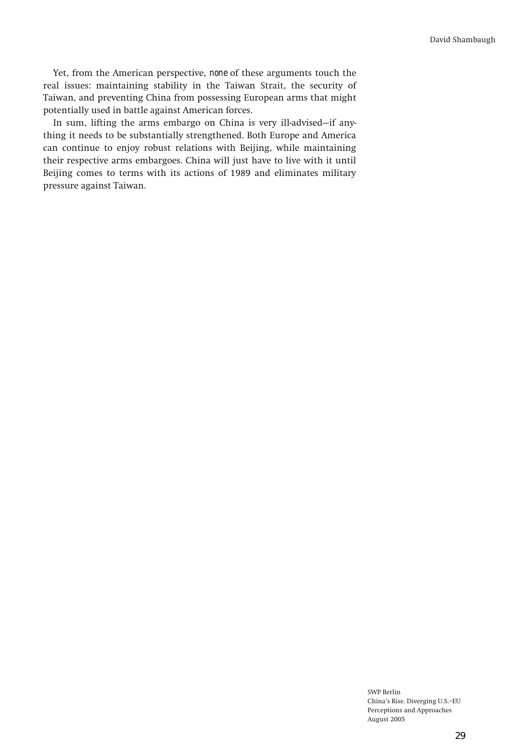Yet, from the American perspective, *none* of these arguments touch the real issues: maintaining stability in the Taiwan Strait, the security of Taiwan, and preventing China from possessing European arms that might potentially used in battle against American forces.

In sum, lifting the arms embargo on China is very ill-advised—if anything it needs to be substantially strengthened. Both Europe and America can continue to enjoy robust relations with Beijing, while maintaining their respective arms embargoes. China will just have to live with it until Beijing comes to terms with its actions of 1989 and eliminates military pressure against Taiwan.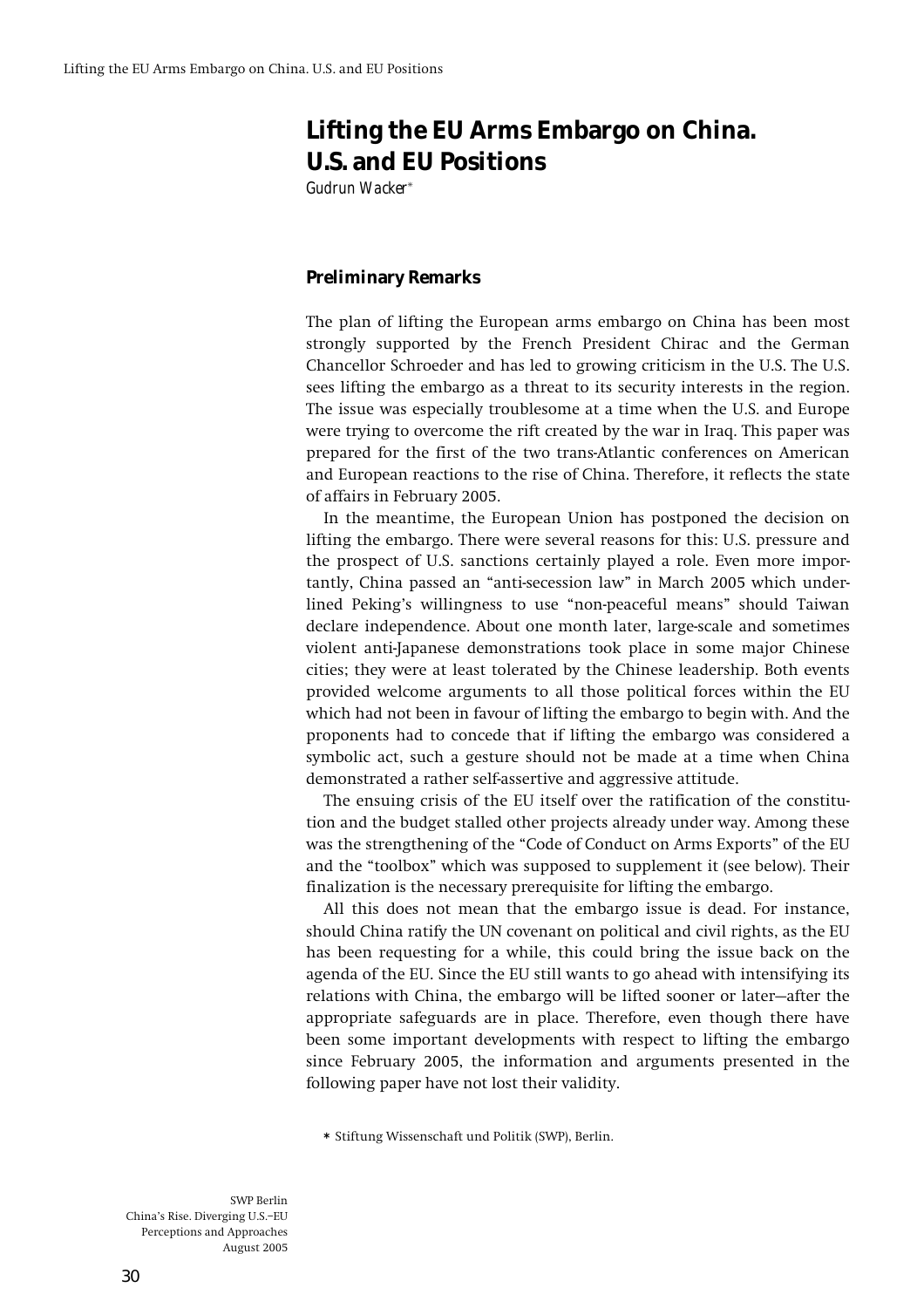# Lifting the EU Arms Embargo on China. U.S. and EU Positions

*Gudrun Wacker*[*]

## Preliminary Remarks

The plan of lifting the European arms embargo on China has been most strongly supported by the French President Chirac and the German Chancellor Schroeder and has led to growing criticism in the U.S. The U.S. sees lifting the embargo as a threat to its security interests in the region. The issue was especially troublesome at a time when the U.S. and Europe were trying to overcome the rift created by the war in Iraq. This paper was prepared for the first of the two trans-Atlantic conferences on American and European reactions to the rise of China. Therefore, it reflects the state of affairs in February 2005.

In the meantime, the European Union has postponed the decision on lifting the embargo. There were several reasons for this: U.S. pressure and the prospect of U.S. sanctions certainly played a role. Even more importantly, China passed an "anti-secession law" in March 2005 which underlined Peking's willingness to use "non-peaceful means" should Taiwan declare independence. About one month later, large-scale and sometimes violent anti-Japanese demonstrations took place in some major Chinese cities; they were at least tolerated by the Chinese leadership. Both events provided welcome arguments to all those political forces within the EU which had not been in favour of lifting the embargo to begin with. And the proponents had to concede that if lifting the embargo was considered a symbolic act, such a gesture should not be made at a time when China demonstrated a rather self-assertive and aggressive attitude.

The ensuing crisis of the EU itself over the ratification of the constitution and the budget stalled other projects already under way. Among these was the strengthening of the "Code of Conduct on Arms Exports" of the EU and the "toolbox" which was supposed to supplement it (see below). Their finalization is the necessary prerequisite for lifting the embargo.

All this does not mean that the embargo issue is dead. For instance, should China ratify the UN covenant on political and civil rights, as the EU has been requesting for a while, this could bring the issue back on the agenda of the EU. Since the EU still wants to go ahead with intensifying its relations with China, the embargo will be lifted sooner or later—after the appropriate safeguards are in place. Therefore, even though there have been some important developments with respect to lifting the embargo since February 2005, the information and arguments presented in the following paper have not lost their validity.

[*] Stiftung Wissenschaft und Politik (SWP), Berlin.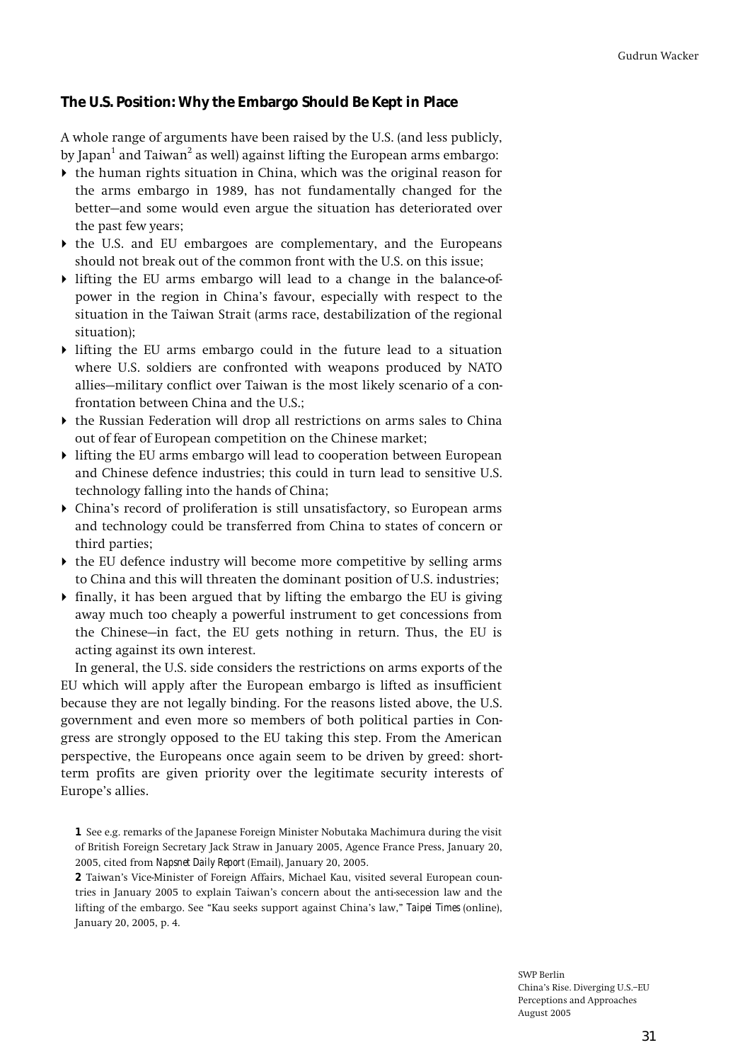### The U.S. Position: Why the Embargo Should Be Kept in Place

A whole range of arguments have been raised by the U.S. (and less publicly, by Japan[1] and Taiwan[2] as well) against lifting the European arms embargo:

- the human rights situation in China, which was the original reason for the arms embargo in 1989, has not fundamentally changed for the better—and some would even argue the situation has deteriorated over the past few years;
- the U.S. and EU embargoes are complementary, and the Europeans should not break out of the common front with the U.S. on this issue;
- lifting the EU arms embargo will lead to a change in the balance-of-power in the region in China's favour, especially with respect to the situation in the Taiwan Strait (arms race, destabilization of the regional situation);
- lifting the EU arms embargo could in the future lead to a situation where U.S. soldiers are confronted with weapons produced by NATO allies—military conflict over Taiwan is the most likely scenario of a confrontation between China and the U.S.;
- the Russian Federation will drop all restrictions on arms sales to China out of fear of European competition on the Chinese market;
- lifting the EU arms embargo will lead to cooperation between European and Chinese defence industries; this could in turn lead to sensitive U.S. technology falling into the hands of China;
- China's record of proliferation is still unsatisfactory, so European arms and technology could be transferred from China to states of concern or third parties;
- the EU defence industry will become more competitive by selling arms to China and this will threaten the dominant position of U.S. industries;
- finally, it has been argued that by lifting the embargo the EU is giving away much too cheaply a powerful instrument to get concessions from the Chinese—in fact, the EU gets nothing in return. Thus, the EU is acting against its own interest.

In general, the U.S. side considers the restrictions on arms exports of the EU which will apply after the European embargo is lifted as insufficient because they are not legally binding. For the reasons listed above, the U.S. government and even more so members of both political parties in Congress are strongly opposed to the EU taking this step. From the American perspective, the Europeans once again seem to be driven by greed: short-term profits are given priority over the legitimate security interests of Europe's allies.

**1** See e.g. remarks of the Japanese Foreign Minister Nobutaka Machimura during the visit of British Foreign Secretary Jack Straw in January 2005, Agence France Press, January 20, 2005, cited from *Napsnet Daily Report* (Email), January 20, 2005.

**2** Taiwan's Vice-Minister of Foreign Affairs, Michael Kau, visited several European countries in January 2005 to explain Taiwan's concern about the anti-secession law and the lifting of the embargo. See "Kau seeks support against China's law," *Taipei Times* (online), January 20, 2005, p. 4.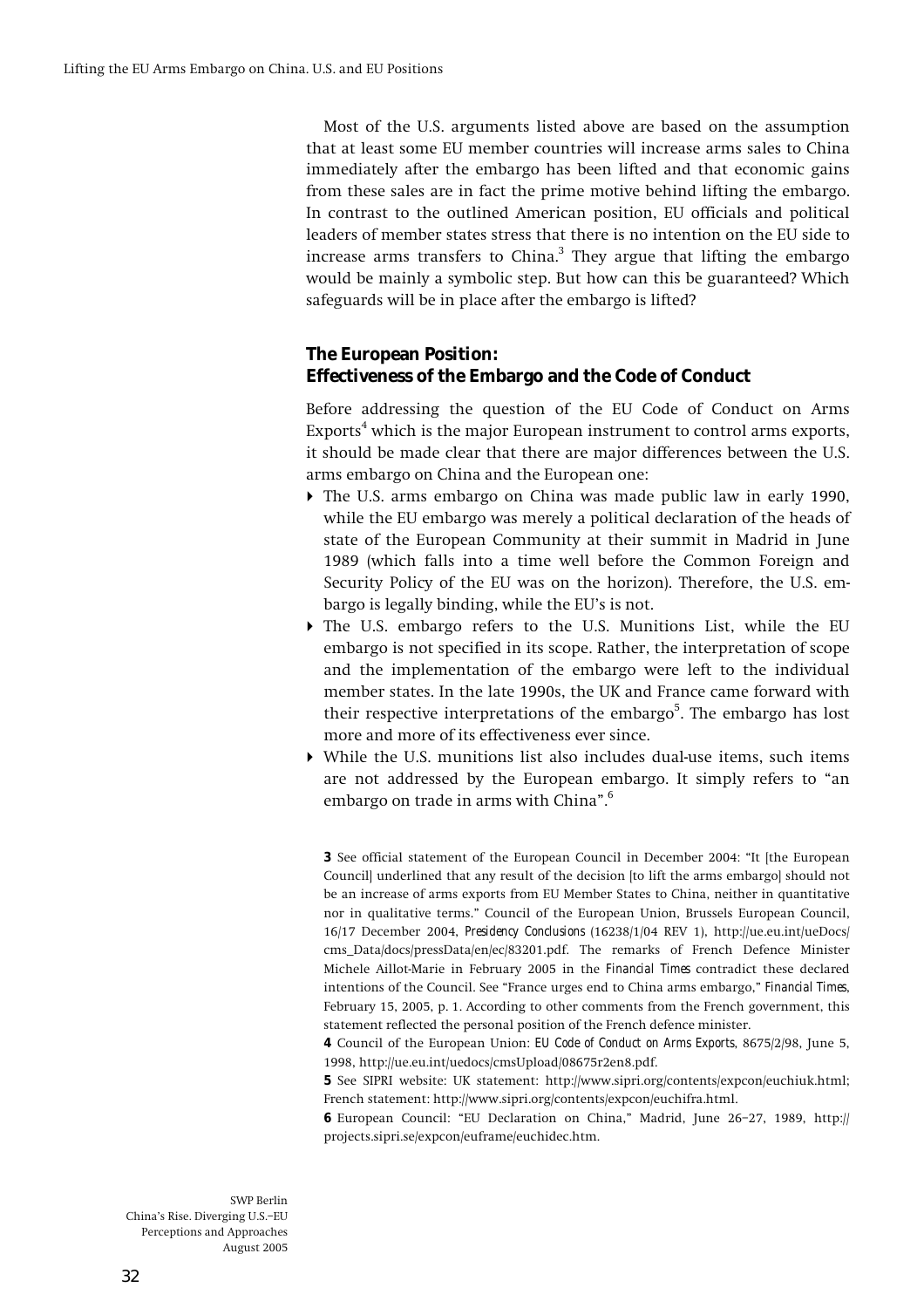Most of the U.S. arguments listed above are based on the assumption that at least some EU member countries will increase arms sales to China immediately after the embargo has been lifted and that economic gains from these sales are in fact the prime motive behind lifting the embargo. In contrast to the outlined American position, EU officials and political leaders of member states stress that there is no intention on the EU side to increase arms transfers to China.[3] They argue that lifting the embargo would be mainly a symbolic step. But how can this be guaranteed? Which safeguards will be in place after the embargo is lifted?

### The European Position: Effectiveness of the Embargo and the Code of Conduct

Before addressing the question of the EU Code of Conduct on Arms Exports[4] which is the major European instrument to control arms exports, it should be made clear that there are major differences between the U.S. arms embargo on China and the European one:

- The U.S. arms embargo on China was made public law in early 1990, while the EU embargo was merely a political declaration of the heads of state of the European Community at their summit in Madrid in June 1989 (which falls into a time well before the Common Foreign and Security Policy of the EU was on the horizon). Therefore, the U.S. embargo is legally binding, while the EU's is not.
- The U.S. embargo refers to the U.S. Munitions List, while the EU embargo is not specified in its scope. Rather, the interpretation of scope and the implementation of the embargo were left to the individual member states. In the late 1990s, the UK and France came forward with their respective interpretations of the embargo[5]. The embargo has lost more and more of its effectiveness ever since.
- While the U.S. munitions list also includes dual-use items, such items are not addressed by the European embargo. It simply refers to "an embargo on trade in arms with China".[6]

**3** See official statement of the European Council in December 2004: "It [the European Council] underlined that any result of the decision [to lift the arms embargo] should not be an increase of arms exports from EU Member States to China, neither in quantitative nor in qualitative terms." Council of the European Union, Brussels European Council, 16/17 December 2004, *Presidency Conclusions* (16238/1/04 REV 1), http://ue.eu.int/ueDocs/cms_Data/docs/pressData/en/ec/83201.pdf. The remarks of French Defence Minister Michele Aillot-Marie in February 2005 in the *Financial Times* contradict these declared intentions of the Council. See "France urges end to China arms embargo," *Financial Times*, February 15, 2005, p. 1. According to other comments from the French government, this statement reflected the personal position of the French defence minister.

**4** Council of the European Union: *EU Code of Conduct on Arms Exports*, 8675/2/98, June 5, 1998, http://ue.eu.int/uedocs/cmsUpload/08675r2en8.pdf.

**5** See SIPRI website: UK statement: http://www.sipri.org/contents/expcon/euchiuk.html; French statement: http://www.sipri.org/contents/expcon/euchifra.html.

**6** European Council: "EU Declaration on China," Madrid, June 26–27, 1989, http://projects.sipri.se/expcon/euframe/euchidec.htm.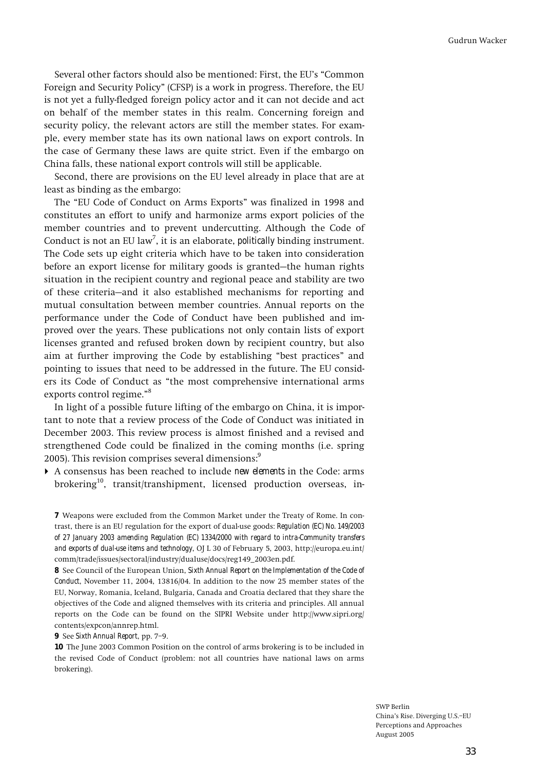Several other factors should also be mentioned: First, the EU's "Common Foreign and Security Policy" (CFSP) is a work in progress. Therefore, the EU is not yet a fully-fledged foreign policy actor and it can not decide and act on behalf of the member states in this realm. Concerning foreign and security policy, the relevant actors are still the member states. For example, every member state has its own national laws on export controls. In the case of Germany these laws are quite strict. Even if the embargo on China falls, these national export controls will still be applicable.

Second, there are provisions on the EU level already in place that are at least as binding as the embargo:

The "EU Code of Conduct on Arms Exports" was finalized in 1998 and constitutes an effort to unify and harmonize arms export policies of the member countries and to prevent undercutting. Although the Code of Conduct is not an EU law[7], it is an elaborate, *politically* binding instrument. The Code sets up eight criteria which have to be taken into consideration before an export license for military goods is granted—the human rights situation in the recipient country and regional peace and stability are two of these criteria—and it also established mechanisms for reporting and mutual consultation between member countries. Annual reports on the performance under the Code of Conduct have been published and improved over the years. These publications not only contain lists of export licenses granted and refused broken down by recipient country, but also aim at further improving the Code by establishing "best practices" and pointing to issues that need to be addressed in the future. The EU considers its Code of Conduct as "the most comprehensive international arms exports control regime."[8]

In light of a possible future lifting of the embargo on China, it is important to note that a review process of the Code of Conduct was initiated in December 2003. This review process is almost finished and a revised and strengthened Code could be finalized in the coming months (i.e. spring 2005). This revision comprises several dimensions:[9]

- A consensus has been reached to include *new elements* in the Code: arms brokering[10], transit/transhipment, licensed production overseas, in-

**7** Weapons were excluded from the Common Market under the Treaty of Rome. In contrast, there is an EU regulation for the export of dual-use goods: *Regulation (EC) No. 149/2003 of 27 January 2003 amending Regulation (EC) 1334/2000 with regard to intra-Community transfers and exports of dual-use items and technology*, OJ L 30 of February 5, 2003, http://europa.eu.int/comm/trade/issues/sectoral/industry/dualuse/docs/reg149_2003en.pdf.

**8** See Council of the European Union, *Sixth Annual Report on the Implementation of the Code of Conduct*, November 11, 2004, 13816/04. In addition to the now 25 member states of the EU, Norway, Romania, Iceland, Bulgaria, Canada and Croatia declared that they share the objectives of the Code and aligned themselves with its criteria and principles. All annual reports on the Code can be found on the SIPRI Website under http://www.sipri.org/contents/expcon/annrep.html.

**9** See *Sixth Annual Report*, pp. 7–9.

**10** The June 2003 Common Position on the control of arms brokering is to be included in the revised Code of Conduct (problem: not all countries have national laws on arms brokering).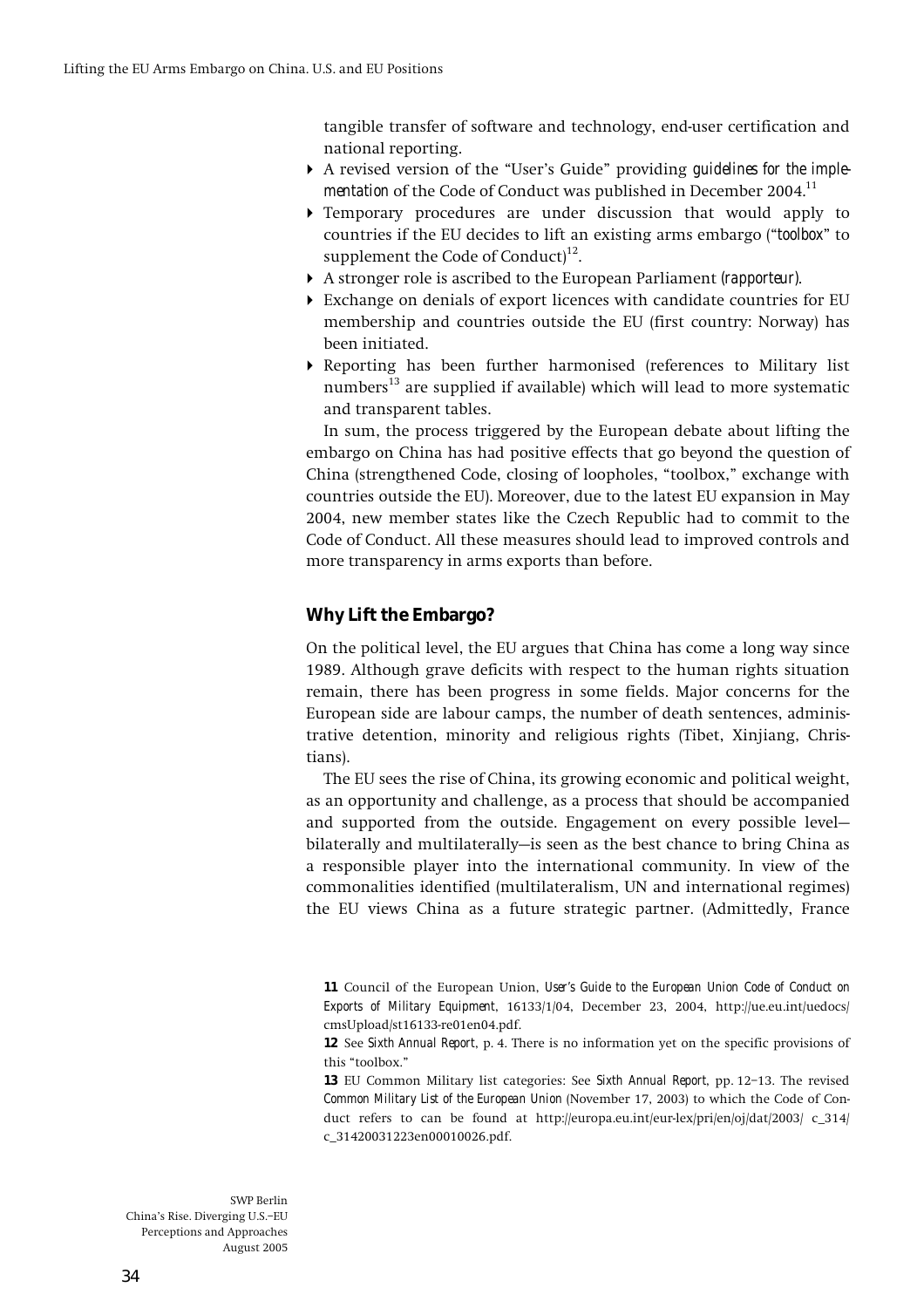tangible transfer of software and technology, end-user certification and national reporting.

- A revised version of the "User's Guide" providing *guidelines for the implementation* of the Code of Conduct was published in December 2004.[11]
- Temporary procedures are under discussion that would apply to countries if the EU decides to lift an existing arms embargo ("*toolbox*" to supplement the Code of Conduct)[12].
- A stronger role is ascribed to the European Parliament (*rapporteur*).
- Exchange on denials of export licences with candidate countries for EU membership and countries outside the EU (first country: Norway) has been initiated.
- Reporting has been further harmonised (references to Military list numbers[13] are supplied if available) which will lead to more systematic and transparent tables.

In sum, the process triggered by the European debate about lifting the embargo on China has had positive effects that go beyond the question of China (strengthened Code, closing of loopholes, "toolbox," exchange with countries outside the EU). Moreover, due to the latest EU expansion in May 2004, new member states like the Czech Republic had to commit to the Code of Conduct. All these measures should lead to improved controls and more transparency in arms exports than before.

### Why Lift the Embargo?

On the political level, the EU argues that China has come a long way since 1989. Although grave deficits with respect to the human rights situation remain, there has been progress in some fields. Major concerns for the European side are labour camps, the number of death sentences, administrative detention, minority and religious rights (Tibet, Xinjiang, Christians).

The EU sees the rise of China, its growing economic and political weight, as an opportunity and challenge, as a process that should be accompanied and supported from the outside. Engagement on every possible level—bilaterally and multilaterally—is seen as the best chance to bring China as a responsible player into the international community. In view of the commonalities identified (multilateralism, UN and international regimes) the EU views China as a future strategic partner. (Admittedly, France

**11** Council of the European Union, *User's Guide to the European Union Code of Conduct on Exports of Military Equipment*, 16133/1/04, December 23, 2004, http://ue.eu.int/uedocs/cmsUpload/st16133-re01en04.pdf.

**12** See *Sixth Annual Report*, p. 4. There is no information yet on the specific provisions of this "toolbox."

**13** EU Common Military list categories: See *Sixth Annual Report*, pp. 12–13. The revised *Common Military List of the European Union* (November 17, 2003) to which the Code of Conduct refers to can be found at http://europa.eu.int/eur-lex/pri/en/oj/dat/2003/ c_314/c_31420031223en00010026.pdf.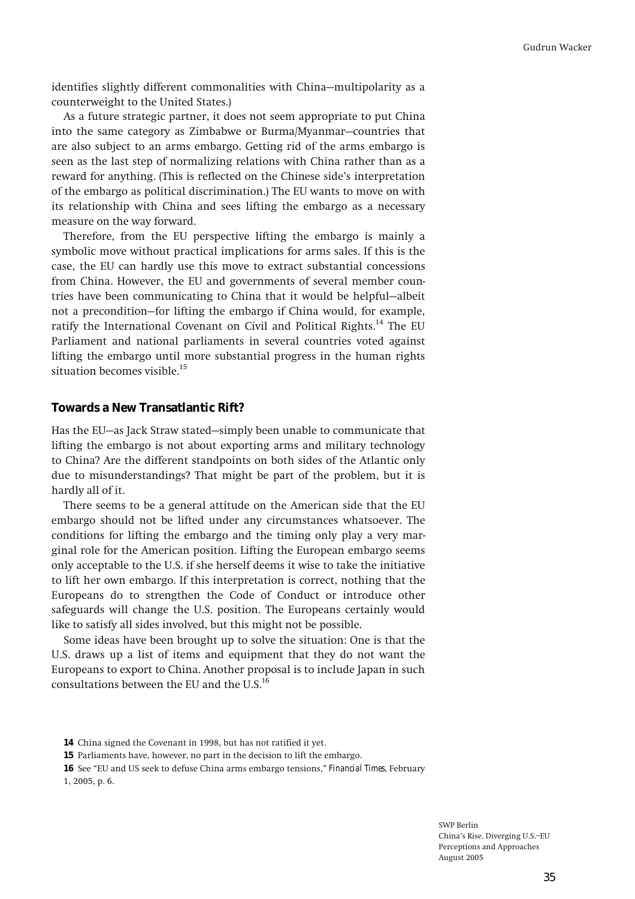identifies slightly different commonalities with China—multipolarity as a counterweight to the United States.)

As a future strategic partner, it does not seem appropriate to put China into the same category as Zimbabwe or Burma/Myanmar—countries that are also subject to an arms embargo. Getting rid of the arms embargo is seen as the last step of normalizing relations with China rather than as a reward for anything. (This is reflected on the Chinese side's interpretation of the embargo as political discrimination.) The EU wants to move on with its relationship with China and sees lifting the embargo as a necessary measure on the way forward.

Therefore, from the EU perspective lifting the embargo is mainly a symbolic move without practical implications for arms sales. If this is the case, the EU can hardly use this move to extract substantial concessions from China. However, the EU and governments of several member countries have been communicating to China that it would be helpful—albeit not a precondition—for lifting the embargo if China would, for example, ratify the International Covenant on Civil and Political Rights.[14] The EU Parliament and national parliaments in several countries voted against lifting the embargo until more substantial progress in the human rights situation becomes visible.[15]

## Towards a New Transatlantic Rift?

Has the EU—as Jack Straw stated—simply been unable to communicate that lifting the embargo is not about exporting arms and military technology to China? Are the different standpoints on both sides of the Atlantic only due to misunderstandings? That might be part of the problem, but it is hardly all of it.

There seems to be a general attitude on the American side that the EU embargo should not be lifted under any circumstances whatsoever. The conditions for lifting the embargo and the timing only play a very marginal role for the American position. Lifting the European embargo seems only acceptable to the U.S. if she herself deems it wise to take the initiative to lift her own embargo. If this interpretation is correct, nothing that the Europeans do to strengthen the Code of Conduct or introduce other safeguards will change the U.S. position. The Europeans certainly would like to satisfy all sides involved, but this might not be possible.

Some ideas have been brought up to solve the situation: One is that the U.S. draws up a list of items and equipment that they do not want the Europeans to export to China. Another proposal is to include Japan in such consultations between the EU and the U.S.[16]

**14** China signed the Covenant in 1998, but has not ratified it yet.

**15** Parliaments have, however, no part in the decision to lift the embargo.

**16** See "EU and US seek to defuse China arms embargo tensions," *Financial Times*, February 1, 2005, p. 6.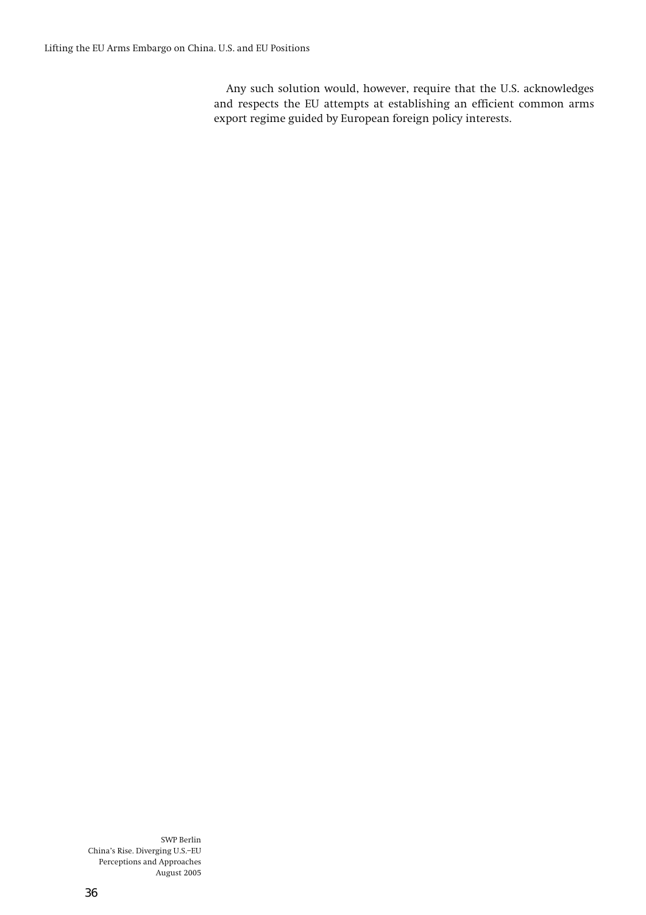Any such solution would, however, require that the U.S. acknowledges and respects the EU attempts at establishing an efficient common arms export regime guided by European foreign policy interests.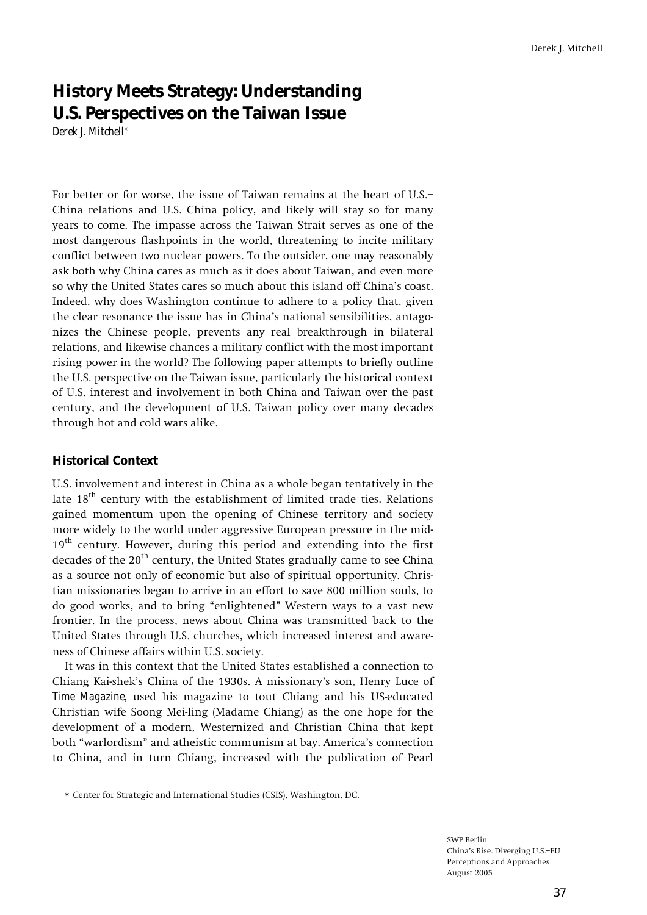# History Meets Strategy: Understanding U.S. Perspectives on the Taiwan Issue

*Derek J. Mitchell**

For better or for worse, the issue of Taiwan remains at the heart of U.S.–China relations and U.S. China policy, and likely will stay so for many years to come. The impasse across the Taiwan Strait serves as one of the most dangerous flashpoints in the world, threatening to incite military conflict between two nuclear powers. To the outsider, one may reasonably ask both why China cares as much as it does about Taiwan, and even more so why the United States cares so much about this island off China's coast. Indeed, why does Washington continue to adhere to a policy that, given the clear resonance the issue has in China's national sensibilities, antagonizes the Chinese people, prevents any real breakthrough in bilateral relations, and likewise chances a military conflict with the most important rising power in the world? The following paper attempts to briefly outline the U.S. perspective on the Taiwan issue, particularly the historical context of U.S. interest and involvement in both China and Taiwan over the past century, and the development of U.S. Taiwan policy over many decades through hot and cold wars alike.

## Historical Context

U.S. involvement and interest in China as a whole began tentatively in the late 18th century with the establishment of limited trade ties. Relations gained momentum upon the opening of Chinese territory and society more widely to the world under aggressive European pressure in the mid-19th century. However, during this period and extending into the first decades of the 20th century, the United States gradually came to see China as a source not only of economic but also of spiritual opportunity. Christian missionaries began to arrive in an effort to save 800 million souls, to do good works, and to bring "enlightened" Western ways to a vast new frontier. In the process, news about China was transmitted back to the United States through U.S. churches, which increased interest and awareness of Chinese affairs within U.S. society.

It was in this context that the United States established a connection to Chiang Kai-shek's China of the 1930s. A missionary's son, Henry Luce of *Time Magazine*, used his magazine to tout Chiang and his US-educated Christian wife Soong Mei-ling (Madame Chiang) as the one hope for the development of a modern, Westernized and Christian China that kept both "warlordism" and atheistic communism at bay. America's connection to China, and in turn Chiang, increased with the publication of Pearl

\* Center for Strategic and International Studies (CSIS), Washington, DC.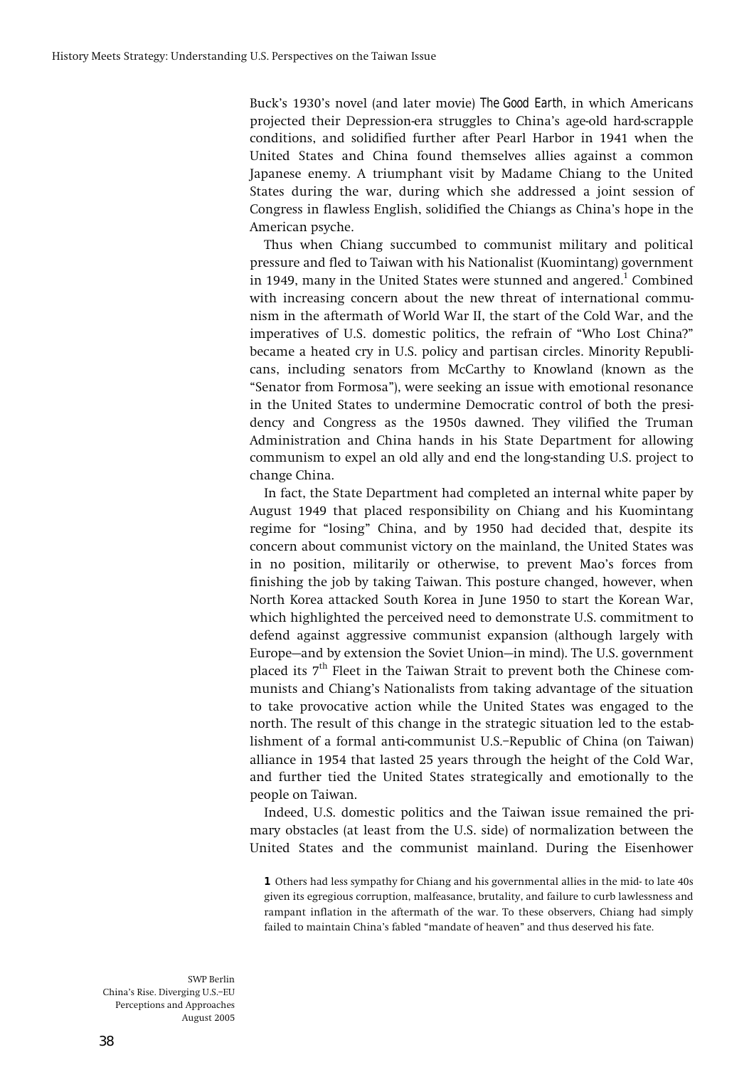Buck's 1930's novel (and later movie) *The Good Earth*, in which Americans projected their Depression-era struggles to China's age-old hard-scrapple conditions, and solidified further after Pearl Harbor in 1941 when the United States and China found themselves allies against a common Japanese enemy. A triumphant visit by Madame Chiang to the United States during the war, during which she addressed a joint session of Congress in flawless English, solidified the Chiangs as China's hope in the American psyche.

Thus when Chiang succumbed to communist military and political pressure and fled to Taiwan with his Nationalist (Kuomintang) government in 1949, many in the United States were stunned and angered.[1] Combined with increasing concern about the new threat of international communism in the aftermath of World War II, the start of the Cold War, and the imperatives of U.S. domestic politics, the refrain of "Who Lost China?" became a heated cry in U.S. policy and partisan circles. Minority Republicans, including senators from McCarthy to Knowland (known as the "Senator from Formosa"), were seeking an issue with emotional resonance in the United States to undermine Democratic control of both the presidency and Congress as the 1950s dawned. They vilified the Truman Administration and China hands in his State Department for allowing communism to expel an old ally and end the long-standing U.S. project to change China.

In fact, the State Department had completed an internal white paper by August 1949 that placed responsibility on Chiang and his Kuomintang regime for "losing" China, and by 1950 had decided that, despite its concern about communist victory on the mainland, the United States was in no position, militarily or otherwise, to prevent Mao's forces from finishing the job by taking Taiwan. This posture changed, however, when North Korea attacked South Korea in June 1950 to start the Korean War, which highlighted the perceived need to demonstrate U.S. commitment to defend against aggressive communist expansion (although largely with Europe—and by extension the Soviet Union—in mind). The U.S. government placed its 7th Fleet in the Taiwan Strait to prevent both the Chinese communists and Chiang's Nationalists from taking advantage of the situation to take provocative action while the United States was engaged to the north. The result of this change in the strategic situation led to the establishment of a formal anti-communist U.S.–Republic of China (on Taiwan) alliance in 1954 that lasted 25 years through the height of the Cold War, and further tied the United States strategically and emotionally to the people on Taiwan.

Indeed, U.S. domestic politics and the Taiwan issue remained the primary obstacles (at least from the U.S. side) of normalization between the United States and the communist mainland. During the Eisenhower

**1** Others had less sympathy for Chiang and his governmental allies in the mid- to late 40s given its egregious corruption, malfeasance, brutality, and failure to curb lawlessness and rampant inflation in the aftermath of the war. To these observers, Chiang had simply failed to maintain China's fabled "mandate of heaven" and thus deserved his fate.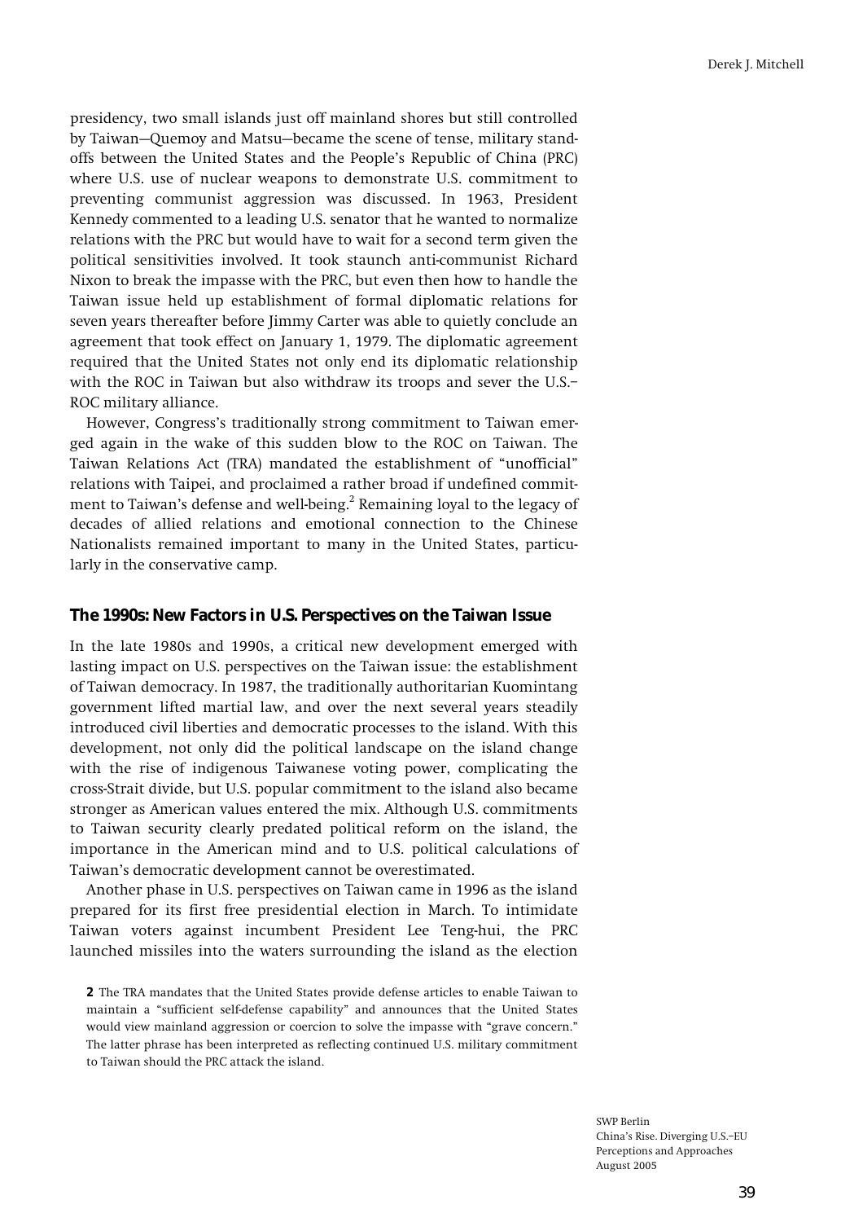presidency, two small islands just off mainland shores but still controlled by Taiwan—Quemoy and Matsu—became the scene of tense, military standoffs between the United States and the People's Republic of China (PRC) where U.S. use of nuclear weapons to demonstrate U.S. commitment to preventing communist aggression was discussed. In 1963, President Kennedy commented to a leading U.S. senator that he wanted to normalize relations with the PRC but would have to wait for a second term given the political sensitivities involved. It took staunch anti-communist Richard Nixon to break the impasse with the PRC, but even then how to handle the Taiwan issue held up establishment of formal diplomatic relations for seven years thereafter before Jimmy Carter was able to quietly conclude an agreement that took effect on January 1, 1979. The diplomatic agreement required that the United States not only end its diplomatic relationship with the ROC in Taiwan but also withdraw its troops and sever the U.S.–ROC military alliance.

However, Congress's traditionally strong commitment to Taiwan emerged again in the wake of this sudden blow to the ROC on Taiwan. The Taiwan Relations Act (TRA) mandated the establishment of "unofficial" relations with Taipei, and proclaimed a rather broad if undefined commitment to Taiwan's defense and well-being.[2] Remaining loyal to the legacy of decades of allied relations and emotional connection to the Chinese Nationalists remained important to many in the United States, particularly in the conservative camp.

### The 1990s: New Factors in U.S. Perspectives on the Taiwan Issue

In the late 1980s and 1990s, a critical new development emerged with lasting impact on U.S. perspectives on the Taiwan issue: the establishment of Taiwan democracy. In 1987, the traditionally authoritarian Kuomintang government lifted martial law, and over the next several years steadily introduced civil liberties and democratic processes to the island. With this development, not only did the political landscape on the island change with the rise of indigenous Taiwanese voting power, complicating the cross-Strait divide, but U.S. popular commitment to the island also became stronger as American values entered the mix. Although U.S. commitments to Taiwan security clearly predated political reform on the island, the importance in the American mind and to U.S. political calculations of Taiwan's democratic development cannot be overestimated.

Another phase in U.S. perspectives on Taiwan came in 1996 as the island prepared for its first free presidential election in March. To intimidate Taiwan voters against incumbent President Lee Teng-hui, the PRC launched missiles into the waters surrounding the island as the election

**2** The TRA mandates that the United States provide defense articles to enable Taiwan to maintain a "sufficient self-defense capability" and announces that the United States would view mainland aggression or coercion to solve the impasse with "grave concern." The latter phrase has been interpreted as reflecting continued U.S. military commitment to Taiwan should the PRC attack the island.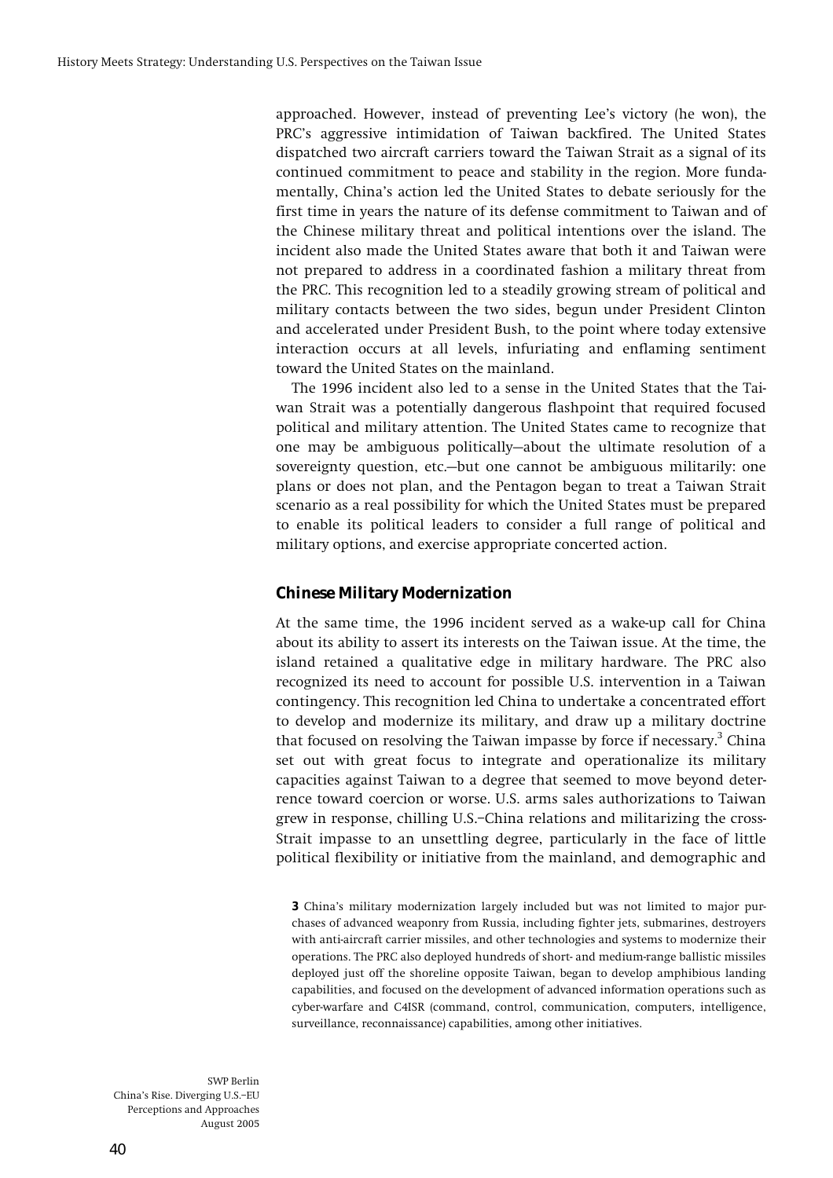approached. However, instead of preventing Lee's victory (he won), the PRC's aggressive intimidation of Taiwan backfired. The United States dispatched two aircraft carriers toward the Taiwan Strait as a signal of its continued commitment to peace and stability in the region. More fundamentally, China's action led the United States to debate seriously for the first time in years the nature of its defense commitment to Taiwan and of the Chinese military threat and political intentions over the island. The incident also made the United States aware that both it and Taiwan were not prepared to address in a coordinated fashion a military threat from the PRC. This recognition led to a steadily growing stream of political and military contacts between the two sides, begun under President Clinton and accelerated under President Bush, to the point where today extensive interaction occurs at all levels, infuriating and enflaming sentiment toward the United States on the mainland.

The 1996 incident also led to a sense in the United States that the Taiwan Strait was a potentially dangerous flashpoint that required focused political and military attention. The United States came to recognize that one may be ambiguous politically—about the ultimate resolution of a sovereignty question, etc.—but one cannot be ambiguous militarily: one plans or does not plan, and the Pentagon began to treat a Taiwan Strait scenario as a real possibility for which the United States must be prepared to enable its political leaders to consider a full range of political and military options, and exercise appropriate concerted action.

### Chinese Military Modernization

At the same time, the 1996 incident served as a wake-up call for China about its ability to assert its interests on the Taiwan issue. At the time, the island retained a qualitative edge in military hardware. The PRC also recognized its need to account for possible U.S. intervention in a Taiwan contingency. This recognition led China to undertake a concentrated effort to develop and modernize its military, and draw up a military doctrine that focused on resolving the Taiwan impasse by force if necessary.[3] China set out with great focus to integrate and operationalize its military capacities against Taiwan to a degree that seemed to move beyond deterrence toward coercion or worse. U.S. arms sales authorizations to Taiwan grew in response, chilling U.S.–China relations and militarizing the cross-Strait impasse to an unsettling degree, particularly in the face of little political flexibility or initiative from the mainland, and demographic and

**3** China's military modernization largely included but was not limited to major purchases of advanced weaponry from Russia, including fighter jets, submarines, destroyers with anti-aircraft carrier missiles, and other technologies and systems to modernize their operations. The PRC also deployed hundreds of short- and medium-range ballistic missiles deployed just off the shoreline opposite Taiwan, began to develop amphibious landing capabilities, and focused on the development of advanced information operations such as cyber-warfare and C4ISR (command, control, communication, computers, intelligence, surveillance, reconnaissance) capabilities, among other initiatives.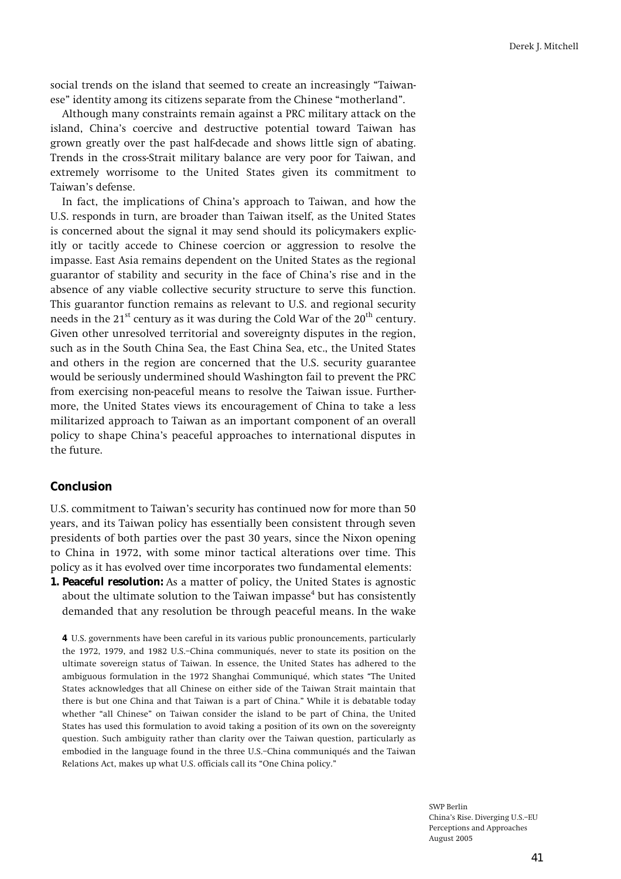social trends on the island that seemed to create an increasingly "Taiwanese" identity among its citizens separate from the Chinese "motherland".

Although many constraints remain against a PRC military attack on the island, China's coercive and destructive potential toward Taiwan has grown greatly over the past half-decade and shows little sign of abating. Trends in the cross-Strait military balance are very poor for Taiwan, and extremely worrisome to the United States given its commitment to Taiwan's defense.

In fact, the implications of China's approach to Taiwan, and how the U.S. responds in turn, are broader than Taiwan itself, as the United States is concerned about the signal it may send should its policymakers explicitly or tacitly accede to Chinese coercion or aggression to resolve the impasse. East Asia remains dependent on the United States as the regional guarantor of stability and security in the face of China's rise and in the absence of any viable collective security structure to serve this function. This guarantor function remains as relevant to U.S. and regional security needs in the 21st century as it was during the Cold War of the 20th century. Given other unresolved territorial and sovereignty disputes in the region, such as in the South China Sea, the East China Sea, etc., the United States and others in the region are concerned that the U.S. security guarantee would be seriously undermined should Washington fail to prevent the PRC from exercising non-peaceful means to resolve the Taiwan issue. Furthermore, the United States views its encouragement of China to take a less militarized approach to Taiwan as an important component of an overall policy to shape China's peaceful approaches to international disputes in the future.

## Conclusion

U.S. commitment to Taiwan's security has continued now for more than 50 years, and its Taiwan policy has essentially been consistent through seven presidents of both parties over the past 30 years, since the Nixon opening to China in 1972, with some minor tactical alterations over time. This policy as it has evolved over time incorporates two fundamental elements:

1. **Peaceful resolution:** As a matter of policy, the United States is agnostic about the ultimate solution to the Taiwan impasse[4] but has consistently demanded that any resolution be through peaceful means. In the wake

**4** U.S. governments have been careful in its various public pronouncements, particularly the 1972, 1979, and 1982 U.S.–China communiqués, never to state its position on the ultimate sovereign status of Taiwan. In essence, the United States has adhered to the ambiguous formulation in the 1972 Shanghai Communiqué, which states "The United States acknowledges that all Chinese on either side of the Taiwan Strait maintain that there is but one China and that Taiwan is a part of China." While it is debatable today whether "all Chinese" on Taiwan consider the island to be part of China, the United States has used this formulation to avoid taking a position of its own on the sovereignty question. Such ambiguity rather than clarity over the Taiwan question, particularly as embodied in the language found in the three U.S.–China communiqués and the Taiwan Relations Act, makes up what U.S. officials call its "One China policy."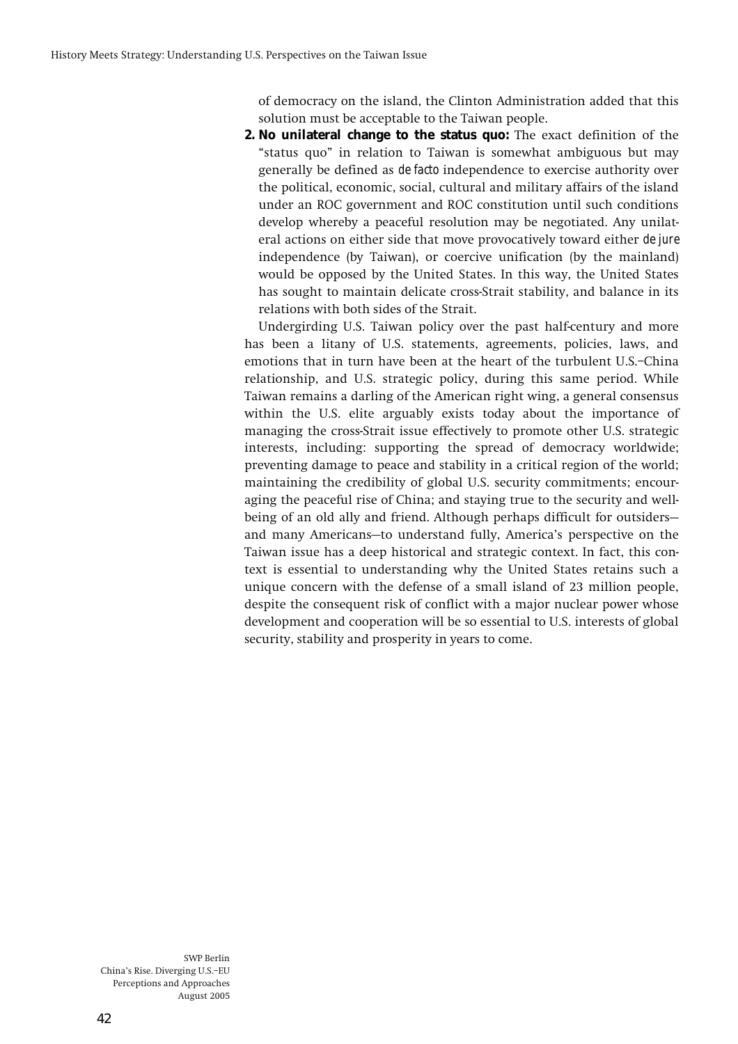of democracy on the island, the Clinton Administration added that this solution must be acceptable to the Taiwan people.

2. **No unilateral change to the status quo:** The exact definition of the "status quo" in relation to Taiwan is somewhat ambiguous but may generally be defined as *de facto* independence to exercise authority over the political, economic, social, cultural and military affairs of the island under an ROC government and ROC constitution until such conditions develop whereby a peaceful resolution may be negotiated. Any unilateral actions on either side that move provocatively toward either *de jure* independence (by Taiwan), or coercive unification (by the mainland) would be opposed by the United States. In this way, the United States has sought to maintain delicate cross-Strait stability, and balance in its relations with both sides of the Strait.

Undergirding U.S. Taiwan policy over the past half-century and more has been a litany of U.S. statements, agreements, policies, laws, and emotions that in turn have been at the heart of the turbulent U.S.–China relationship, and U.S. strategic policy, during this same period. While Taiwan remains a darling of the American right wing, a general consensus within the U.S. elite arguably exists today about the importance of managing the cross-Strait issue effectively to promote other U.S. strategic interests, including: supporting the spread of democracy worldwide; preventing damage to peace and stability in a critical region of the world; maintaining the credibility of global U.S. security commitments; encouraging the peaceful rise of China; and staying true to the security and well-being of an old ally and friend. Although perhaps difficult for outsiders—and many Americans—to understand fully, America's perspective on the Taiwan issue has a deep historical and strategic context. In fact, this context is essential to understanding why the United States retains such a unique concern with the defense of a small island of 23 million people, despite the consequent risk of conflict with a major nuclear power whose development and cooperation will be so essential to U.S. interests of global security, stability and prosperity in years to come.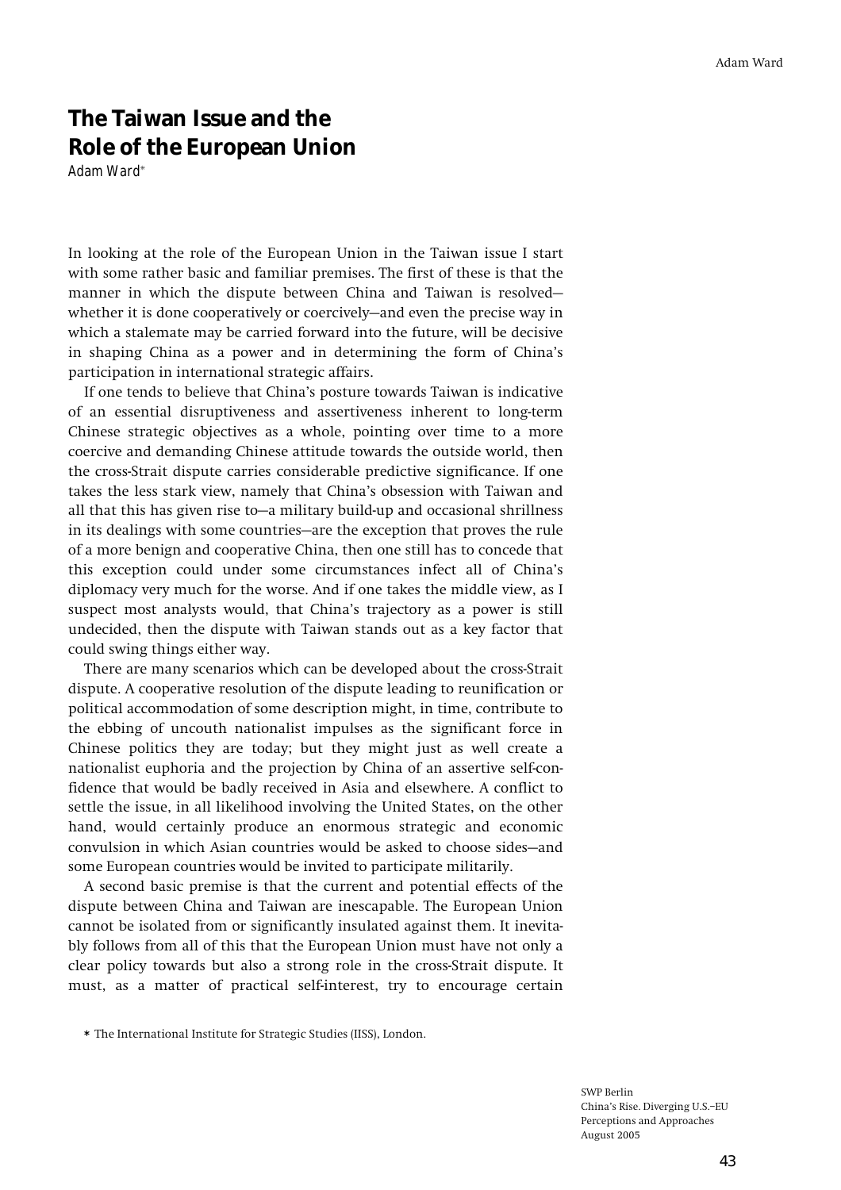# The Taiwan Issue and the Role of the European Union

Adam Ward*

In looking at the role of the European Union in the Taiwan issue I start with some rather basic and familiar premises. The first of these is that the manner in which the dispute between China and Taiwan is resolved—whether it is done cooperatively or coercively—and even the precise way in which a stalemate may be carried forward into the future, will be decisive in shaping China as a power and in determining the form of China's participation in international strategic affairs.

If one tends to believe that China's posture towards Taiwan is indicative of an essential disruptiveness and assertiveness inherent to long-term Chinese strategic objectives as a whole, pointing over time to a more coercive and demanding Chinese attitude towards the outside world, then the cross-Strait dispute carries considerable predictive significance. If one takes the less stark view, namely that China's obsession with Taiwan and all that this has given rise to—a military build-up and occasional shrillness in its dealings with some countries—are the exception that proves the rule of a more benign and cooperative China, then one still has to concede that this exception could under some circumstances infect all of China's diplomacy very much for the worse. And if one takes the middle view, as I suspect most analysts would, that China's trajectory as a power is still undecided, then the dispute with Taiwan stands out as a key factor that could swing things either way.

There are many scenarios which can be developed about the cross-Strait dispute. A cooperative resolution of the dispute leading to reunification or political accommodation of some description might, in time, contribute to the ebbing of uncouth nationalist impulses as the significant force in Chinese politics they are today; but they might just as well create a nationalist euphoria and the projection by China of an assertive self-confidence that would be badly received in Asia and elsewhere. A conflict to settle the issue, in all likelihood involving the United States, on the other hand, would certainly produce an enormous strategic and economic convulsion in which Asian countries would be asked to choose sides—and some European countries would be invited to participate militarily.

A second basic premise is that the current and potential effects of the dispute between China and Taiwan are inescapable. The European Union cannot be isolated from or significantly insulated against them. It inevitably follows from all of this that the European Union must have not only a clear policy towards but also a strong role in the cross-Strait dispute. It must, as a matter of practical self-interest, try to encourage certain

* The International Institute for Strategic Studies (IISS), London.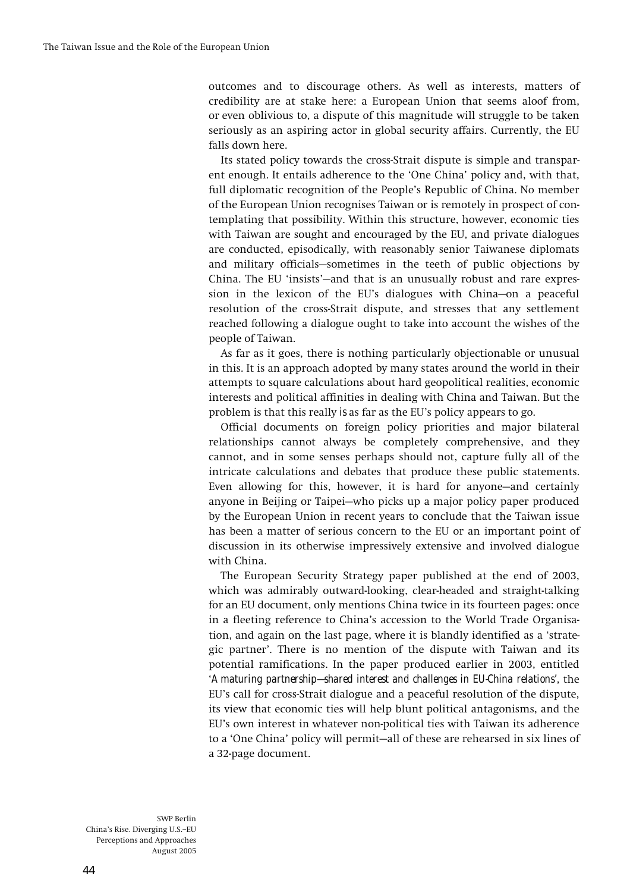outcomes and to discourage others. As well as interests, matters of credibility are at stake here: a European Union that seems aloof from, or even oblivious to, a dispute of this magnitude will struggle to be taken seriously as an aspiring actor in global security affairs. Currently, the EU falls down here.

Its stated policy towards the cross-Strait dispute is simple and transparent enough. It entails adherence to the 'One China' policy and, with that, full diplomatic recognition of the People's Republic of China. No member of the European Union recognises Taiwan or is remotely in prospect of contemplating that possibility. Within this structure, however, economic ties with Taiwan are sought and encouraged by the EU, and private dialogues are conducted, episodically, with reasonably senior Taiwanese diplomats and military officials—sometimes in the teeth of public objections by China. The EU 'insists'—and that is an unusually robust and rare expression in the lexicon of the EU's dialogues with China—on a peaceful resolution of the cross-Strait dispute, and stresses that any settlement reached following a dialogue ought to take into account the wishes of the people of Taiwan.

As far as it goes, there is nothing particularly objectionable or unusual in this. It is an approach adopted by many states around the world in their attempts to square calculations about hard geopolitical realities, economic interests and political affinities in dealing with China and Taiwan. But the problem is that this really *is* as far as the EU's policy appears to go.

Official documents on foreign policy priorities and major bilateral relationships cannot always be completely comprehensive, and they cannot, and in some senses perhaps should not, capture fully all of the intricate calculations and debates that produce these public statements. Even allowing for this, however, it is hard for anyone—and certainly anyone in Beijing or Taipei—who picks up a major policy paper produced by the European Union in recent years to conclude that the Taiwan issue has been a matter of serious concern to the EU or an important point of discussion in its otherwise impressively extensive and involved dialogue with China.

The European Security Strategy paper published at the end of 2003, which was admirably outward-looking, clear-headed and straight-talking for an EU document, only mentions China twice in its fourteen pages: once in a fleeting reference to China's accession to the World Trade Organisation, and again on the last page, where it is blandly identified as a 'strategic partner'. There is no mention of the dispute with Taiwan and its potential ramifications. In the paper produced earlier in 2003, entitled '*A maturing partnership—shared interest and challenges in EU-China relations*', the EU's call for cross-Strait dialogue and a peaceful resolution of the dispute, its view that economic ties will help blunt political antagonisms, and the EU's own interest in whatever non-political ties with Taiwan its adherence to a 'One China' policy will permit—all of these are rehearsed in six lines of a 32-page document.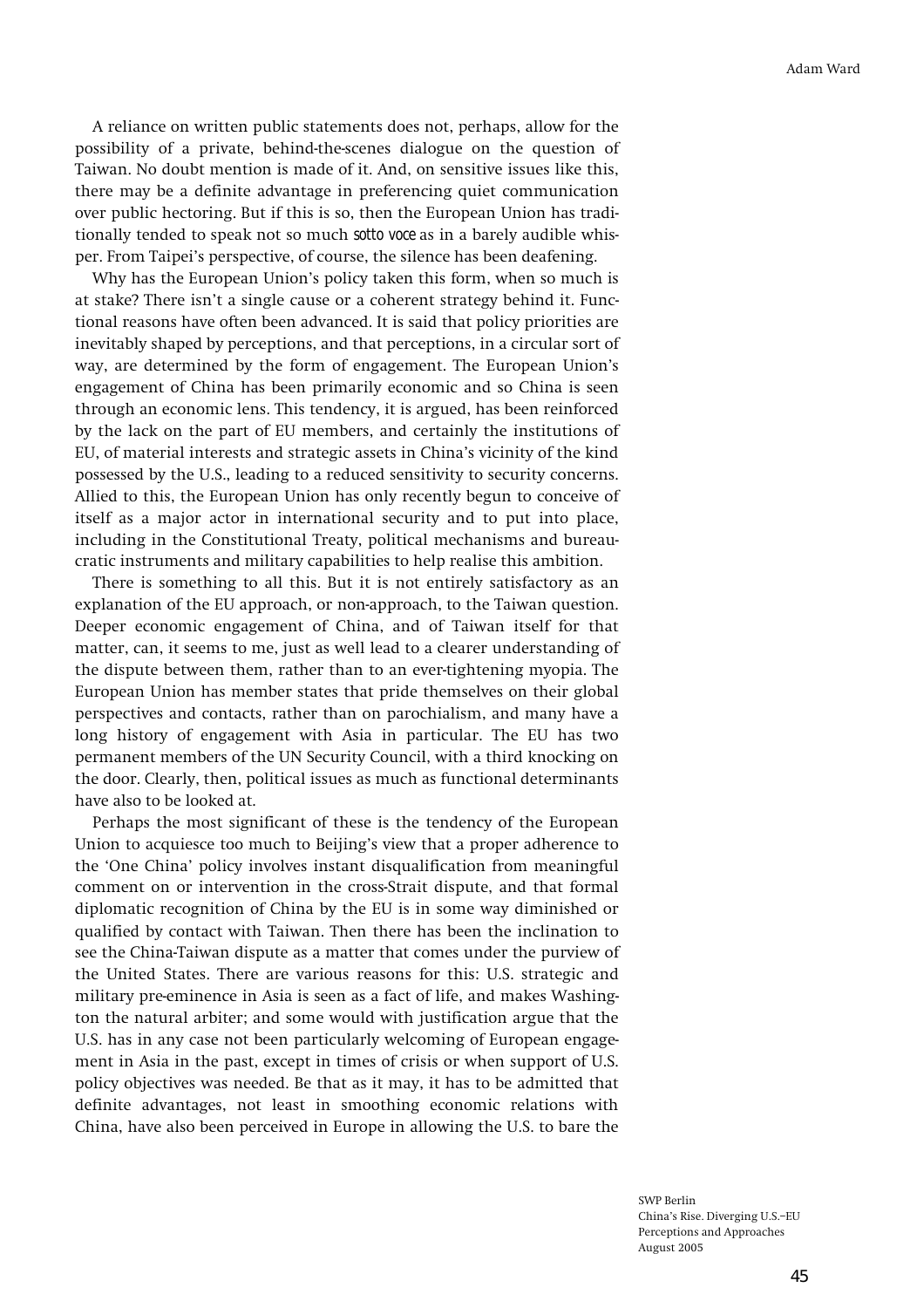A reliance on written public statements does not, perhaps, allow for the possibility of a private, behind-the-scenes dialogue on the question of Taiwan. No doubt mention is made of it. And, on sensitive issues like this, there may be a definite advantage in preferencing quiet communication over public hectoring. But if this is so, then the European Union has traditionally tended to speak not so much *sotto voce* as in a barely audible whisper. From Taipei's perspective, of course, the silence has been deafening.

Why has the European Union's policy taken this form, when so much is at stake? There isn't a single cause or a coherent strategy behind it. Functional reasons have often been advanced. It is said that policy priorities are inevitably shaped by perceptions, and that perceptions, in a circular sort of way, are determined by the form of engagement. The European Union's engagement of China has been primarily economic and so China is seen through an economic lens. This tendency, it is argued, has been reinforced by the lack on the part of EU members, and certainly the institutions of EU, of material interests and strategic assets in China's vicinity of the kind possessed by the U.S., leading to a reduced sensitivity to security concerns. Allied to this, the European Union has only recently begun to conceive of itself as a major actor in international security and to put into place, including in the Constitutional Treaty, political mechanisms and bureaucratic instruments and military capabilities to help realise this ambition.

There is something to all this. But it is not entirely satisfactory as an explanation of the EU approach, or non-approach, to the Taiwan question. Deeper economic engagement of China, and of Taiwan itself for that matter, can, it seems to me, just as well lead to a clearer understanding of the dispute between them, rather than to an ever-tightening myopia. The European Union has member states that pride themselves on their global perspectives and contacts, rather than on parochialism, and many have a long history of engagement with Asia in particular. The EU has two permanent members of the UN Security Council, with a third knocking on the door. Clearly, then, political issues as much as functional determinants have also to be looked at.

Perhaps the most significant of these is the tendency of the European Union to acquiesce too much to Beijing's view that a proper adherence to the 'One China' policy involves instant disqualification from meaningful comment on or intervention in the cross-Strait dispute, and that formal diplomatic recognition of China by the EU is in some way diminished or qualified by contact with Taiwan. Then there has been the inclination to see the China-Taiwan dispute as a matter that comes under the purview of the United States. There are various reasons for this: U.S. strategic and military pre-eminence in Asia is seen as a fact of life, and makes Washington the natural arbiter; and some would with justification argue that the U.S. has in any case not been particularly welcoming of European engagement in Asia in the past, except in times of crisis or when support of U.S. policy objectives was needed. Be that as it may, it has to be admitted that definite advantages, not least in smoothing economic relations with China, have also been perceived in Europe in allowing the U.S. to bare the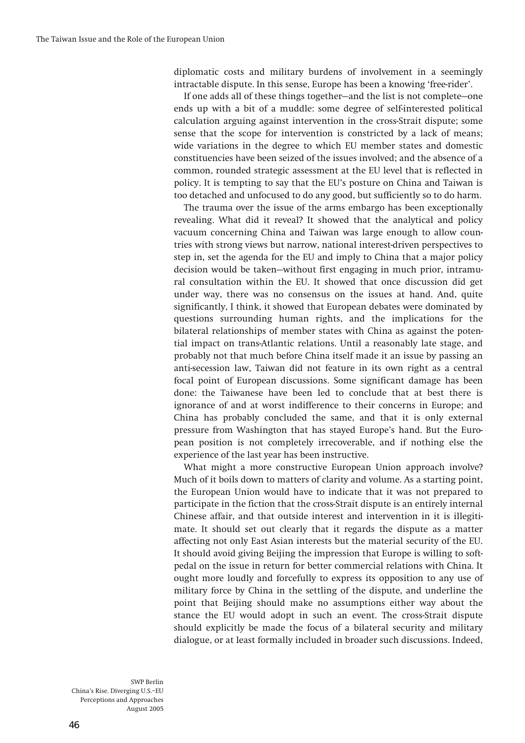diplomatic costs and military burdens of involvement in a seemingly intractable dispute. In this sense, Europe has been a knowing 'free-rider'.

If one adds all of these things together—and the list is not complete—one ends up with a bit of a muddle: some degree of self-interested political calculation arguing against intervention in the cross-Strait dispute; some sense that the scope for intervention is constricted by a lack of means; wide variations in the degree to which EU member states and domestic constituencies have been seized of the issues involved; and the absence of a common, rounded strategic assessment at the EU level that is reflected in policy. It is tempting to say that the EU's posture on China and Taiwan is too detached and unfocused to do any good, but sufficiently so to do harm.

The trauma over the issue of the arms embargo has been exceptionally revealing. What did it reveal? It showed that the analytical and policy vacuum concerning China and Taiwan was large enough to allow countries with strong views but narrow, national interest-driven perspectives to step in, set the agenda for the EU and imply to China that a major policy decision would be taken—without first engaging in much prior, intramural consultation within the EU. It showed that once discussion did get under way, there was no consensus on the issues at hand. And, quite significantly, I think, it showed that European debates were dominated by questions surrounding human rights, and the implications for the bilateral relationships of member states with China as against the potential impact on trans-Atlantic relations. Until a reasonably late stage, and probably not that much before China itself made it an issue by passing an anti-secession law, Taiwan did not feature in its own right as a central focal point of European discussions. Some significant damage has been done: the Taiwanese have been led to conclude that at best there is ignorance of and at worst indifference to their concerns in Europe; and China has probably concluded the same, and that it is only external pressure from Washington that has stayed Europe's hand. But the European position is not completely irrecoverable, and if nothing else the experience of the last year has been instructive.

What might a more constructive European Union approach involve? Much of it boils down to matters of clarity and volume. As a starting point, the European Union would have to indicate that it was not prepared to participate in the fiction that the cross-Strait dispute is an entirely internal Chinese affair, and that outside interest and intervention in it is illegitimate. It should set out clearly that it regards the dispute as a matter affecting not only East Asian interests but the material security of the EU. It should avoid giving Beijing the impression that Europe is willing to soft-pedal on the issue in return for better commercial relations with China. It ought more loudly and forcefully to express its opposition to any use of military force by China in the settling of the dispute, and underline the point that Beijing should make no assumptions either way about the stance the EU would adopt in such an event. The cross-Strait dispute should explicitly be made the focus of a bilateral security and military dialogue, or at least formally included in broader such discussions. Indeed,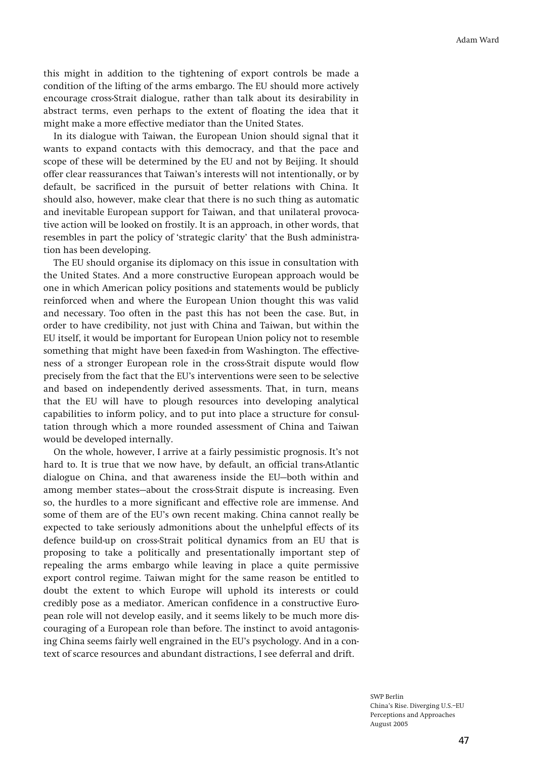this might in addition to the tightening of export controls be made a condition of the lifting of the arms embargo. The EU should more actively encourage cross-Strait dialogue, rather than talk about its desirability in abstract terms, even perhaps to the extent of floating the idea that it might make a more effective mediator than the United States.

In its dialogue with Taiwan, the European Union should signal that it wants to expand contacts with this democracy, and that the pace and scope of these will be determined by the EU and not by Beijing. It should offer clear reassurances that Taiwan's interests will not intentionally, or by default, be sacrificed in the pursuit of better relations with China. It should also, however, make clear that there is no such thing as automatic and inevitable European support for Taiwan, and that unilateral provocative action will be looked on frostily. It is an approach, in other words, that resembles in part the policy of 'strategic clarity' that the Bush administration has been developing.

The EU should organise its diplomacy on this issue in consultation with the United States. And a more constructive European approach would be one in which American policy positions and statements would be publicly reinforced when and where the European Union thought this was valid and necessary. Too often in the past this has not been the case. But, in order to have credibility, not just with China and Taiwan, but within the EU itself, it would be important for European Union policy not to resemble something that might have been faxed-in from Washington. The effectiveness of a stronger European role in the cross-Strait dispute would flow precisely from the fact that the EU's interventions were seen to be selective and based on independently derived assessments. That, in turn, means that the EU will have to plough resources into developing analytical capabilities to inform policy, and to put into place a structure for consultation through which a more rounded assessment of China and Taiwan would be developed internally.

On the whole, however, I arrive at a fairly pessimistic prognosis. It's not hard to. It is true that we now have, by default, an official trans-Atlantic dialogue on China, and that awareness inside the EU—both within and among member states—about the cross-Strait dispute is increasing. Even so, the hurdles to a more significant and effective role are immense. And some of them are of the EU's own recent making. China cannot really be expected to take seriously admonitions about the unhelpful effects of its defence build-up on cross-Strait political dynamics from an EU that is proposing to take a politically and presentationally important step of repealing the arms embargo while leaving in place a quite permissive export control regime. Taiwan might for the same reason be entitled to doubt the extent to which Europe will uphold its interests or could credibly pose as a mediator. American confidence in a constructive European role will not develop easily, and it seems likely to be much more discouraging of a European role than before. The instinct to avoid antagonising China seems fairly well engrained in the EU's psychology. And in a context of scarce resources and abundant distractions, I see deferral and drift.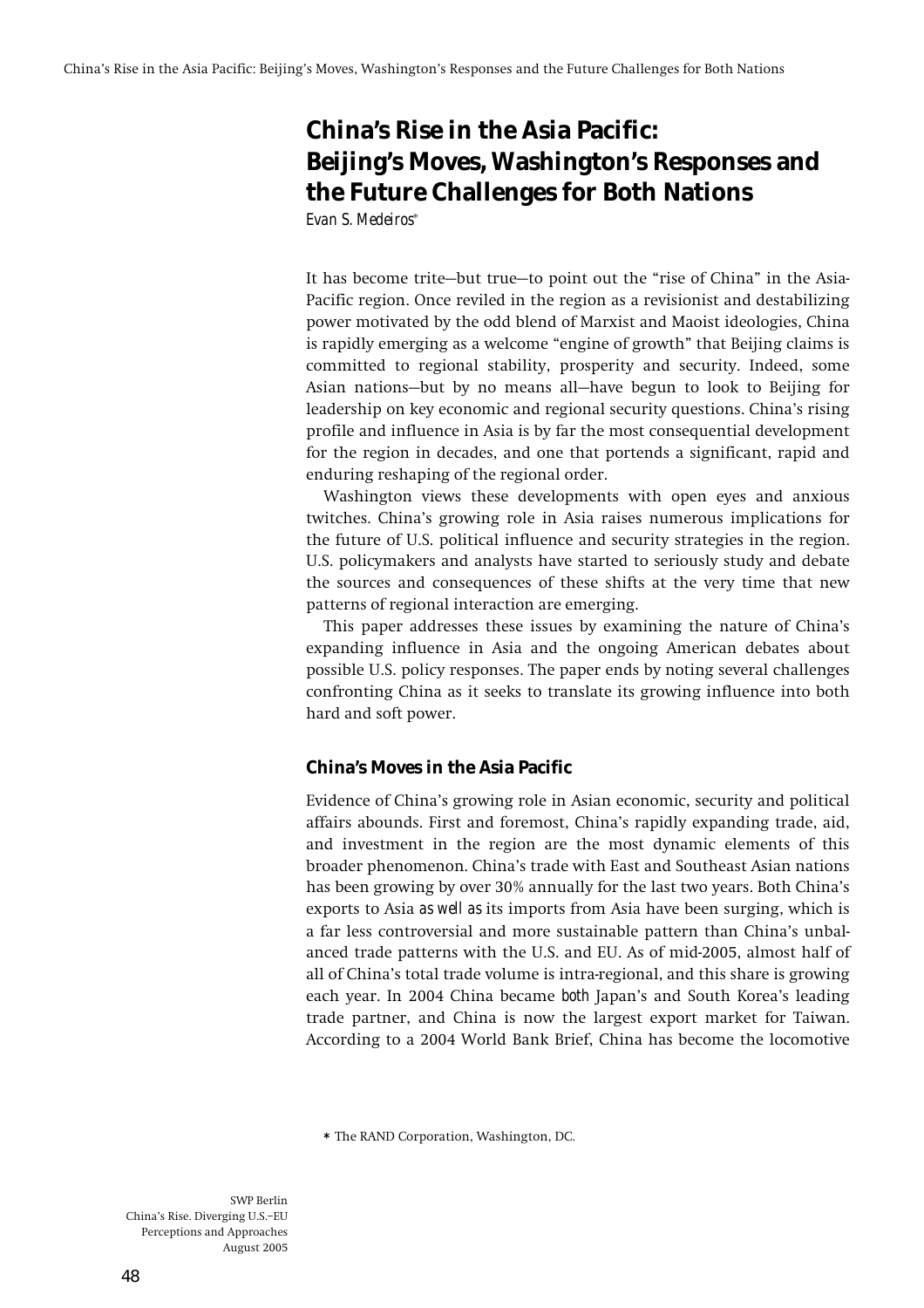# China's Rise in the Asia Pacific: Beijing's Moves, Washington's Responses and the Future Challenges for Both Nations

*Evan S. Medeiros*[*]

It has become trite—but true—to point out the "rise of China" in the Asia-Pacific region. Once reviled in the region as a revisionist and destabilizing power motivated by the odd blend of Marxist and Maoist ideologies, China is rapidly emerging as a welcome "engine of growth" that Beijing claims is committed to regional stability, prosperity and security. Indeed, some Asian nations—but by no means all—have begun to look to Beijing for leadership on key economic and regional security questions. China's rising profile and influence in Asia is by far the most consequential development for the region in decades, and one that portends a significant, rapid and enduring reshaping of the regional order.

Washington views these developments with open eyes and anxious twitches. China's growing role in Asia raises numerous implications for the future of U.S. political influence and security strategies in the region. U.S. policymakers and analysts have started to seriously study and debate the sources and consequences of these shifts at the very time that new patterns of regional interaction are emerging.

This paper addresses these issues by examining the nature of China's expanding influence in Asia and the ongoing American debates about possible U.S. policy responses. The paper ends by noting several challenges confronting China as it seeks to translate its growing influence into both hard and soft power.

## China's Moves in the Asia Pacific

Evidence of China's growing role in Asian economic, security and political affairs abounds. First and foremost, China's rapidly expanding trade, aid, and investment in the region are the most dynamic elements of this broader phenomenon. China's trade with East and Southeast Asian nations has been growing by over 30% annually for the last two years. Both China's exports to Asia *as well as* its imports from Asia have been surging, which is a far less controversial and more sustainable pattern than China's unbalanced trade patterns with the U.S. and EU. As of mid-2005, almost half of all of China's total trade volume is intra-regional, and this share is growing each year. In 2004 China became *both* Japan's and South Korea's leading trade partner, and China is now the largest export market for Taiwan. According to a 2004 World Bank Brief, China has become the locomotive

* The RAND Corporation, Washington, DC.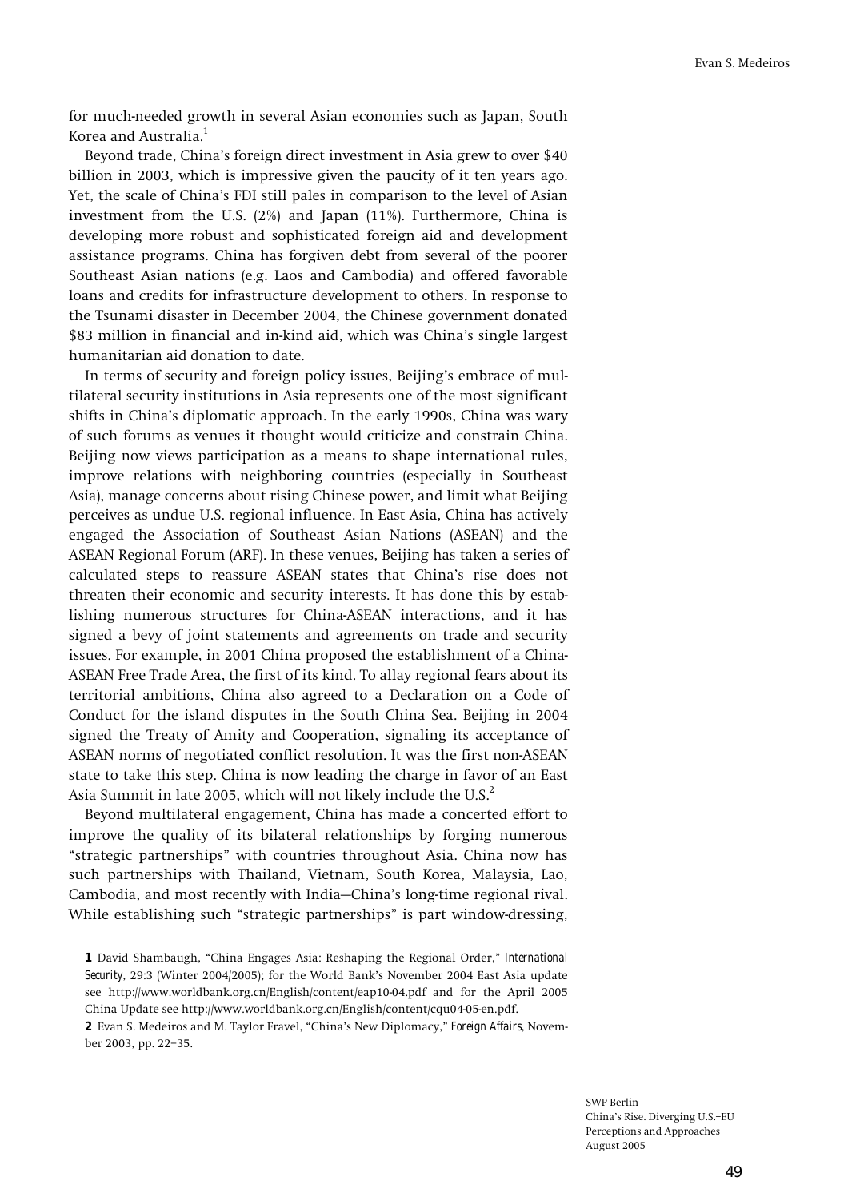for much-needed growth in several Asian economies such as Japan, South Korea and Australia.[1]

Beyond trade, China's foreign direct investment in Asia grew to over $40 billion in 2003, which is impressive given the paucity of it ten years ago. Yet, the scale of China's FDI still pales in comparison to the level of Asian investment from the U.S. (2%) and Japan (11%). Furthermore, China is developing more robust and sophisticated foreign aid and development assistance programs. China has forgiven debt from several of the poorer Southeast Asian nations (e.g. Laos and Cambodia) and offered favorable loans and credits for infrastructure development to others. In response to the Tsunami disaster in December 2004, the Chinese government donated $83 million in financial and in-kind aid, which was China's single largest humanitarian aid donation to date.

In terms of security and foreign policy issues, Beijing's embrace of multilateral security institutions in Asia represents one of the most significant shifts in China's diplomatic approach. In the early 1990s, China was wary of such forums as venues it thought would criticize and constrain China. Beijing now views participation as a means to shape international rules, improve relations with neighboring countries (especially in Southeast Asia), manage concerns about rising Chinese power, and limit what Beijing perceives as undue U.S. regional influence. In East Asia, China has actively engaged the Association of Southeast Asian Nations (ASEAN) and the ASEAN Regional Forum (ARF). In these venues, Beijing has taken a series of calculated steps to reassure ASEAN states that China's rise does not threaten their economic and security interests. It has done this by establishing numerous structures for China-ASEAN interactions, and it has signed a bevy of joint statements and agreements on trade and security issues. For example, in 2001 China proposed the establishment of a China-ASEAN Free Trade Area, the first of its kind. To allay regional fears about its territorial ambitions, China also agreed to a Declaration on a Code of Conduct for the island disputes in the South China Sea. Beijing in 2004 signed the Treaty of Amity and Cooperation, signaling its acceptance of ASEAN norms of negotiated conflict resolution. It was the first non-ASEAN state to take this step. China is now leading the charge in favor of an East Asia Summit in late 2005, which will not likely include the U.S.[2]

Beyond multilateral engagement, China has made a concerted effort to improve the quality of its bilateral relationships by forging numerous "strategic partnerships" with countries throughout Asia. China now has such partnerships with Thailand, Vietnam, South Korea, Malaysia, Lao, Cambodia, and most recently with India—China's long-time regional rival. While establishing such "strategic partnerships" is part window-dressing,

**1** David Shambaugh, "China Engages Asia: Reshaping the Regional Order," *International Security*, 29:3 (Winter 2004/2005); for the World Bank's November 2004 East Asia update see http://www.worldbank.org.cn/English/content/eap10-04.pdf and for the April 2005 China Update see http://www.worldbank.org.cn/English/content/cqu04-05-en.pdf.

**2** Evan S. Medeiros and M. Taylor Fravel, "China's New Diplomacy," *Foreign Affairs*, November 2003, pp. 22–35.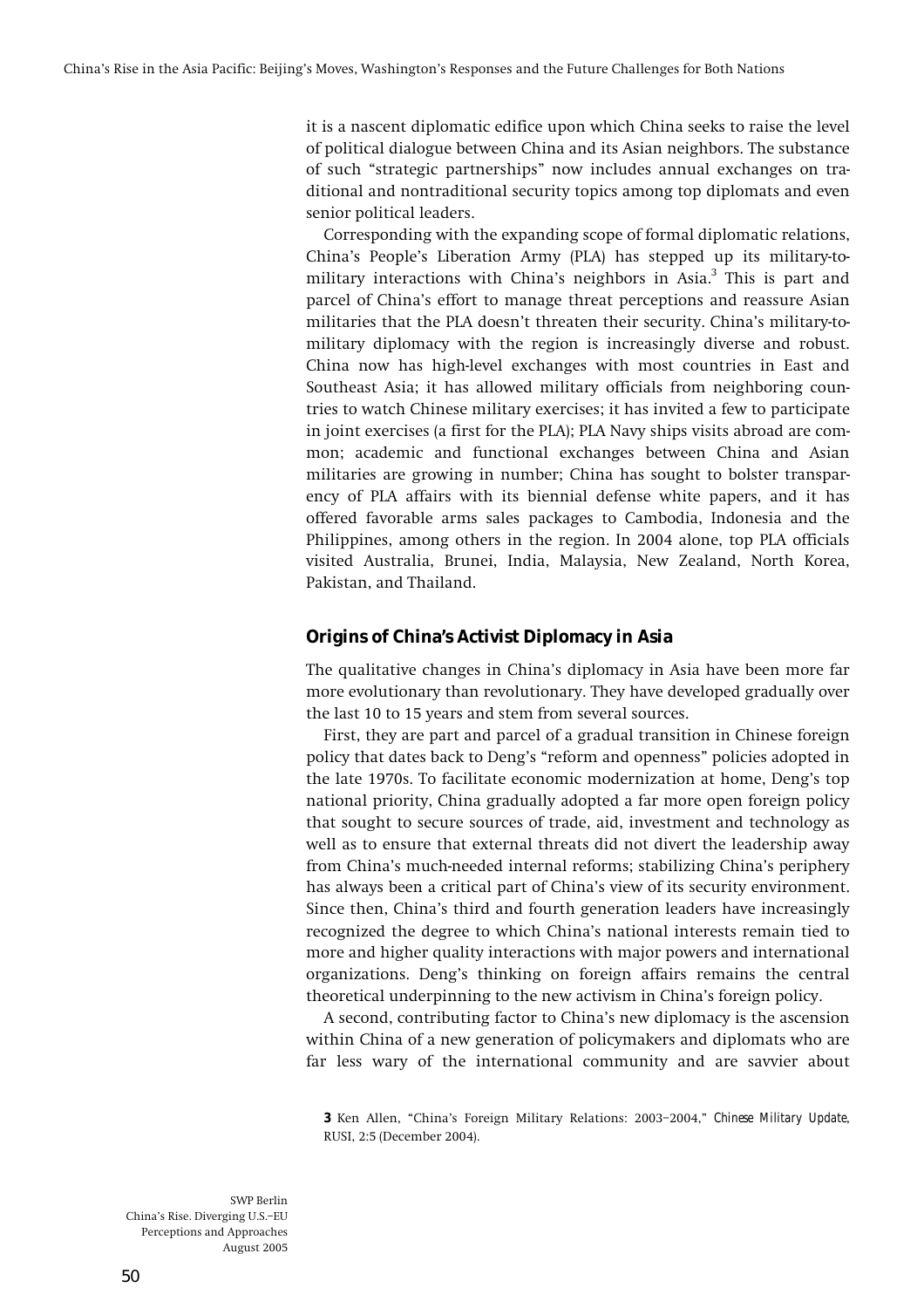it is a nascent diplomatic edifice upon which China seeks to raise the level of political dialogue between China and its Asian neighbors. The substance of such "strategic partnerships" now includes annual exchanges on traditional and nontraditional security topics among top diplomats and even senior political leaders.

Corresponding with the expanding scope of formal diplomatic relations, China's People's Liberation Army (PLA) has stepped up its military-to-military interactions with China's neighbors in Asia.[3] This is part and parcel of China's effort to manage threat perceptions and reassure Asian militaries that the PLA doesn't threaten their security. China's military-to-military diplomacy with the region is increasingly diverse and robust. China now has high-level exchanges with most countries in East and Southeast Asia; it has allowed military officials from neighboring countries to watch Chinese military exercises; it has invited a few to participate in joint exercises (a first for the PLA); PLA Navy ships visits abroad are common; academic and functional exchanges between China and Asian militaries are growing in number; China has sought to bolster transparency of PLA affairs with its biennial defense white papers, and it has offered favorable arms sales packages to Cambodia, Indonesia and the Philippines, among others in the region. In 2004 alone, top PLA officials visited Australia, Brunei, India, Malaysia, New Zealand, North Korea, Pakistan, and Thailand.

## Origins of China's Activist Diplomacy in Asia

The qualitative changes in China's diplomacy in Asia have been more far more evolutionary than revolutionary. They have developed gradually over the last 10 to 15 years and stem from several sources.

First, they are part and parcel of a gradual transition in Chinese foreign policy that dates back to Deng's "reform and openness" policies adopted in the late 1970s. To facilitate economic modernization at home, Deng's top national priority, China gradually adopted a far more open foreign policy that sought to secure sources of trade, aid, investment and technology as well as to ensure that external threats did not divert the leadership away from China's much-needed internal reforms; stabilizing China's periphery has always been a critical part of China's view of its security environment. Since then, China's third and fourth generation leaders have increasingly recognized the degree to which China's national interests remain tied to more and higher quality interactions with major powers and international organizations. Deng's thinking on foreign affairs remains the central theoretical underpinning to the new activism in China's foreign policy.

A second, contributing factor to China's new diplomacy is the ascension within China of a new generation of policymakers and diplomats who are far less wary of the international community and are savvier about

[3] Ken Allen, "China's Foreign Military Relations: 2003–2004," *Chinese Military Update*, RUSI, 2:5 (December 2004).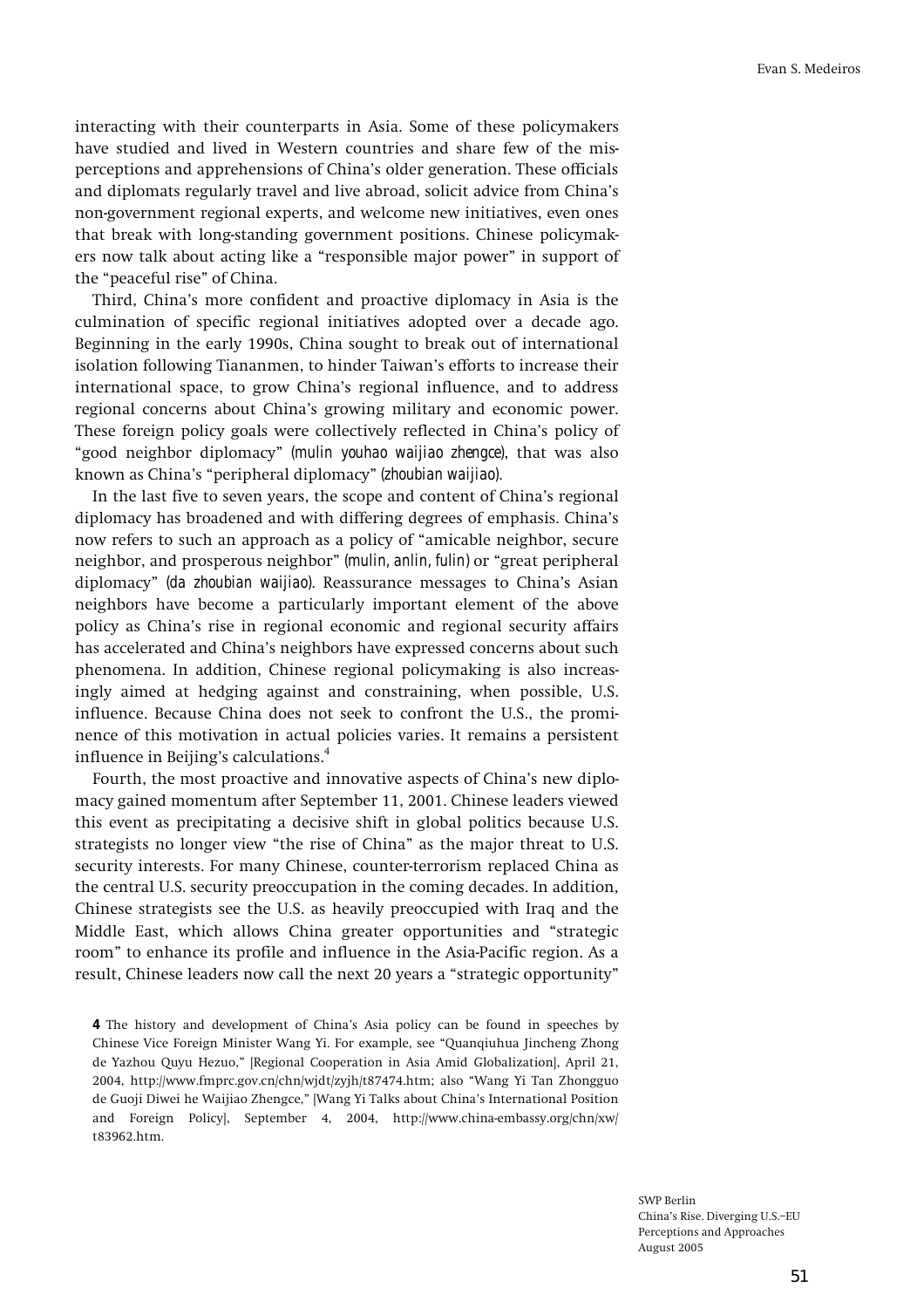interacting with their counterparts in Asia. Some of these policymakers have studied and lived in Western countries and share few of the misperceptions and apprehensions of China's older generation. These officials and diplomats regularly travel and live abroad, solicit advice from China's non-government regional experts, and welcome new initiatives, even ones that break with long-standing government positions. Chinese policymakers now talk about acting like a "responsible major power" in support of the "peaceful rise" of China.

Third, China's more confident and proactive diplomacy in Asia is the culmination of specific regional initiatives adopted over a decade ago. Beginning in the early 1990s, China sought to break out of international isolation following Tiananmen, to hinder Taiwan's efforts to increase their international space, to grow China's regional influence, and to address regional concerns about China's growing military and economic power. These foreign policy goals were collectively reflected in China's policy of "good neighbor diplomacy" (*mulin youhao waijiao zhengce*), that was also known as China's "peripheral diplomacy" (*zhoubian waijiao*).

In the last five to seven years, the scope and content of China's regional diplomacy has broadened and with differing degrees of emphasis. China's now refers to such an approach as a policy of "amicable neighbor, secure neighbor, and prosperous neighbor" (*mulin, anlin, fulin*) or "great peripheral diplomacy" (*da zhoubian waijiao*). Reassurance messages to China's Asian neighbors have become a particularly important element of the above policy as China's rise in regional economic and regional security affairs has accelerated and China's neighbors have expressed concerns about such phenomena. In addition, Chinese regional policymaking is also increasingly aimed at hedging against and constraining, when possible, U.S. influence. Because China does not seek to confront the U.S., the prominence of this motivation in actual policies varies. It remains a persistent influence in Beijing's calculations.[4]

Fourth, the most proactive and innovative aspects of China's new diplomacy gained momentum after September 11, 2001. Chinese leaders viewed this event as precipitating a decisive shift in global politics because U.S. strategists no longer view "the rise of China" as the major threat to U.S. security interests. For many Chinese, counter-terrorism replaced China as the central U.S. security preoccupation in the coming decades. In addition, Chinese strategists see the U.S. as heavily preoccupied with Iraq and the Middle East, which allows China greater opportunities and "strategic room" to enhance its profile and influence in the Asia-Pacific region. As a result, Chinese leaders now call the next 20 years a "strategic opportunity"

**4** The history and development of China's Asia policy can be found in speeches by Chinese Vice Foreign Minister Wang Yi. For example, see "Quanqiuhua Jincheng Zhong de Yazhou Quyu Hezuo," [Regional Cooperation in Asia Amid Globalization], April 21, 2004, http://www.fmprc.gov.cn/chn/wjdt/zyjh/t87474.htm; also "Wang Yi Tan Zhongguo de Guoji Diwei he Waijiao Zhengce," [Wang Yi Talks about China's International Position and Foreign Policy], September 4, 2004, http://www.china-embassy.org/chn/xw/t83962.htm.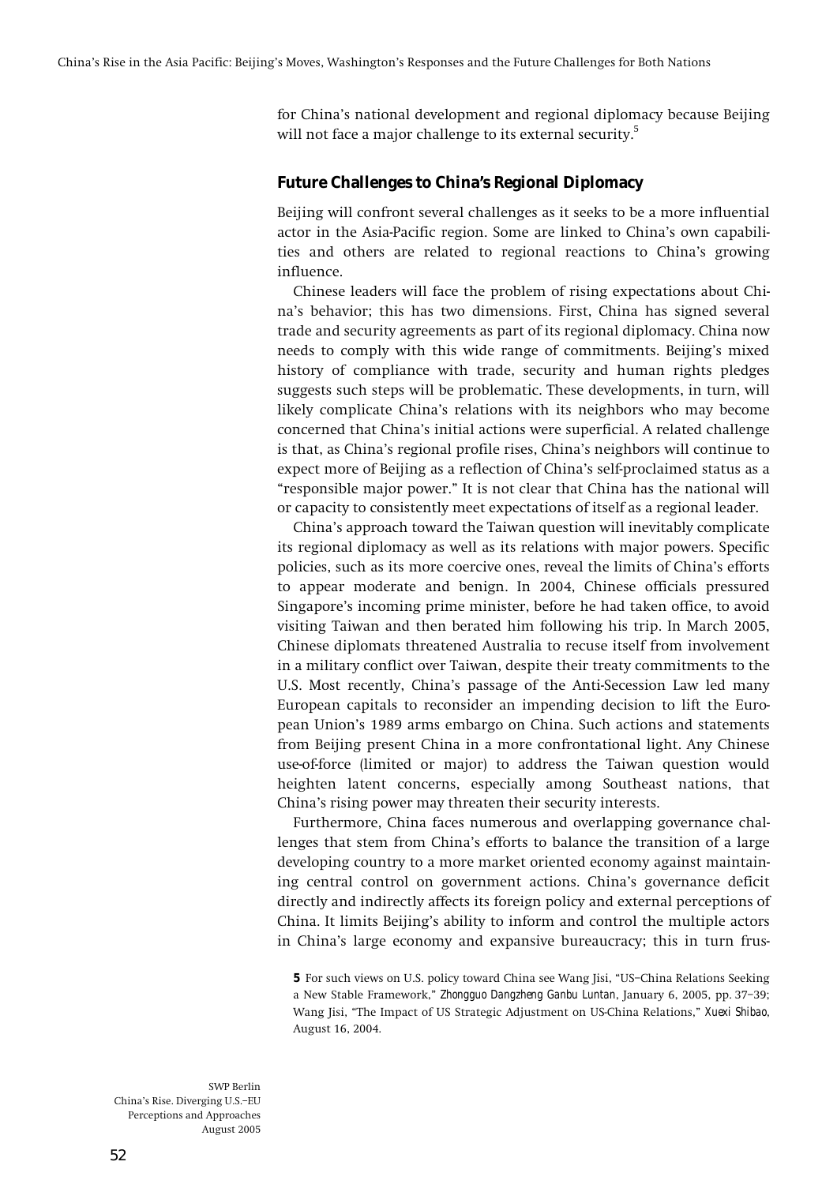for China's national development and regional diplomacy because Beijing will not face a major challenge to its external security.[5]

### Future Challenges to China's Regional Diplomacy

Beijing will confront several challenges as it seeks to be a more influential actor in the Asia-Pacific region. Some are linked to China's own capabilities and others are related to regional reactions to China's growing influence.

Chinese leaders will face the problem of rising expectations about China's behavior; this has two dimensions. First, China has signed several trade and security agreements as part of its regional diplomacy. China now needs to comply with this wide range of commitments. Beijing's mixed history of compliance with trade, security and human rights pledges suggests such steps will be problematic. These developments, in turn, will likely complicate China's relations with its neighbors who may become concerned that China's initial actions were superficial. A related challenge is that, as China's regional profile rises, China's neighbors will continue to expect more of Beijing as a reflection of China's self-proclaimed status as a "responsible major power." It is not clear that China has the national will or capacity to consistently meet expectations of itself as a regional leader.

China's approach toward the Taiwan question will inevitably complicate its regional diplomacy as well as its relations with major powers. Specific policies, such as its more coercive ones, reveal the limits of China's efforts to appear moderate and benign. In 2004, Chinese officials pressured Singapore's incoming prime minister, before he had taken office, to avoid visiting Taiwan and then berated him following his trip. In March 2005, Chinese diplomats threatened Australia to recuse itself from involvement in a military conflict over Taiwan, despite their treaty commitments to the U.S. Most recently, China's passage of the Anti-Secession Law led many European capitals to reconsider an impending decision to lift the European Union's 1989 arms embargo on China. Such actions and statements from Beijing present China in a more confrontational light. Any Chinese use-of-force (limited or major) to address the Taiwan question would heighten latent concerns, especially among Southeast nations, that China's rising power may threaten their security interests.

Furthermore, China faces numerous and overlapping governance challenges that stem from China's efforts to balance the transition of a large developing country to a more market oriented economy against maintaining central control on government actions. China's governance deficit directly and indirectly affects its foreign policy and external perceptions of China. It limits Beijing's ability to inform and control the multiple actors in China's large economy and expansive bureaucracy; this in turn frus-

**5** For such views on U.S. policy toward China see Wang Jisi, "US–China Relations Seeking a New Stable Framework," *Zhongguo Dangzheng Ganbu Luntan*, January 6, 2005, pp. 37–39; Wang Jisi, "The Impact of US Strategic Adjustment on US-China Relations," *Xuexi Shibao*, August 16, 2004.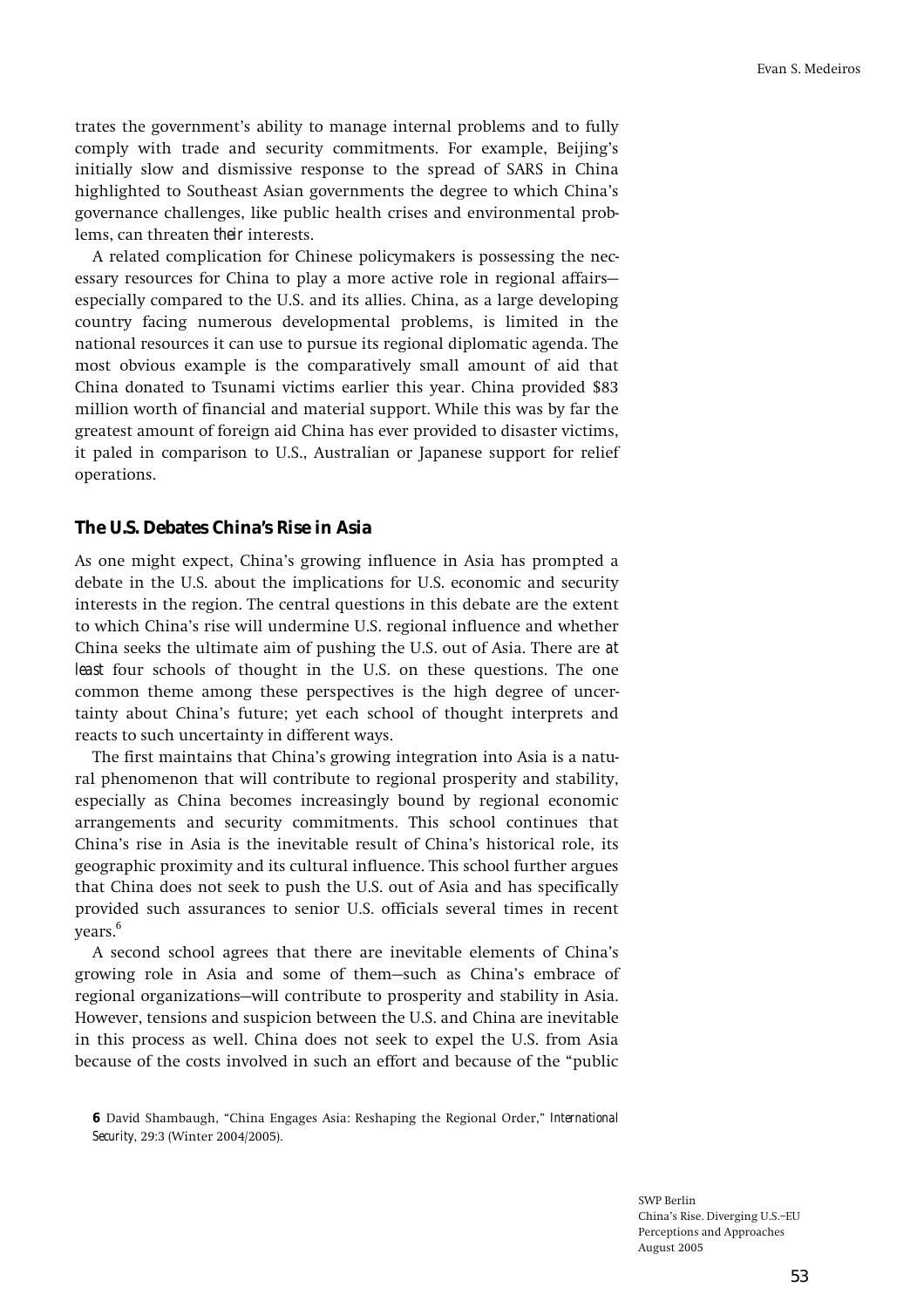trates the government's ability to manage internal problems and to fully comply with trade and security commitments. For example, Beijing's initially slow and dismissive response to the spread of SARS in China highlighted to Southeast Asian governments the degree to which China's governance challenges, like public health crises and environmental problems, can threaten *their* interests.

A related complication for Chinese policymakers is possessing the necessary resources for China to play a more active role in regional affairs—especially compared to the U.S. and its allies. China, as a large developing country facing numerous developmental problems, is limited in the national resources it can use to pursue its regional diplomatic agenda. The most obvious example is the comparatively small amount of aid that China donated to Tsunami victims earlier this year. China provided $83 million worth of financial and material support. While this was by far the greatest amount of foreign aid China has ever provided to disaster victims, it paled in comparison to U.S., Australian or Japanese support for relief operations.

### The U.S. Debates China's Rise in Asia

As one might expect, China's growing influence in Asia has prompted a debate in the U.S. about the implications for U.S. economic and security interests in the region. The central questions in this debate are the extent to which China's rise will undermine U.S. regional influence and whether China seeks the ultimate aim of pushing the U.S. out of Asia. There are *at least* four schools of thought in the U.S. on these questions. The one common theme among these perspectives is the high degree of uncertainty about China's future; yet each school of thought interprets and reacts to such uncertainty in different ways.

The first maintains that China's growing integration into Asia is a natural phenomenon that will contribute to regional prosperity and stability, especially as China becomes increasingly bound by regional economic arrangements and security commitments. This school continues that China's rise in Asia is the inevitable result of China's historical role, its geographic proximity and its cultural influence. This school further argues that China does not seek to push the U.S. out of Asia and has specifically provided such assurances to senior U.S. officials several times in recent years.[6]

A second school agrees that there are inevitable elements of China's growing role in Asia and some of them—such as China's embrace of regional organizations—will contribute to prosperity and stability in Asia. However, tensions and suspicion between the U.S. and China are inevitable in this process as well. China does not seek to expel the U.S. from Asia because of the costs involved in such an effort and because of the "public

**6** David Shambaugh, "China Engages Asia: Reshaping the Regional Order," *International Security*, 29:3 (Winter 2004/2005).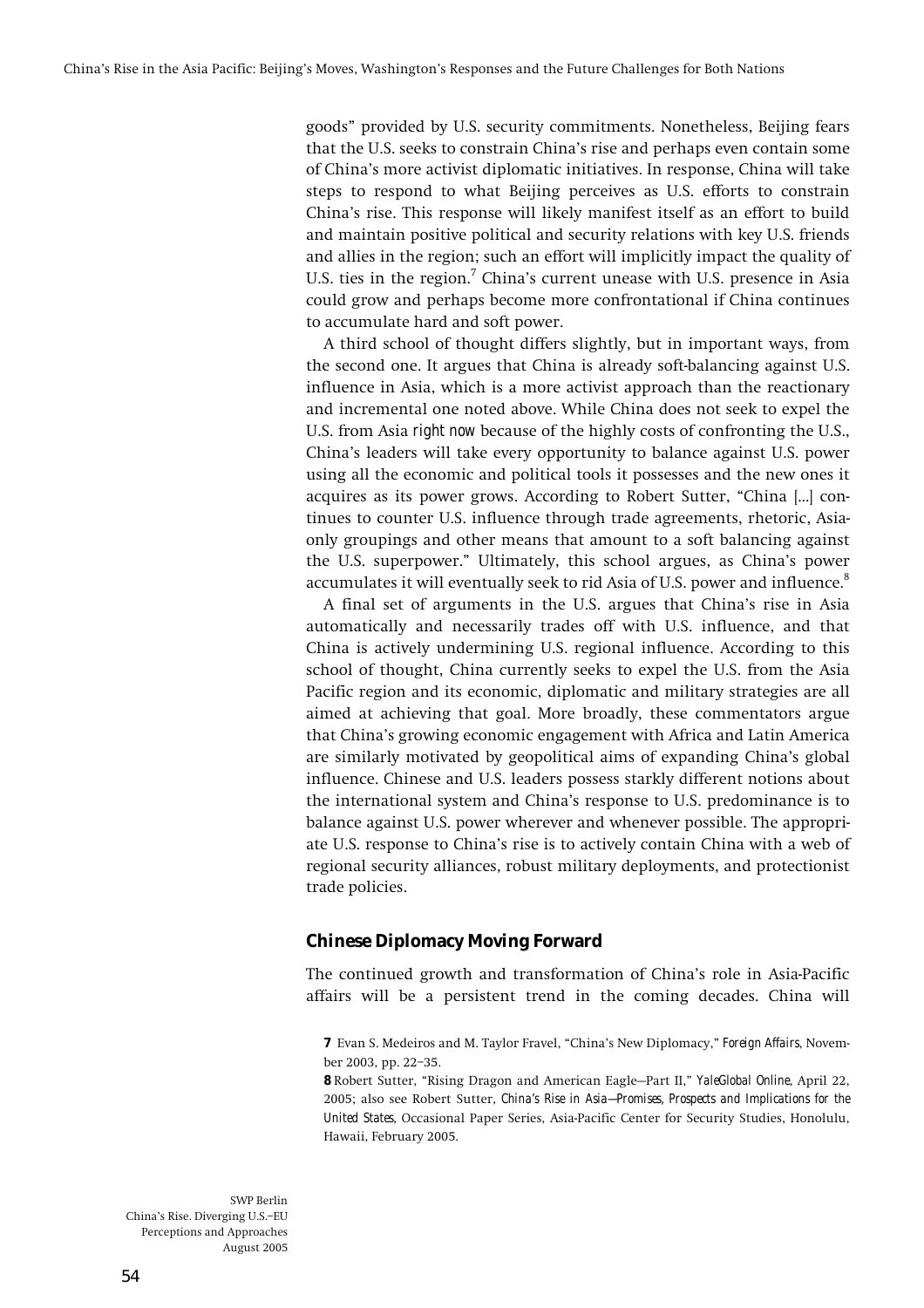goods" provided by U.S. security commitments. Nonetheless, Beijing fears that the U.S. seeks to constrain China's rise and perhaps even contain some of China's more activist diplomatic initiatives. In response, China will take steps to respond to what Beijing perceives as U.S. efforts to constrain China's rise. This response will likely manifest itself as an effort to build and maintain positive political and security relations with key U.S. friends and allies in the region; such an effort will implicitly impact the quality of U.S. ties in the region.[7] China's current unease with U.S. presence in Asia could grow and perhaps become more confrontational if China continues to accumulate hard and soft power.

A third school of thought differs slightly, but in important ways, from the second one. It argues that China is already soft-balancing against U.S. influence in Asia, which is a more activist approach than the reactionary and incremental one noted above. While China does not seek to expel the U.S. from Asia *right now* because of the highly costs of confronting the U.S., China's leaders will take every opportunity to balance against U.S. power using all the economic and political tools it possesses and the new ones it acquires as its power grows. According to Robert Sutter, "China [...] continues to counter U.S. influence through trade agreements, rhetoric, Asia-only groupings and other means that amount to a soft balancing against the U.S. superpower." Ultimately, this school argues, as China's power accumulates it will eventually seek to rid Asia of U.S. power and influence.[8]

A final set of arguments in the U.S. argues that China's rise in Asia automatically and necessarily trades off with U.S. influence, and that China is actively undermining U.S. regional influence. According to this school of thought, China currently seeks to expel the U.S. from the Asia Pacific region and its economic, diplomatic and military strategies are all aimed at achieving that goal. More broadly, these commentators argue that China's growing economic engagement with Africa and Latin America are similarly motivated by geopolitical aims of expanding China's global influence. Chinese and U.S. leaders possess starkly different notions about the international system and China's response to U.S. predominance is to balance against U.S. power wherever and whenever possible. The appropriate U.S. response to China's rise is to actively contain China with a web of regional security alliances, robust military deployments, and protectionist trade policies.

## Chinese Diplomacy Moving Forward

The continued growth and transformation of China's role in Asia-Pacific affairs will be a persistent trend in the coming decades. China will

**7** Evan S. Medeiros and M. Taylor Fravel, "China's New Diplomacy," *Foreign Affairs*, November 2003, pp. 22–35.

**8** Robert Sutter, "Rising Dragon and American Eagle—Part II," *YaleGlobal Online*, April 22, 2005; also see Robert Sutter, *China's Rise in Asia—Promises, Prospects and Implications for the United States*, Occasional Paper Series, Asia-Pacific Center for Security Studies, Honolulu, Hawaii, February 2005.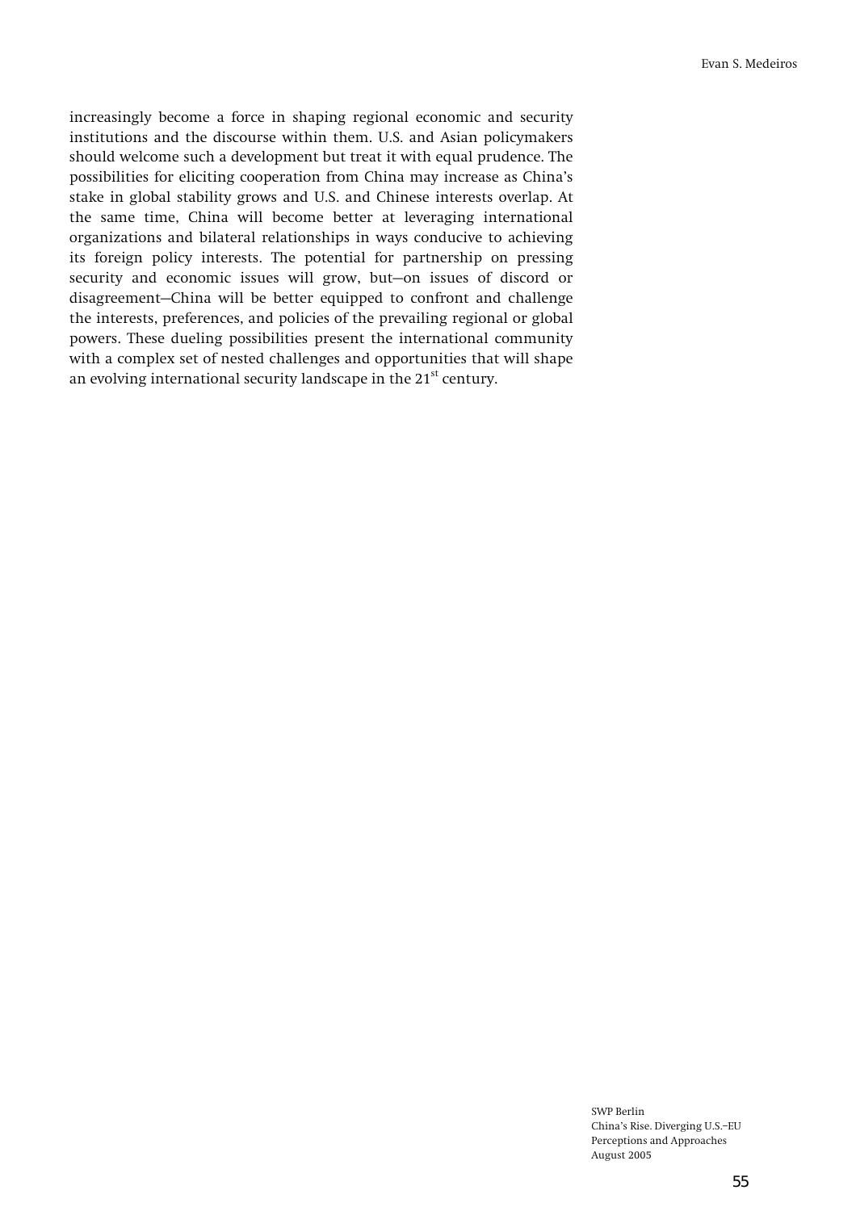increasingly become a force in shaping regional economic and security institutions and the discourse within them. U.S. and Asian policymakers should welcome such a development but treat it with equal prudence. The possibilities for eliciting cooperation from China may increase as China's stake in global stability grows and U.S. and Chinese interests overlap. At the same time, China will become better at leveraging international organizations and bilateral relationships in ways conducive to achieving its foreign policy interests. The potential for partnership on pressing security and economic issues will grow, but—on issues of discord or disagreement—China will be better equipped to confront and challenge the interests, preferences, and policies of the prevailing regional or global powers. These dueling possibilities present the international community with a complex set of nested challenges and opportunities that will shape an evolving international security landscape in the 21st century.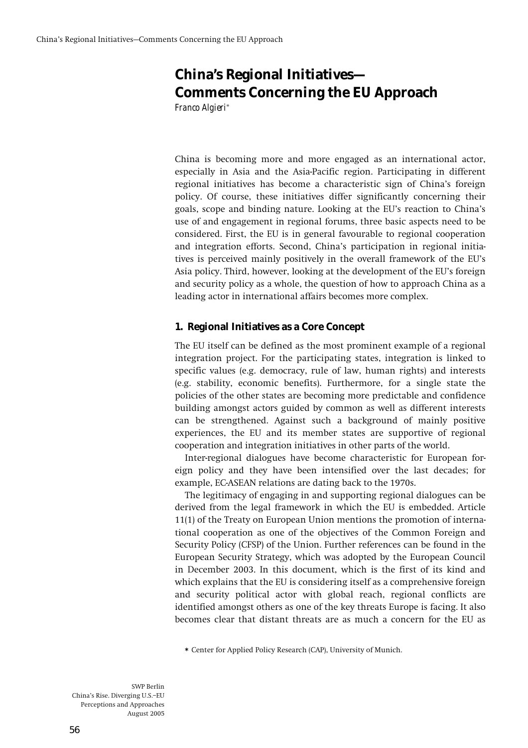# China's Regional Initiatives—Comments Concerning the EU Approach

*Franco Algieri*\*

China is becoming more and more engaged as an international actor, especially in Asia and the Asia-Pacific region. Participating in different regional initiatives has become a characteristic sign of China's foreign policy. Of course, these initiatives differ significantly concerning their goals, scope and binding nature. Looking at the EU's reaction to China's use of and engagement in regional forums, three basic aspects need to be considered. First, the EU is in general favourable to regional cooperation and integration efforts. Second, China's participation in regional initiatives is perceived mainly positively in the overall framework of the EU's Asia policy. Third, however, looking at the development of the EU's foreign and security policy as a whole, the question of how to approach China as a leading actor in international affairs becomes more complex.

## 1. Regional Initiatives as a Core Concept

The EU itself can be defined as the most prominent example of a regional integration project. For the participating states, integration is linked to specific values (e.g. democracy, rule of law, human rights) and interests (e.g. stability, economic benefits). Furthermore, for a single state the policies of the other states are becoming more predictable and confidence building amongst actors guided by common as well as different interests can be strengthened. Against such a background of mainly positive experiences, the EU and its member states are supportive of regional cooperation and integration initiatives in other parts of the world.

Inter-regional dialogues have become characteristic for European foreign policy and they have been intensified over the last decades; for example, EC-ASEAN relations are dating back to the 1970s.

The legitimacy of engaging in and supporting regional dialogues can be derived from the legal framework in which the EU is embedded. Article 11(1) of the Treaty on European Union mentions the promotion of international cooperation as one of the objectives of the Common Foreign and Security Policy (CFSP) of the Union. Further references can be found in the European Security Strategy, which was adopted by the European Council in December 2003. In this document, which is the first of its kind and which explains that the EU is considering itself as a comprehensive foreign and security political actor with global reach, regional conflicts are identified amongst others as one of the key threats Europe is facing. It also becomes clear that distant threats are as much a concern for the EU as

\* Center for Applied Policy Research (CAP), University of Munich.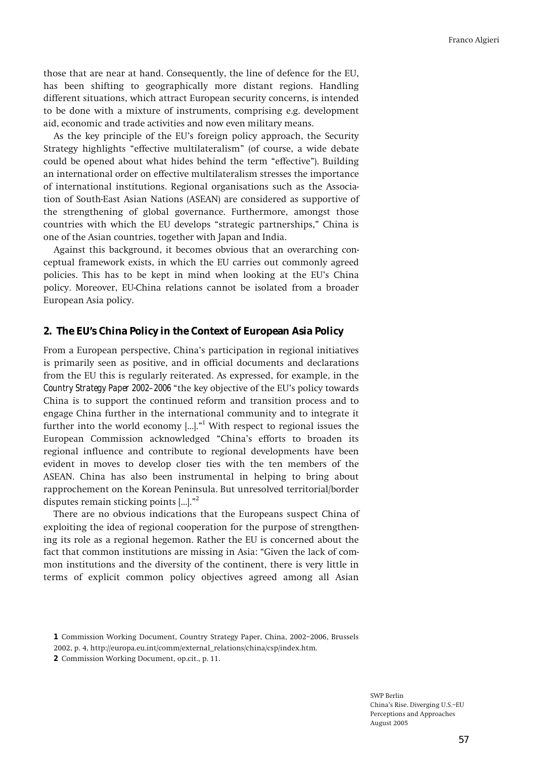those that are near at hand. Consequently, the line of defence for the EU, has been shifting to geographically more distant regions. Handling different situations, which attract European security concerns, is intended to be done with a mixture of instruments, comprising e.g. development aid, economic and trade activities and now even military means.

As the key principle of the EU's foreign policy approach, the Security Strategy highlights "effective multilateralism" (of course, a wide debate could be opened about what hides behind the term "effective"). Building an international order on effective multilateralism stresses the importance of international institutions. Regional organisations such as the Association of South-East Asian Nations (ASEAN) are considered as supportive of the strengthening of global governance. Furthermore, amongst those countries with which the EU develops "strategic partnerships," China is one of the Asian countries, together with Japan and India.

Against this background, it becomes obvious that an overarching conceptual framework exists, in which the EU carries out commonly agreed policies. This has to be kept in mind when looking at the EU's China policy. Moreover, EU-China relations cannot be isolated from a broader European Asia policy.

## 2. The EU's China Policy in the Context of European Asia Policy

From a European perspective, China's participation in regional initiatives is primarily seen as positive, and in official documents and declarations from the EU this is regularly reiterated. As expressed, for example, in the *Country Strategy Paper 2002–2006* "the key objective of the EU's policy towards China is to support the continued reform and transition process and to engage China further in the international community and to integrate it further into the world economy [...]."[1] With respect to regional issues the European Commission acknowledged "China's efforts to broaden its regional influence and contribute to regional developments have been evident in moves to develop closer ties with the ten members of the ASEAN. China has also been instrumental in helping to bring about rapprochement on the Korean Peninsula. But unresolved territorial/border disputes remain sticking points [...]."[2]

There are no obvious indications that the Europeans suspect China of exploiting the idea of regional cooperation for the purpose of strengthening its role as a regional hegemon. Rather the EU is concerned about the fact that common institutions are missing in Asia: "Given the lack of common institutions and the diversity of the continent, there is very little in terms of explicit common policy objectives agreed among all Asian

1 Commission Working Document, Country Strategy Paper, China, 2002–2006, Brussels 2002, p. 4, http://europa.eu.int/comm/external_relations/china/csp/index.htm.

2 Commission Working Document, op.cit., p. 11.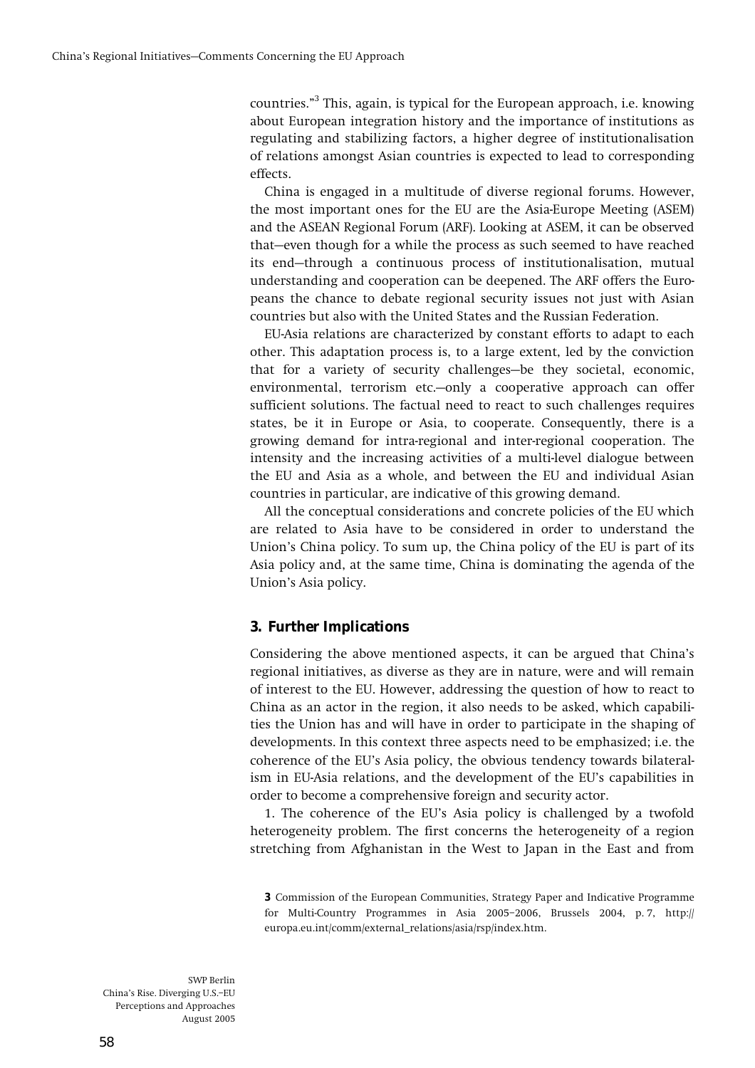countries."[3] This, again, is typical for the European approach, i.e. knowing about European integration history and the importance of institutions as regulating and stabilizing factors, a higher degree of institutionalisation of relations amongst Asian countries is expected to lead to corresponding effects.

China is engaged in a multitude of diverse regional forums. However, the most important ones for the EU are the Asia-Europe Meeting (ASEM) and the ASEAN Regional Forum (ARF). Looking at ASEM, it can be observed that—even though for a while the process as such seemed to have reached its end—through a continuous process of institutionalisation, mutual understanding and cooperation can be deepened. The ARF offers the Europeans the chance to debate regional security issues not just with Asian countries but also with the United States and the Russian Federation.

EU-Asia relations are characterized by constant efforts to adapt to each other. This adaptation process is, to a large extent, led by the conviction that for a variety of security challenges—be they societal, economic, environmental, terrorism etc.—only a cooperative approach can offer sufficient solutions. The factual need to react to such challenges requires states, be it in Europe or Asia, to cooperate. Consequently, there is a growing demand for intra-regional and inter-regional cooperation. The intensity and the increasing activities of a multi-level dialogue between the EU and Asia as a whole, and between the EU and individual Asian countries in particular, are indicative of this growing demand.

All the conceptual considerations and concrete policies of the EU which are related to Asia have to be considered in order to understand the Union's China policy. To sum up, the China policy of the EU is part of its Asia policy and, at the same time, China is dominating the agenda of the Union's Asia policy.

### 3. Further Implications

Considering the above mentioned aspects, it can be argued that China's regional initiatives, as diverse as they are in nature, were and will remain of interest to the EU. However, addressing the question of how to react to China as an actor in the region, it also needs to be asked, which capabilities the Union has and will have in order to participate in the shaping of developments. In this context three aspects need to be emphasized; i.e. the coherence of the EU's Asia policy, the obvious tendency towards bilateralism in EU-Asia relations, and the development of the EU's capabilities in order to become a comprehensive foreign and security actor.

1. The coherence of the EU's Asia policy is challenged by a twofold heterogeneity problem. The first concerns the heterogeneity of a region stretching from Afghanistan in the West to Japan in the East and from

**3** Commission of the European Communities, Strategy Paper and Indicative Programme for Multi-Country Programmes in Asia 2005–2006, Brussels 2004, p. 7, http://europa.eu.int/comm/external_relations/asia/rsp/index.htm.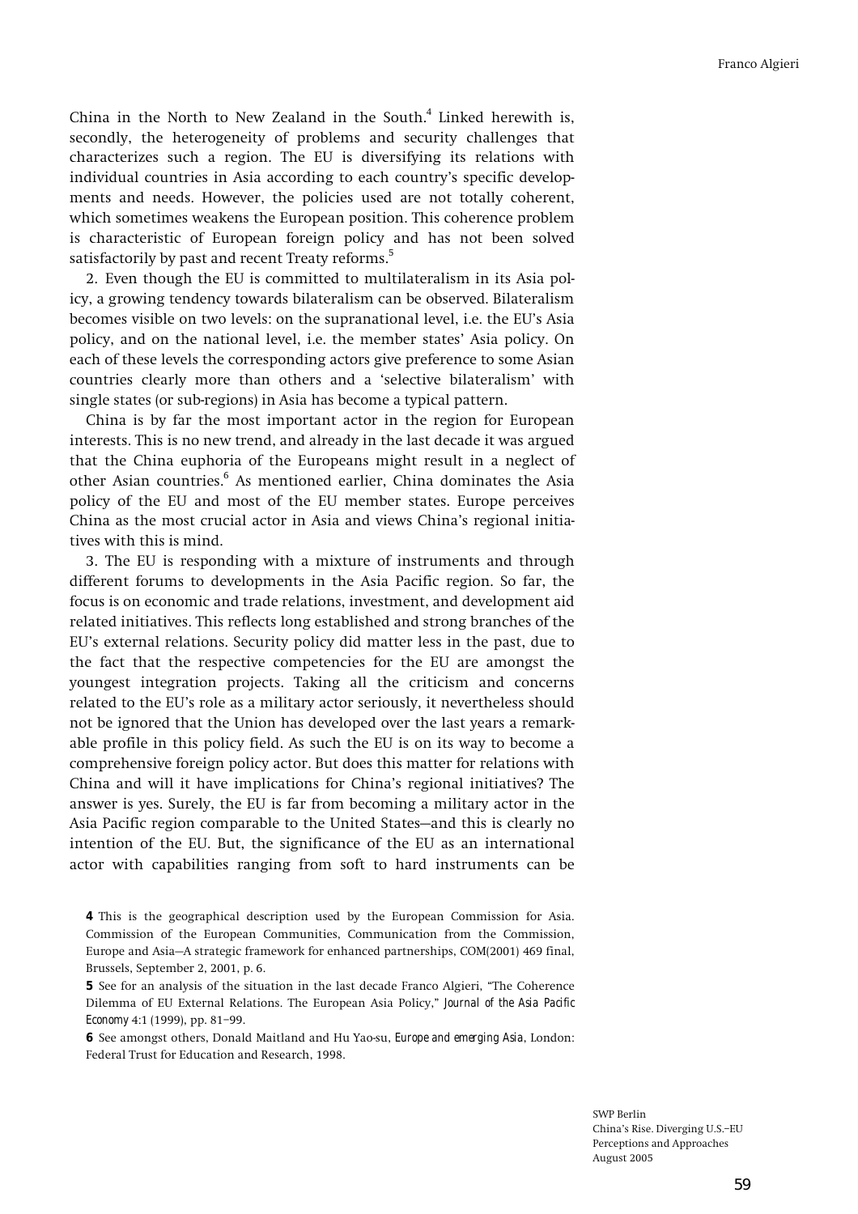China in the North to New Zealand in the South.[4] Linked herewith is, secondly, the heterogeneity of problems and security challenges that characterizes such a region. The EU is diversifying its relations with individual countries in Asia according to each country's specific developments and needs. However, the policies used are not totally coherent, which sometimes weakens the European position. This coherence problem is characteristic of European foreign policy and has not been solved satisfactorily by past and recent Treaty reforms.[5]

2. Even though the EU is committed to multilateralism in its Asia policy, a growing tendency towards bilateralism can be observed. Bilateralism becomes visible on two levels: on the supranational level, i.e. the EU's Asia policy, and on the national level, i.e. the member states' Asia policy. On each of these levels the corresponding actors give preference to some Asian countries clearly more than others and a 'selective bilateralism' with single states (or sub-regions) in Asia has become a typical pattern.

China is by far the most important actor in the region for European interests. This is no new trend, and already in the last decade it was argued that the China euphoria of the Europeans might result in a neglect of other Asian countries.[6] As mentioned earlier, China dominates the Asia policy of the EU and most of the EU member states. Europe perceives China as the most crucial actor in Asia and views China's regional initiatives with this is mind.

3. The EU is responding with a mixture of instruments and through different forums to developments in the Asia Pacific region. So far, the focus is on economic and trade relations, investment, and development aid related initiatives. This reflects long established and strong branches of the EU's external relations. Security policy did matter less in the past, due to the fact that the respective competencies for the EU are amongst the youngest integration projects. Taking all the criticism and concerns related to the EU's role as a military actor seriously, it nevertheless should not be ignored that the Union has developed over the last years a remarkable profile in this policy field. As such the EU is on its way to become a comprehensive foreign policy actor. But does this matter for relations with China and will it have implications for China's regional initiatives? The answer is yes. Surely, the EU is far from becoming a military actor in the Asia Pacific region comparable to the United States—and this is clearly no intention of the EU. But, the significance of the EU as an international actor with capabilities ranging from soft to hard instruments can be

**4** This is the geographical description used by the European Commission for Asia. Commission of the European Communities, Communication from the Commission, Europe and Asia—A strategic framework for enhanced partnerships, COM(2001) 469 final, Brussels, September 2, 2001, p. 6.

**5** See for an analysis of the situation in the last decade Franco Algieri, "The Coherence Dilemma of EU External Relations. The European Asia Policy," *Journal of the Asia Pacific Economy* 4:1 (1999), pp. 81–99.

**6** See amongst others, Donald Maitland and Hu Yao-su, *Europe and emerging Asia*, London: Federal Trust for Education and Research, 1998.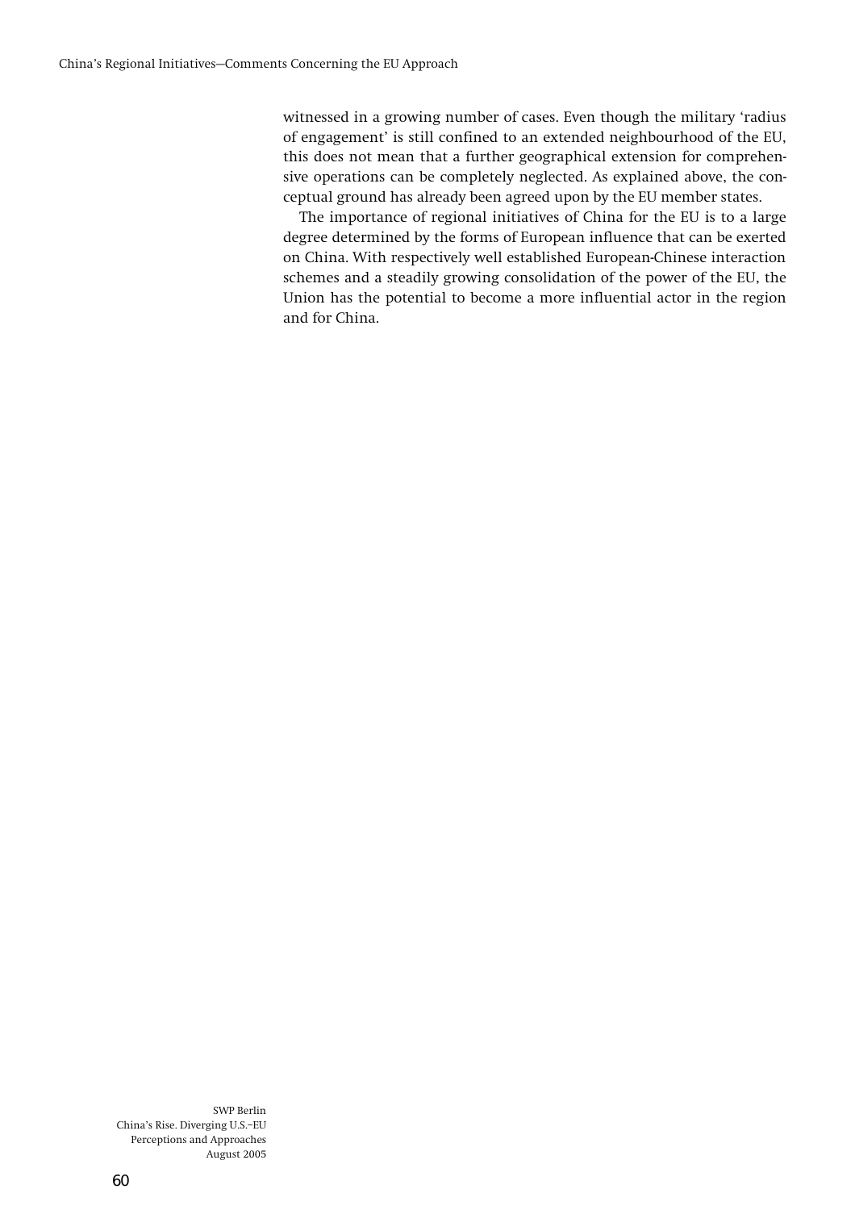witnessed in a growing number of cases. Even though the military 'radius of engagement' is still confined to an extended neighbourhood of the EU, this does not mean that a further geographical extension for comprehensive operations can be completely neglected. As explained above, the conceptual ground has already been agreed upon by the EU member states.

The importance of regional initiatives of China for the EU is to a large degree determined by the forms of European influence that can be exerted on China. With respectively well established European-Chinese interaction schemes and a steadily growing consolidation of the power of the EU, the Union has the potential to become a more influential actor in the region and for China.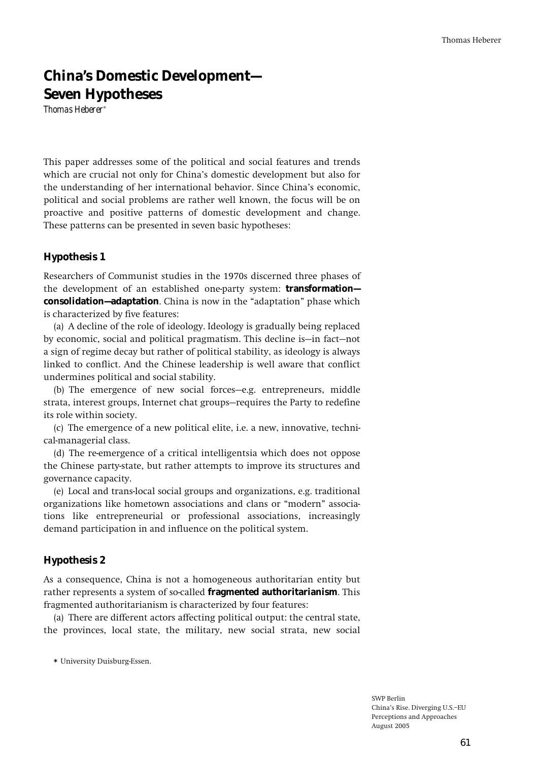# China's Domestic Development—Seven Hypotheses

*Thomas Heberer\**

This paper addresses some of the political and social features and trends which are crucial not only for China's domestic development but also for the understanding of her international behavior. Since China's economic, political and social problems are rather well known, the focus will be on proactive and positive patterns of domestic development and change. These patterns can be presented in seven basic hypotheses:

## Hypothesis 1

Researchers of Communist studies in the 1970s discerned three phases of the development of an established one-party system: **transformation—consolidation—adaptation**. China is now in the "adaptation" phase which is characterized by five features:

(a) A decline of the role of ideology. Ideology is gradually being replaced by economic, social and political pragmatism. This decline is—in fact—not a sign of regime decay but rather of political stability, as ideology is always linked to conflict. And the Chinese leadership is well aware that conflict undermines political and social stability.

(b) The emergence of new social forces—e.g. entrepreneurs, middle strata, interest groups, Internet chat groups—requires the Party to redefine its role within society.

(c) The emergence of a new political elite, i.e. a new, innovative, technical-managerial class.

(d) The re-emergence of a critical intelligentsia which does not oppose the Chinese party-state, but rather attempts to improve its structures and governance capacity.

(e) Local and trans-local social groups and organizations, e.g. traditional organizations like hometown associations and clans or "modern" associations like entrepreneurial or professional associations, increasingly demand participation in and influence on the political system.

## Hypothesis 2

As a consequence, China is not a homogeneous authoritarian entity but rather represents a system of so-called **fragmented authoritarianism**. This fragmented authoritarianism is characterized by four features:

(a) There are different actors affecting political output: the central state, the provinces, local state, the military, new social strata, new social

\* University Duisburg-Essen.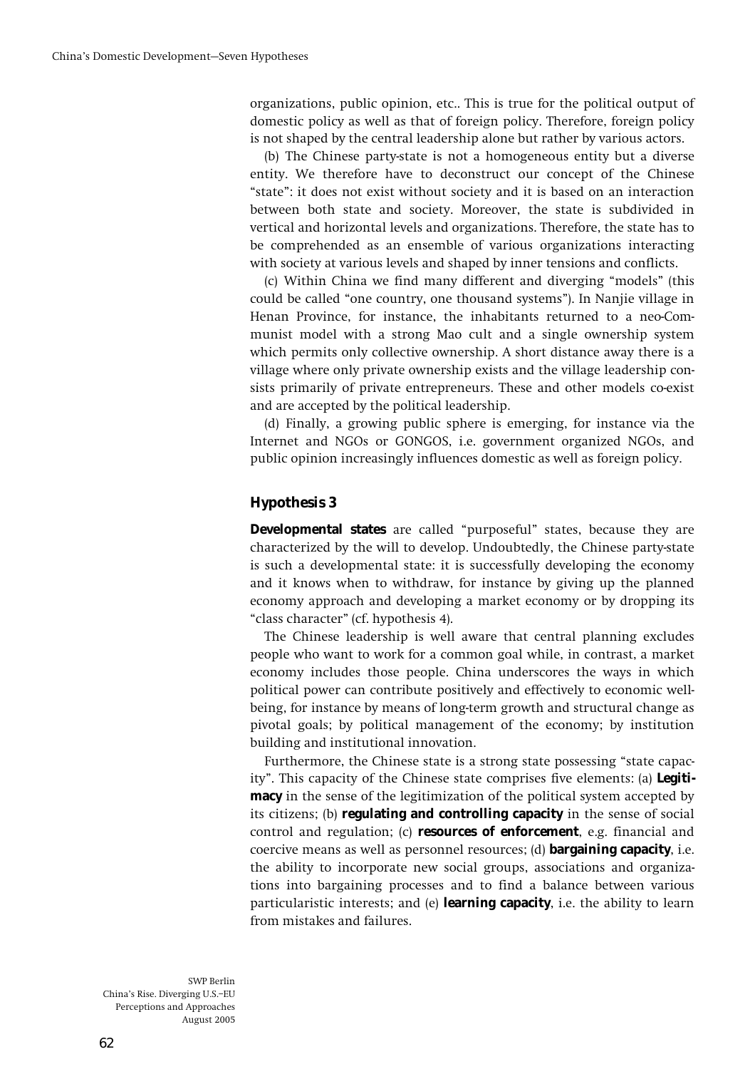organizations, public opinion, etc.. This is true for the political output of domestic policy as well as that of foreign policy. Therefore, foreign policy is not shaped by the central leadership alone but rather by various actors.

(b) The Chinese party-state is not a homogeneous entity but a diverse entity. We therefore have to deconstruct our concept of the Chinese "state": it does not exist without society and it is based on an interaction between both state and society. Moreover, the state is subdivided in vertical and horizontal levels and organizations. Therefore, the state has to be comprehended as an ensemble of various organizations interacting with society at various levels and shaped by inner tensions and conflicts.

(c) Within China we find many different and diverging "models" (this could be called "one country, one thousand systems"). In Nanjie village in Henan Province, for instance, the inhabitants returned to a neo-Communist model with a strong Mao cult and a single ownership system which permits only collective ownership. A short distance away there is a village where only private ownership exists and the village leadership consists primarily of private entrepreneurs. These and other models co-exist and are accepted by the political leadership.

(d) Finally, a growing public sphere is emerging, for instance via the Internet and NGOs or GONGOS, i.e. government organized NGOs, and public opinion increasingly influences domestic as well as foreign policy.

### Hypothesis 3

**Developmental states** are called "purposeful" states, because they are characterized by the will to develop. Undoubtedly, the Chinese party-state is such a developmental state: it is successfully developing the economy and it knows when to withdraw, for instance by giving up the planned economy approach and developing a market economy or by dropping its "class character" (cf. hypothesis 4).

The Chinese leadership is well aware that central planning excludes people who want to work for a common goal while, in contrast, a market economy includes those people. China underscores the ways in which political power can contribute positively and effectively to economic well-being, for instance by means of long-term growth and structural change as pivotal goals; by political management of the economy; by institution building and institutional innovation.

Furthermore, the Chinese state is a strong state possessing "state capacity". This capacity of the Chinese state comprises five elements: (a) **Legitimacy** in the sense of the legitimization of the political system accepted by its citizens; (b) **regulating and controlling capacity** in the sense of social control and regulation; (c) **resources of enforcement**, e.g. financial and coercive means as well as personnel resources; (d) **bargaining capacity**, i.e. the ability to incorporate new social groups, associations and organizations into bargaining processes and to find a balance between various particularistic interests; and (e) **learning capacity**, i.e. the ability to learn from mistakes and failures.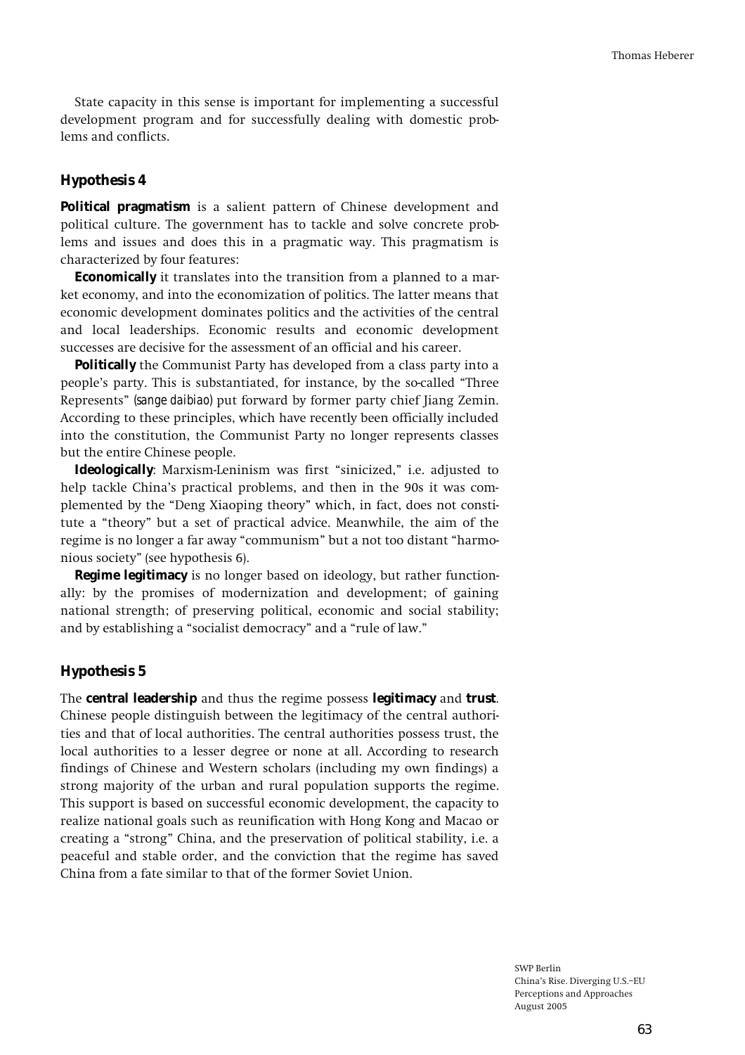State capacity in this sense is important for implementing a successful development program and for successfully dealing with domestic problems and conflicts.

## Hypothesis 4

**Political pragmatism** is a salient pattern of Chinese development and political culture. The government has to tackle and solve concrete problems and issues and does this in a pragmatic way. This pragmatism is characterized by four features:

**Economically** it translates into the transition from a planned to a market economy, and into the economization of politics. The latter means that economic development dominates politics and the activities of the central and local leaderships. Economic results and economic development successes are decisive for the assessment of an official and his career.

**Politically** the Communist Party has developed from a class party into a people's party. This is substantiated, for instance, by the so-called "Three Represents" (*sange daibiao*) put forward by former party chief Jiang Zemin. According to these principles, which have recently been officially included into the constitution, the Communist Party no longer represents classes but the entire Chinese people.

**Ideologically**: Marxism-Leninism was first "sinicized," i.e. adjusted to help tackle China's practical problems, and then in the 90s it was complemented by the "Deng Xiaoping theory" which, in fact, does not constitute a "theory" but a set of practical advice. Meanwhile, the aim of the regime is no longer a far away "communism" but a not too distant "harmonious society" (see hypothesis 6).

**Regime legitimacy** is no longer based on ideology, but rather functionally: by the promises of modernization and development; of gaining national strength; of preserving political, economic and social stability; and by establishing a "socialist democracy" and a "rule of law."

## Hypothesis 5

The **central leadership** and thus the regime possess **legitimacy** and **trust**. Chinese people distinguish between the legitimacy of the central authorities and that of local authorities. The central authorities possess trust, the local authorities to a lesser degree or none at all. According to research findings of Chinese and Western scholars (including my own findings) a strong majority of the urban and rural population supports the regime. This support is based on successful economic development, the capacity to realize national goals such as reunification with Hong Kong and Macao or creating a "strong" China, and the preservation of political stability, i.e. a peaceful and stable order, and the conviction that the regime has saved China from a fate similar to that of the former Soviet Union.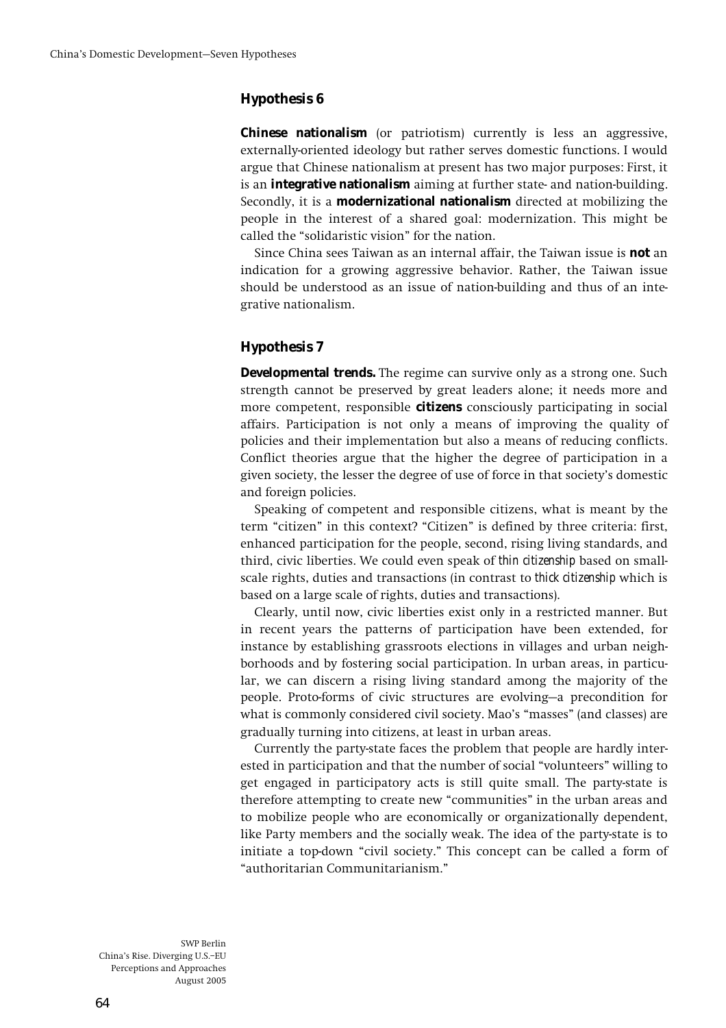### Hypothesis 6

**Chinese nationalism** (or patriotism) currently is less an aggressive, externally-oriented ideology but rather serves domestic functions. I would argue that Chinese nationalism at present has two major purposes: First, it is an **integrative nationalism** aiming at further state- and nation-building. Secondly, it is a **modernizational nationalism** directed at mobilizing the people in the interest of a shared goal: modernization. This might be called the "solidaristic vision" for the nation.

Since China sees Taiwan as an internal affair, the Taiwan issue is **not** an indication for a growing aggressive behavior. Rather, the Taiwan issue should be understood as an issue of nation-building and thus of an integrative nationalism.

### Hypothesis 7

**Developmental trends.** The regime can survive only as a strong one. Such strength cannot be preserved by great leaders alone; it needs more and more competent, responsible **citizens** consciously participating in social affairs. Participation is not only a means of improving the quality of policies and their implementation but also a means of reducing conflicts. Conflict theories argue that the higher the degree of participation in a given society, the lesser the degree of use of force in that society's domestic and foreign policies.

Speaking of competent and responsible citizens, what is meant by the term "citizen" in this context? "Citizen" is defined by three criteria: first, enhanced participation for the people, second, rising living standards, and third, civic liberties. We could even speak of *thin citizenship* based on small-scale rights, duties and transactions (in contrast to *thick citizenship* which is based on a large scale of rights, duties and transactions).

Clearly, until now, civic liberties exist only in a restricted manner. But in recent years the patterns of participation have been extended, for instance by establishing grassroots elections in villages and urban neighborhoods and by fostering social participation. In urban areas, in particular, we can discern a rising living standard among the majority of the people. Proto-forms of civic structures are evolving—a precondition for what is commonly considered civil society. Mao's "masses" (and classes) are gradually turning into citizens, at least in urban areas.

Currently the party-state faces the problem that people are hardly interested in participation and that the number of social "volunteers" willing to get engaged in participatory acts is still quite small. The party-state is therefore attempting to create new "communities" in the urban areas and to mobilize people who are economically or organizationally dependent, like Party members and the socially weak. The idea of the party-state is to initiate a top-down "civil society." This concept can be called a form of "authoritarian Communitarianism."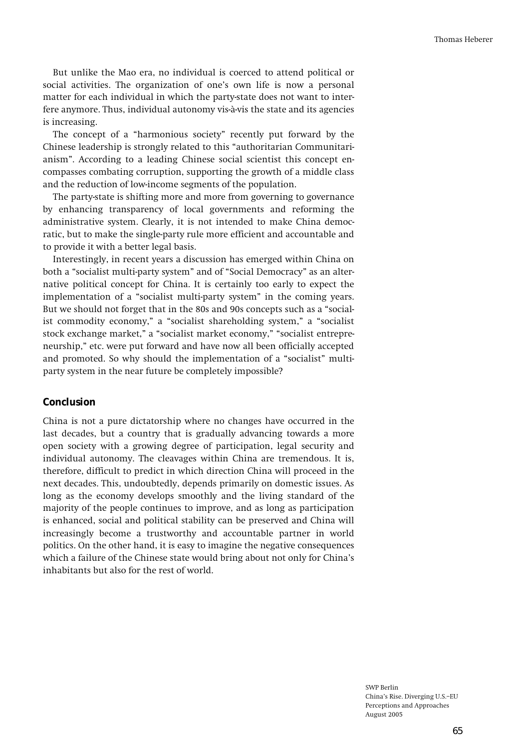But unlike the Mao era, no individual is coerced to attend political or social activities. The organization of one's own life is now a personal matter for each individual in which the party-state does not want to interfere anymore. Thus, individual autonomy vis-à-vis the state and its agencies is increasing.

The concept of a "harmonious society" recently put forward by the Chinese leadership is strongly related to this "authoritarian Communitarianism". According to a leading Chinese social scientist this concept encompasses combating corruption, supporting the growth of a middle class and the reduction of low-income segments of the population.

The party-state is shifting more and more from governing to governance by enhancing transparency of local governments and reforming the administrative system. Clearly, it is not intended to make China democratic, but to make the single-party rule more efficient and accountable and to provide it with a better legal basis.

Interestingly, in recent years a discussion has emerged within China on both a "socialist multi-party system" and of "Social Democracy" as an alternative political concept for China. It is certainly too early to expect the implementation of a "socialist multi-party system" in the coming years. But we should not forget that in the 80s and 90s concepts such as a "socialist commodity economy," a "socialist shareholding system," a "socialist stock exchange market," a "socialist market economy," "socialist entrepreneurship," etc. were put forward and have now all been officially accepted and promoted. So why should the implementation of a "socialist" multi-party system in the near future be completely impossible?

## Conclusion

China is not a pure dictatorship where no changes have occurred in the last decades, but a country that is gradually advancing towards a more open society with a growing degree of participation, legal security and individual autonomy. The cleavages within China are tremendous. It is, therefore, difficult to predict in which direction China will proceed in the next decades. This, undoubtedly, depends primarily on domestic issues. As long as the economy develops smoothly and the living standard of the majority of the people continues to improve, and as long as participation is enhanced, social and political stability can be preserved and China will increasingly become a trustworthy and accountable partner in world politics. On the other hand, it is easy to imagine the negative consequences which a failure of the Chinese state would bring about not only for China's inhabitants but also for the rest of world.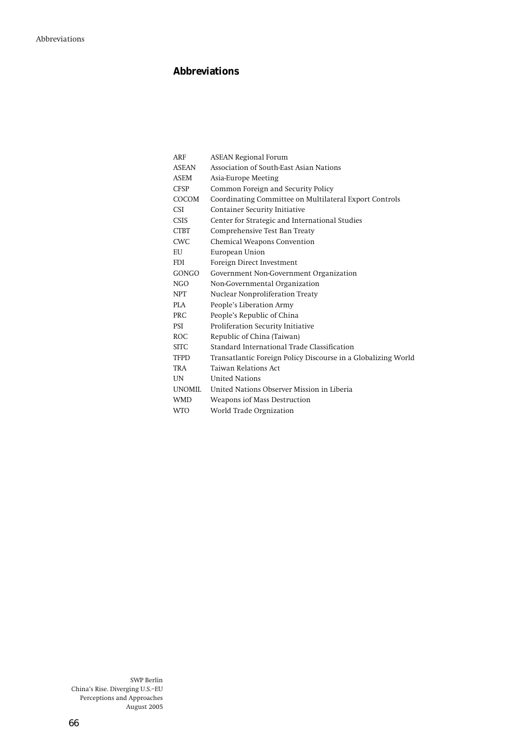## Abbreviations

| | |
|---|---|
| ARF | ASEAN Regional Forum |
| ASEAN | Association of South-East Asian Nations |
| ASEM | Asia-Europe Meeting |
| CFSP | Common Foreign and Security Policy |
| COCOM | Coordinating Committee on Multilateral Export Controls |
| CSI | Container Security Initiative |
| CSIS | Center for Strategic and International Studies |
| CTBT | Comprehensive Test Ban Treaty |
| CWC | Chemical Weapons Convention |
| EU | European Union |
| FDI | Foreign Direct Investment |
| GONGO | Government Non-Government Organization |
| NGO | Non-Governmental Organization |
| NPT | Nuclear Nonproliferation Treaty |
| PLA | People's Liberation Army |
| PRC | People's Republic of China |
| PSI | Proliferation Security Initiative |
| ROC | Republic of China (Taiwan) |
| SITC | Standard International Trade Classification |
| TFPD | Transatlantic Foreign Policy Discourse in a Globalizing World |
| TRA | Taiwan Relations Act |
| UN | United Nations |
| UNOMIL | United Nations Observer Mission in Liberia |
| WMD | Weapons iof Mass Destruction |
| WTO | World Trade Orgnization |